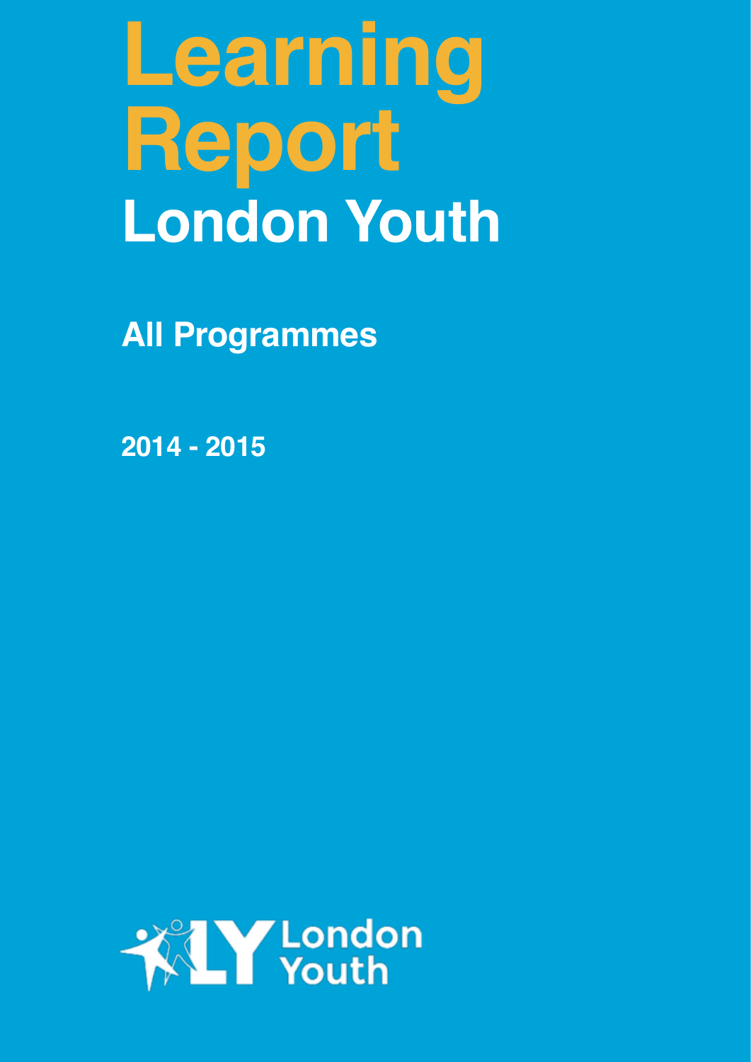# Learning Report

## London Youth

### All Programmes

2014 - 2015

London Youth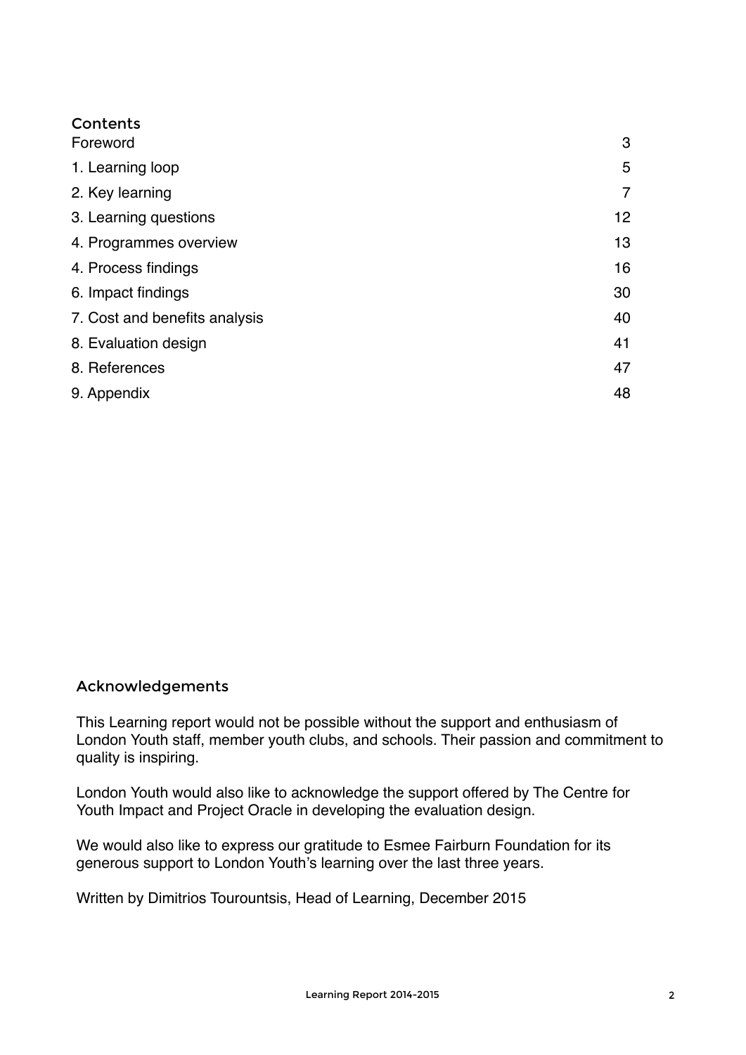## Contents

| | |
|---|---|
| Foreword | 3 |
| 1. Learning loop | 5 |
| 2. Key learning | 7 |
| 3. Learning questions | 12 |
| 4. Programmes overview | 13 |
| 4. Process findings | 16 |
| 6. Impact findings | 30 |
| 7. Cost and benefits analysis | 40 |
| 8. Evaluation design | 41 |
| 8. References | 47 |
| 9. Appendix | 48 |

## Acknowledgements

This Learning report would not be possible without the support and enthusiasm of London Youth staff, member youth clubs, and schools. Their passion and commitment to quality is inspiring.

London Youth would also like to acknowledge the support offered by The Centre for Youth Impact and Project Oracle in developing the evaluation design.

We would also like to express our gratitude to Esmee Fairburn Foundation for its generous support to London Youth's learning over the last three years.

Written by Dimitrios Tourountsis, Head of Learning, December 2015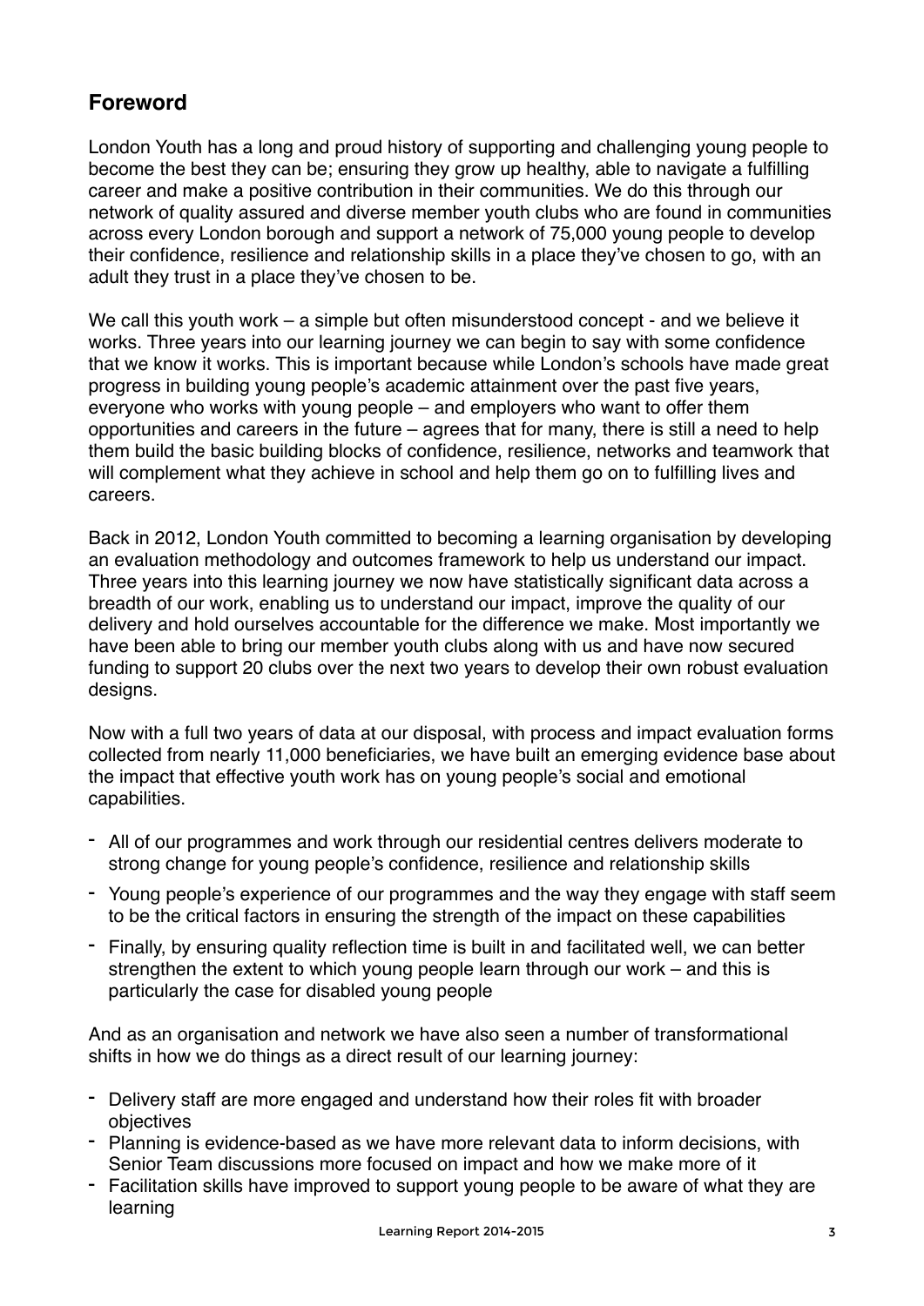## Foreword

London Youth has a long and proud history of supporting and challenging young people to become the best they can be; ensuring they grow up healthy, able to navigate a fulfilling career and make a positive contribution in their communities. We do this through our network of quality assured and diverse member youth clubs who are found in communities across every London borough and support a network of 75,000 young people to develop their confidence, resilience and relationship skills in a place they've chosen to go, with an adult they trust in a place they've chosen to be.

We call this youth work – a simple but often misunderstood concept - and we believe it works. Three years into our learning journey we can begin to say with some confidence that we know it works. This is important because while London's schools have made great progress in building young people's academic attainment over the past five years, everyone who works with young people – and employers who want to offer them opportunities and careers in the future – agrees that for many, there is still a need to help them build the basic building blocks of confidence, resilience, networks and teamwork that will complement what they achieve in school and help them go on to fulfilling lives and careers.

Back in 2012, London Youth committed to becoming a learning organisation by developing an evaluation methodology and outcomes framework to help us understand our impact. Three years into this learning journey we now have statistically significant data across a breadth of our work, enabling us to understand our impact, improve the quality of our delivery and hold ourselves accountable for the difference we make. Most importantly we have been able to bring our member youth clubs along with us and have now secured funding to support 20 clubs over the next two years to develop their own robust evaluation designs.

Now with a full two years of data at our disposal, with process and impact evaluation forms collected from nearly 11,000 beneficiaries, we have built an emerging evidence base about the impact that effective youth work has on young people's social and emotional capabilities.

- All of our programmes and work through our residential centres delivers moderate to strong change for young people's confidence, resilience and relationship skills
- Young people's experience of our programmes and the way they engage with staff seem to be the critical factors in ensuring the strength of the impact on these capabilities
- Finally, by ensuring quality reflection time is built in and facilitated well, we can better strengthen the extent to which young people learn through our work – and this is particularly the case for disabled young people

And as an organisation and network we have also seen a number of transformational shifts in how we do things as a direct result of our learning journey:

- Delivery staff are more engaged and understand how their roles fit with broader objectives
- Planning is evidence-based as we have more relevant data to inform decisions, with Senior Team discussions more focused on impact and how we make more of it
- Facilitation skills have improved to support young people to be aware of what they are learning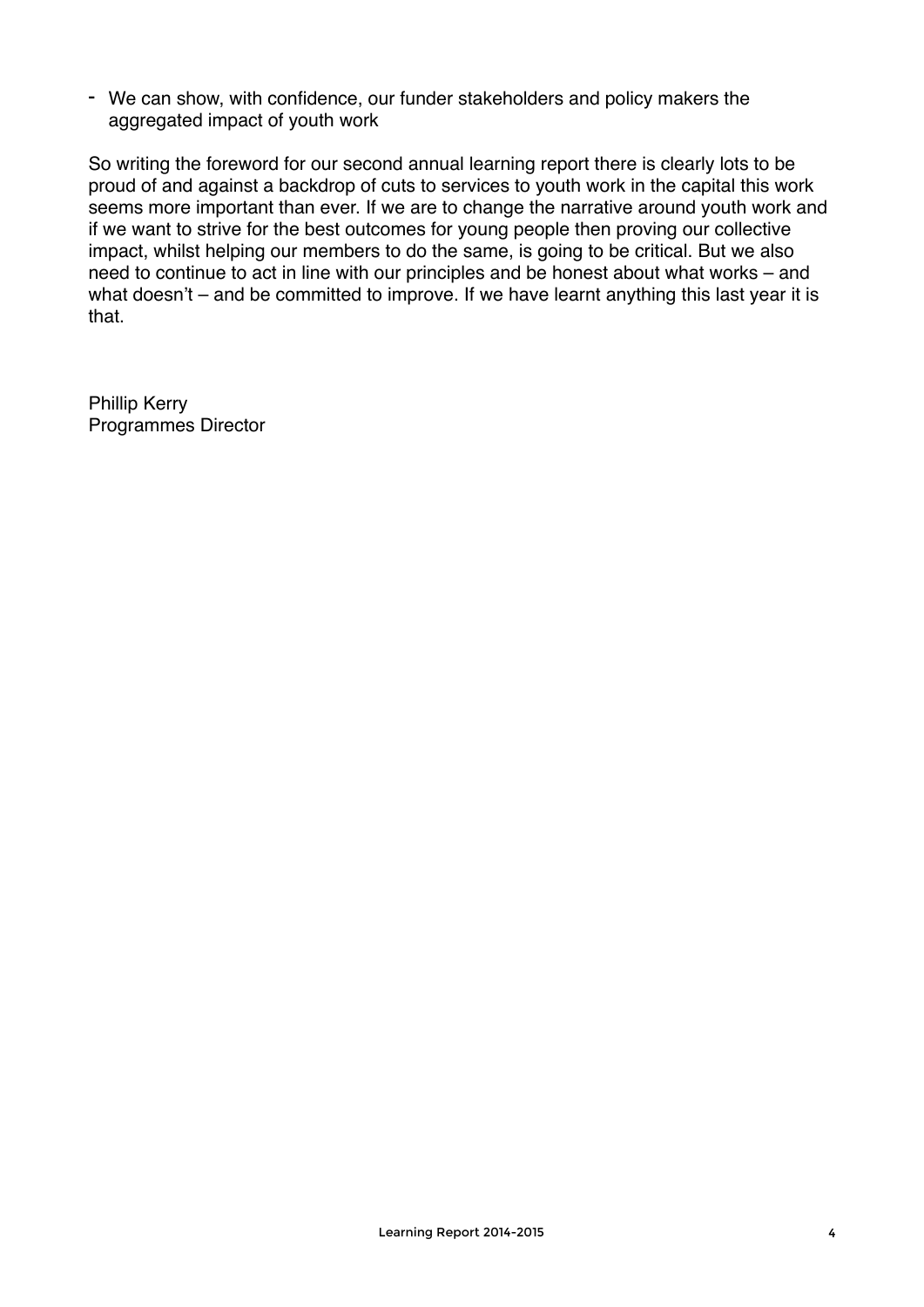- We can show, with confidence, our funder stakeholders and policy makers the aggregated impact of youth work

So writing the foreword for our second annual learning report there is clearly lots to be proud of and against a backdrop of cuts to services to youth work in the capital this work seems more important than ever. If we are to change the narrative around youth work and if we want to strive for the best outcomes for young people then proving our collective impact, whilst helping our members to do the same, is going to be critical. But we also need to continue to act in line with our principles and be honest about what works – and what doesn't – and be committed to improve. If we have learnt anything this last year it is that.

Phillip Kerry
Programmes Director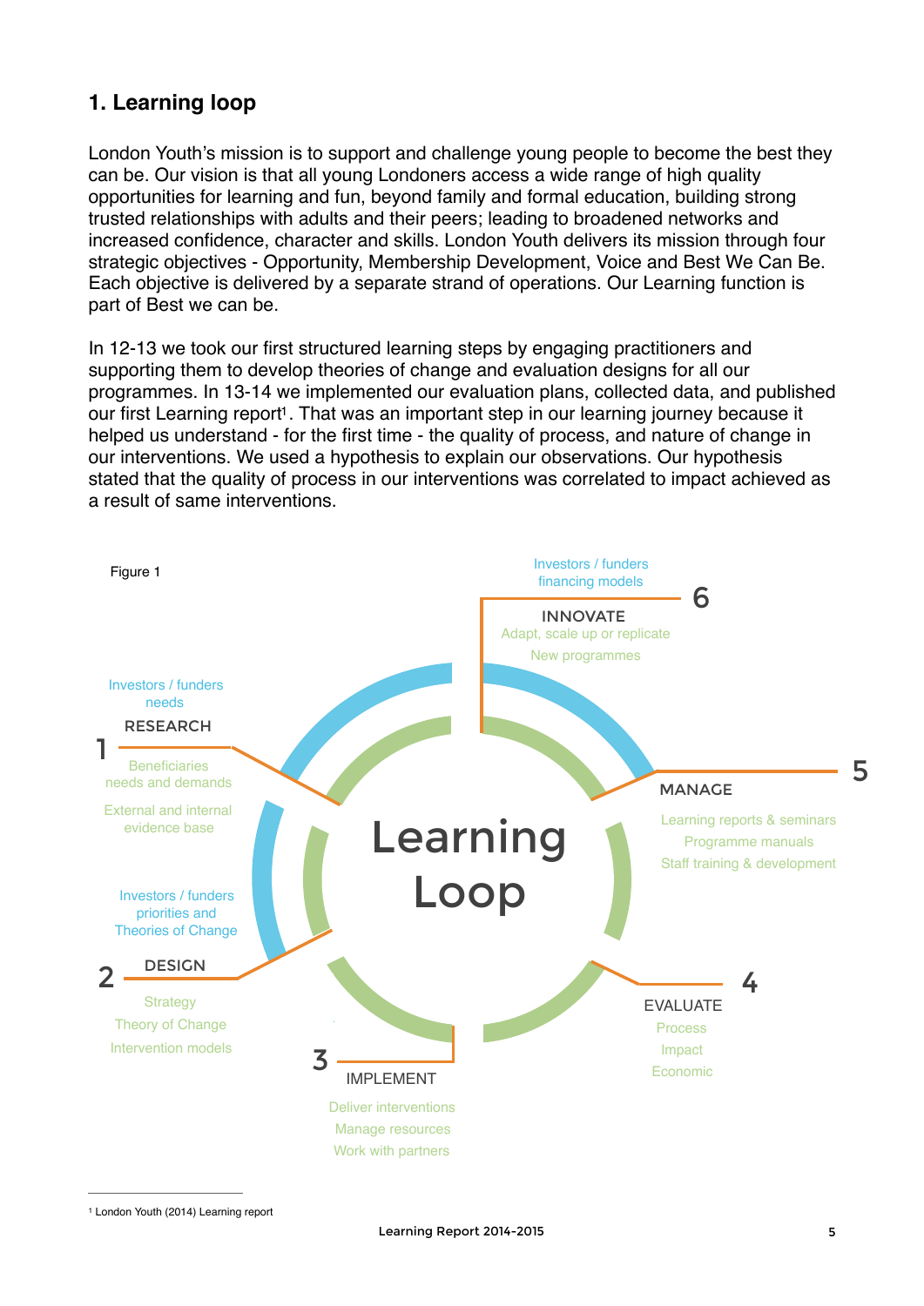## 1. Learning loop

London Youth's mission is to support and challenge young people to become the best they can be. Our vision is that all young Londoners access a wide range of high quality opportunities for learning and fun, beyond family and formal education, building strong trusted relationships with adults and their peers; leading to broadened networks and increased confidence, character and skills. London Youth delivers its mission through four strategic objectives - Opportunity, Membership Development, Voice and Best We Can Be. Each objective is delivered by a separate strand of operations. Our Learning function is part of Best we can be.

In 12-13 we took our first structured learning steps by engaging practitioners and supporting them to develop theories of change and evaluation designs for all our programmes. In 13-14 we implemented our evaluation plans, collected data, and published our first Learning report[1]. That was an important step in our learning journey because it helped us understand - for the first time - the quality of process, and nature of change in our interventions. We used a hypothesis to explain our observations. Our hypothesis stated that the quality of process in our interventions was correlated to impact achieved as a result of same interventions.

Figure 1

**Learning Loop**

1. RESEARCH
   - Investors / funders needs
   - Beneficiaries needs and demands
   - External and internal evidence base
2. DESIGN
   - Investors / funders priorities and Theories of Change
   - Strategy
   - Theory of Change
   - Intervention models
3. IMPLEMENT
   - Deliver interventions
   - Manage resources
   - Work with partners
4. EVALUATE
   - Process
   - Impact
   - Economic
5. MANAGE
   - Learning reports & seminars
   - Programme manuals
   - Staff training & development
6. INNOVATE
   - Investors / funders financing models
   - Adapt, scale up or replicate
   - New programmes

[1] London Youth (2014) Learning report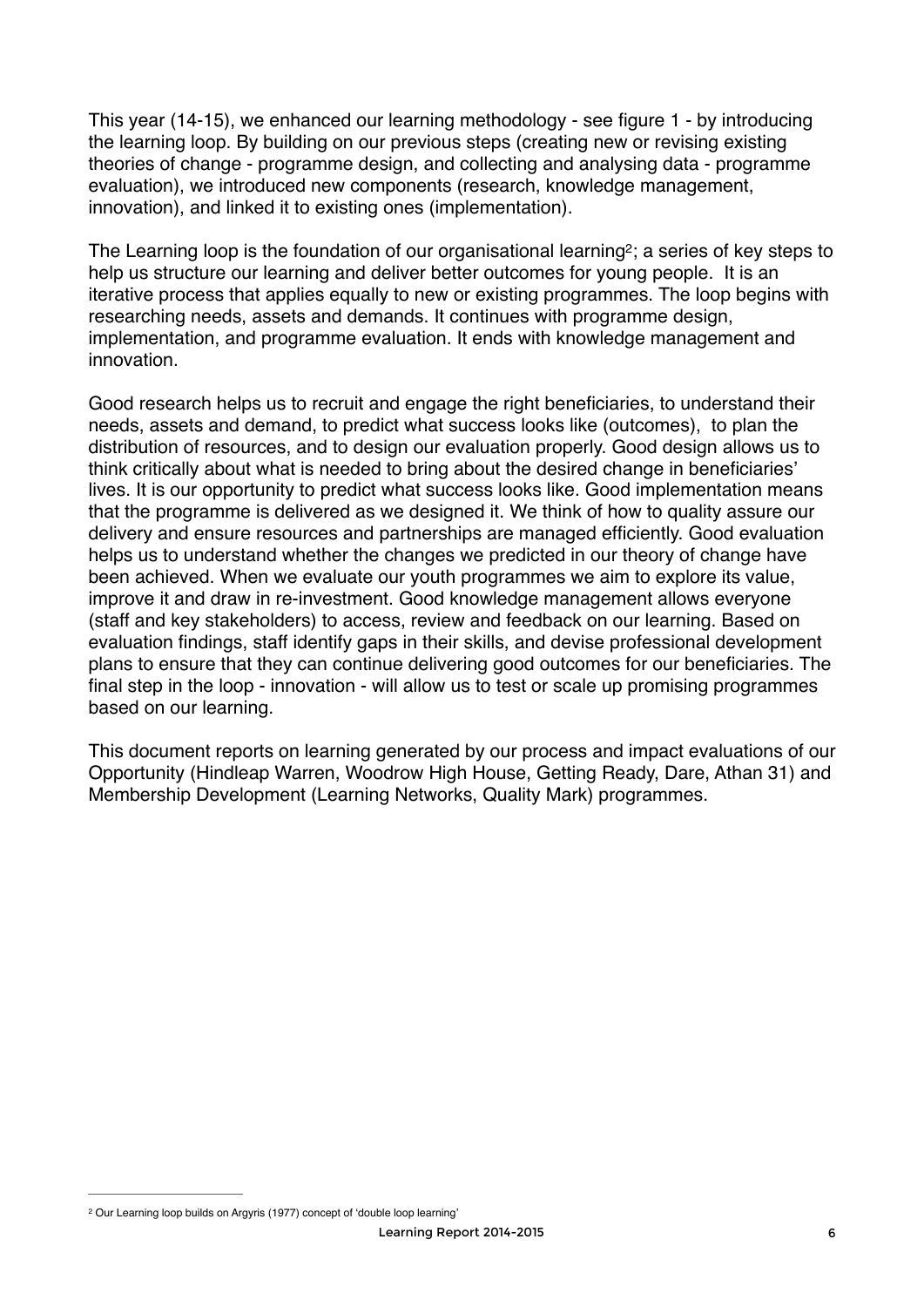This year (14-15), we enhanced our learning methodology - see figure 1 - by introducing the learning loop. By building on our previous steps (creating new or revising existing theories of change - programme design, and collecting and analysing data - programme evaluation), we introduced new components (research, knowledge management, innovation), and linked it to existing ones (implementation).

The Learning loop is the foundation of our organisational learning[2]; a series of key steps to help us structure our learning and deliver better outcomes for young people. It is an iterative process that applies equally to new or existing programmes. The loop begins with researching needs, assets and demands. It continues with programme design, implementation, and programme evaluation. It ends with knowledge management and innovation.

Good research helps us to recruit and engage the right beneficiaries, to understand their needs, assets and demand, to predict what success looks like (outcomes), to plan the distribution of resources, and to design our evaluation properly. Good design allows us to think critically about what is needed to bring about the desired change in beneficiaries' lives. It is our opportunity to predict what success looks like. Good implementation means that the programme is delivered as we designed it. We think of how to quality assure our delivery and ensure resources and partnerships are managed efficiently. Good evaluation helps us to understand whether the changes we predicted in our theory of change have been achieved. When we evaluate our youth programmes we aim to explore its value, improve it and draw in re-investment. Good knowledge management allows everyone (staff and key stakeholders) to access, review and feedback on our learning. Based on evaluation findings, staff identify gaps in their skills, and devise professional development plans to ensure that they can continue delivering good outcomes for our beneficiaries. The final step in the loop - innovation - will allow us to test or scale up promising programmes based on our learning.

This document reports on learning generated by our process and impact evaluations of our Opportunity (Hindleap Warren, Woodrow High House, Getting Ready, Dare, Athan 31) and Membership Development (Learning Networks, Quality Mark) programmes.

---

[2] Our Learning loop builds on Argyris (1977) concept of 'double loop learning'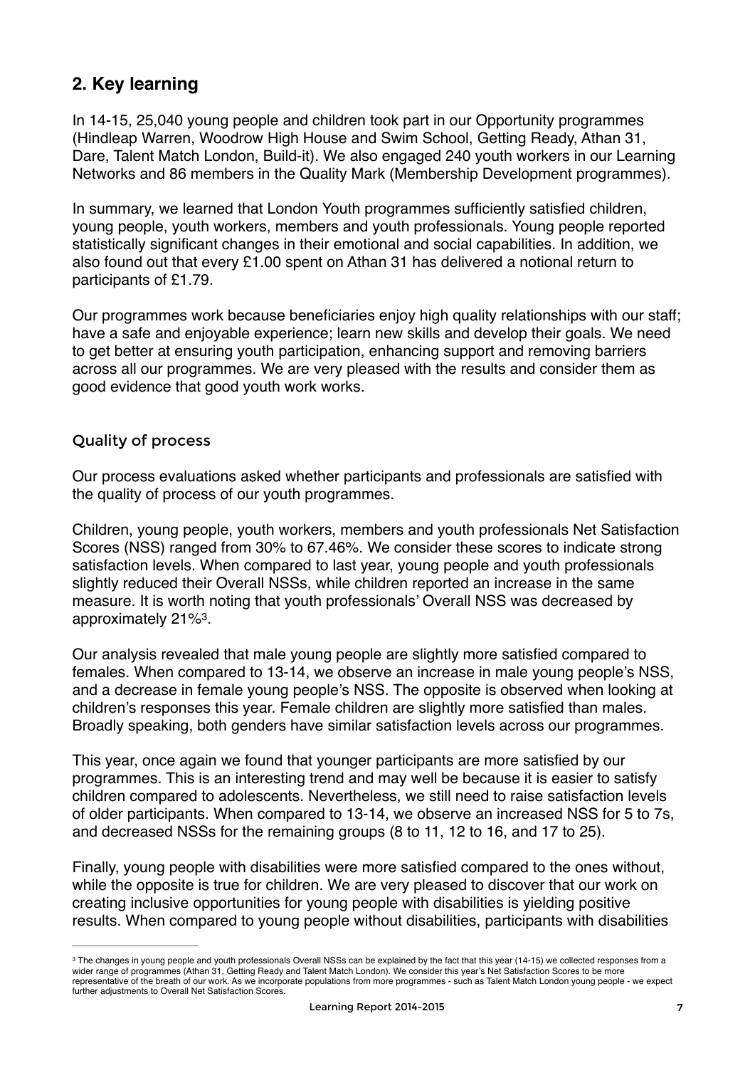## 2. Key learning

In 14-15, 25,040 young people and children took part in our Opportunity programmes (Hindleap Warren, Woodrow High House and Swim School, Getting Ready, Athan 31, Dare, Talent Match London, Build-it). We also engaged 240 youth workers in our Learning Networks and 86 members in the Quality Mark (Membership Development programmes).

In summary, we learned that London Youth programmes sufficiently satisfied children, young people, youth workers, members and youth professionals. Young people reported statistically significant changes in their emotional and social capabilities. In addition, we also found out that every £1.00 spent on Athan 31 has delivered a notional return to participants of £1.79.

Our programmes work because beneficiaries enjoy high quality relationships with our staff; have a safe and enjoyable experience; learn new skills and develop their goals. We need to get better at ensuring youth participation, enhancing support and removing barriers across all our programmes. We are very pleased with the results and consider them as good evidence that good youth work works.

### Quality of process

Our process evaluations asked whether participants and professionals are satisfied with the quality of process of our youth programmes.

Children, young people, youth workers, members and youth professionals Net Satisfaction Scores (NSS) ranged from 30% to 67.46%. We consider these scores to indicate strong satisfaction levels. When compared to last year, young people and youth professionals slightly reduced their Overall NSSs, while children reported an increase in the same measure. It is worth noting that youth professionals' Overall NSS was decreased by approximately 21%[3].

Our analysis revealed that male young people are slightly more satisfied compared to females. When compared to 13-14, we observe an increase in male young people's NSS, and a decrease in female young people's NSS. The opposite is observed when looking at children's responses this year. Female children are slightly more satisfied than males. Broadly speaking, both genders have similar satisfaction levels across our programmes.

This year, once again we found that younger participants are more satisfied by our programmes. This is an interesting trend and may well be because it is easier to satisfy children compared to adolescents. Nevertheless, we still need to raise satisfaction levels of older participants. When compared to 13-14, we observe an increased NSS for 5 to 7s, and decreased NSSs for the remaining groups (8 to 11, 12 to 16, and 17 to 25).

Finally, young people with disabilities were more satisfied compared to the ones without, while the opposite is true for children. We are very pleased to discover that our work on creating inclusive opportunities for young people with disabilities is yielding positive results. When compared to young people without disabilities, participants with disabilities

---

[3] The changes in young people and youth professionals Overall NSSs can be explained by the fact that this year (14-15) we collected responses from a wider range of programmes (Athan 31, Getting Ready and Talent Match London). We consider this year's Net Satisfaction Scores to be more representative of the breath of our work. As we incorporate populations from more programmes - such as Talent Match London young people - we expect further adjustments to Overall Net Satisfaction Scores.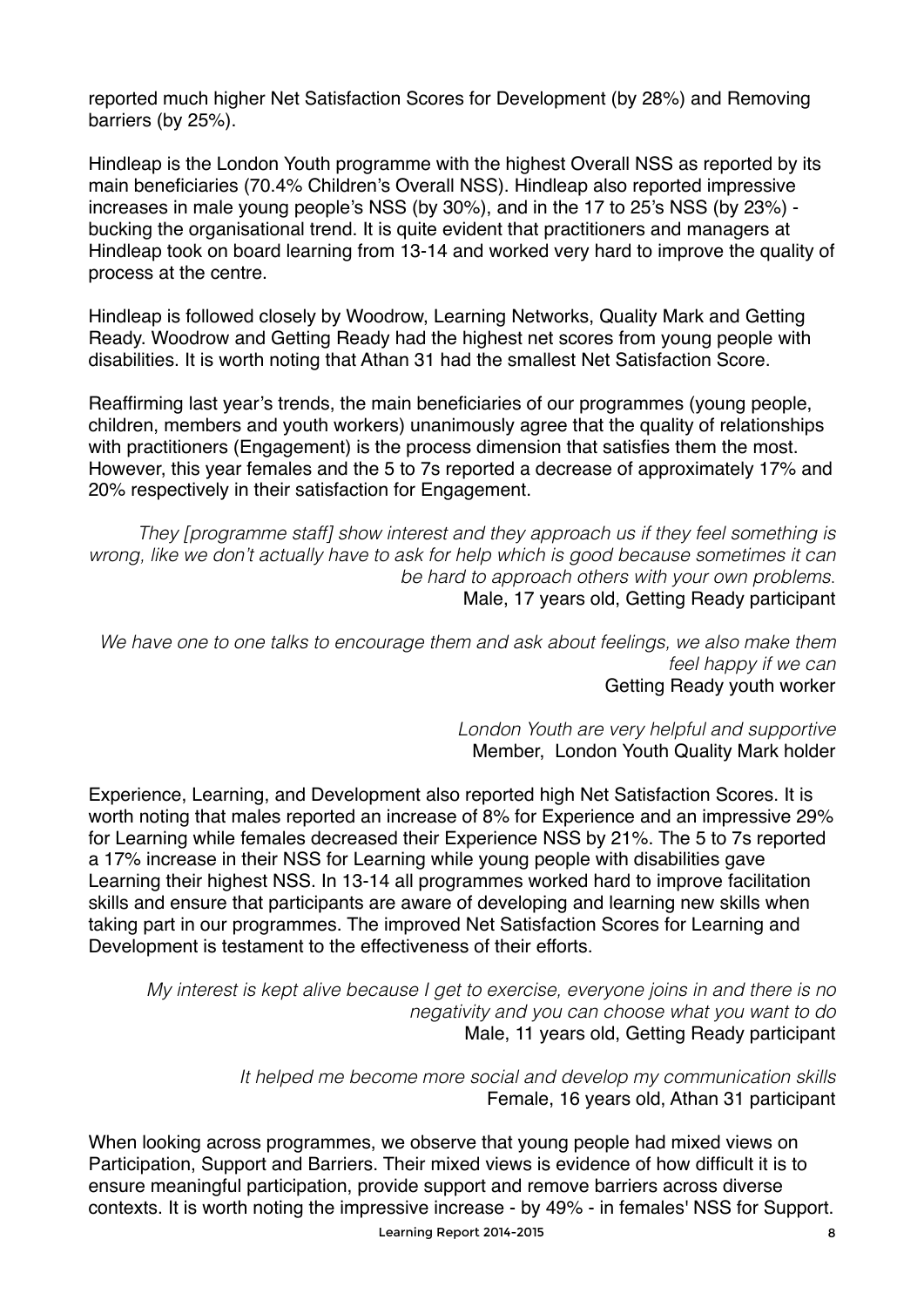reported much higher Net Satisfaction Scores for Development (by 28%) and Removing barriers (by 25%).

Hindleap is the London Youth programme with the highest Overall NSS as reported by its main beneficiaries (70.4% Children's Overall NSS). Hindleap also reported impressive increases in male young people's NSS (by 30%), and in the 17 to 25's NSS (by 23%) - bucking the organisational trend. It is quite evident that practitioners and managers at Hindleap took on board learning from 13-14 and worked very hard to improve the quality of process at the centre.

Hindleap is followed closely by Woodrow, Learning Networks, Quality Mark and Getting Ready. Woodrow and Getting Ready had the highest net scores from young people with disabilities. It is worth noting that Athan 31 had the smallest Net Satisfaction Score.

Reaffirming last year's trends, the main beneficiaries of our programmes (young people, children, members and youth workers) unanimously agree that the quality of relationships with practitioners (Engagement) is the process dimension that satisfies them the most. However, this year females and the 5 to 7s reported a decrease of approximately 17% and 20% respectively in their satisfaction for Engagement.

> *They [programme staff] show interest and they approach us if they feel something is wrong, like we don't actually have to ask for help which is good because sometimes it can be hard to approach others with your own problems.*
> Male, 17 years old, Getting Ready participant

> *We have one to one talks to encourage them and ask about feelings, we also make them feel happy if we can*
> Getting Ready youth worker

> *London Youth are very helpful and supportive*
> Member, London Youth Quality Mark holder

Experience, Learning, and Development also reported high Net Satisfaction Scores. It is worth noting that males reported an increase of 8% for Experience and an impressive 29% for Learning while females decreased their Experience NSS by 21%. The 5 to 7s reported a 17% increase in their NSS for Learning while young people with disabilities gave Learning their highest NSS. In 13-14 all programmes worked hard to improve facilitation skills and ensure that participants are aware of developing and learning new skills when taking part in our programmes. The improved Net Satisfaction Scores for Learning and Development is testament to the effectiveness of their efforts.

> *My interest is kept alive because I get to exercise, everyone joins in and there is no negativity and you can choose what you want to do*
> Male, 11 years old, Getting Ready participant

> *It helped me become more social and develop my communication skills*
> Female, 16 years old, Athan 31 participant

When looking across programmes, we observe that young people had mixed views on Participation, Support and Barriers. Their mixed views is evidence of how difficult it is to ensure meaningful participation, provide support and remove barriers across diverse contexts. It is worth noting the impressive increase - by 49% - in females' NSS for Support.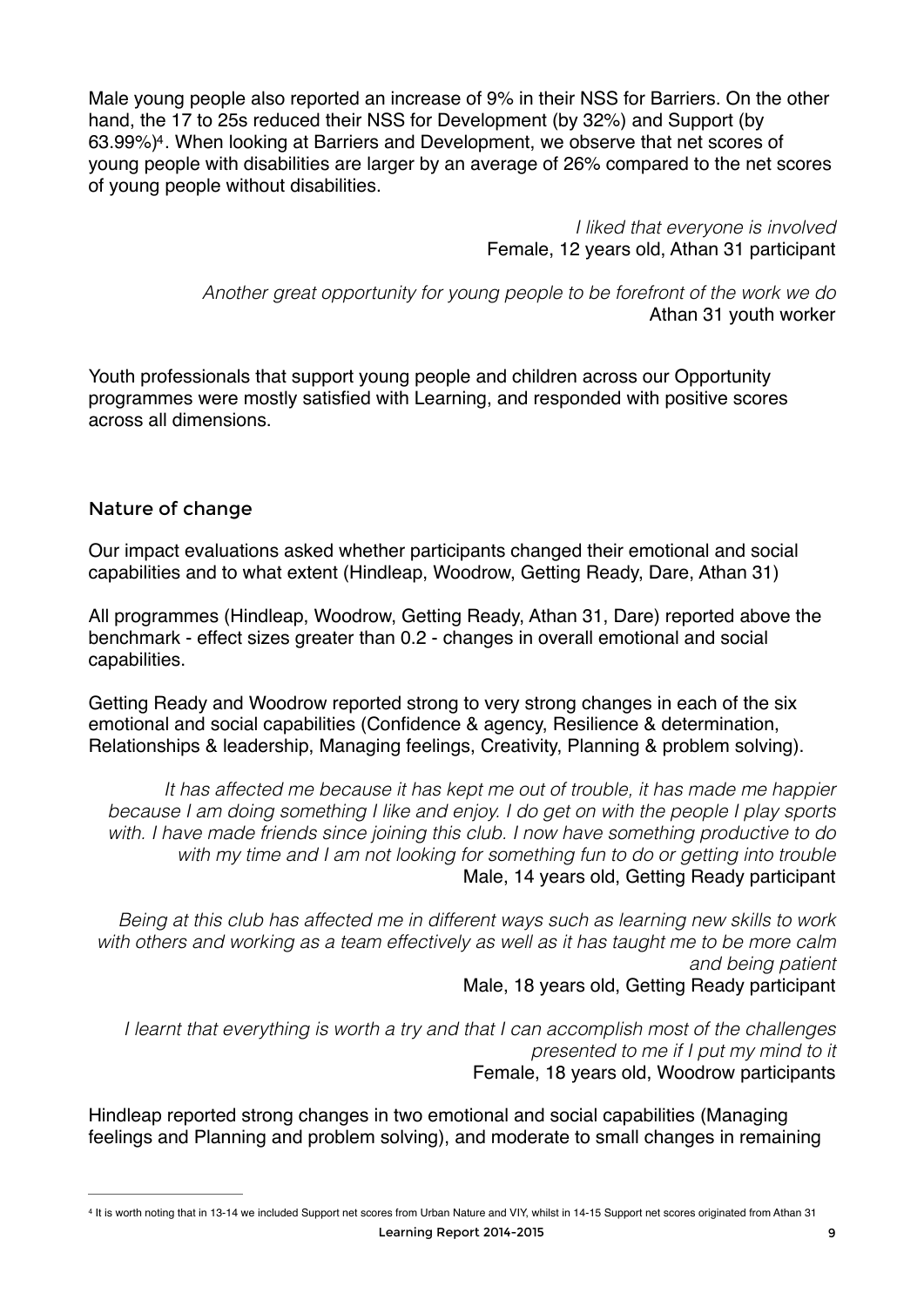Male young people also reported an increase of 9% in their NSS for Barriers. On the other hand, the 17 to 25s reduced their NSS for Development (by 32%) and Support (by 63.99%)[4]. When looking at Barriers and Development, we observe that net scores of young people with disabilities are larger by an average of 26% compared to the net scores of young people without disabilities.

*I liked that everyone is involved*
Female, 12 years old, Athan 31 participant

*Another great opportunity for young people to be forefront of the work we do*
Athan 31 youth worker

Youth professionals that support young people and children across our Opportunity programmes were mostly satisfied with Learning, and responded with positive scores across all dimensions.

## Nature of change

Our impact evaluations asked whether participants changed their emotional and social capabilities and to what extent (Hindleap, Woodrow, Getting Ready, Dare, Athan 31)

All programmes (Hindleap, Woodrow, Getting Ready, Athan 31, Dare) reported above the benchmark - effect sizes greater than 0.2 - changes in overall emotional and social capabilities.

Getting Ready and Woodrow reported strong to very strong changes in each of the six emotional and social capabilities (Confidence & agency, Resilience & determination, Relationships & leadership, Managing feelings, Creativity, Planning & problem solving).

*It has affected me because it has kept me out of trouble, it has made me happier because I am doing something I like and enjoy. I do get on with the people I play sports with. I have made friends since joining this club. I now have something productive to do with my time and I am not looking for something fun to do or getting into trouble*
Male, 14 years old, Getting Ready participant

*Being at this club has affected me in different ways such as learning new skills to work with others and working as a team effectively as well as it has taught me to be more calm and being patient*
Male, 18 years old, Getting Ready participant

*I learnt that everything is worth a try and that I can accomplish most of the challenges presented to me if I put my mind to it*
Female, 18 years old, Woodrow participants

Hindleap reported strong changes in two emotional and social capabilities (Managing feelings and Planning and problem solving), and moderate to small changes in remaining

---

[4] It is worth noting that in 13-14 we included Support net scores from Urban Nature and VIY, whilst in 14-15 Support net scores originated from Athan 31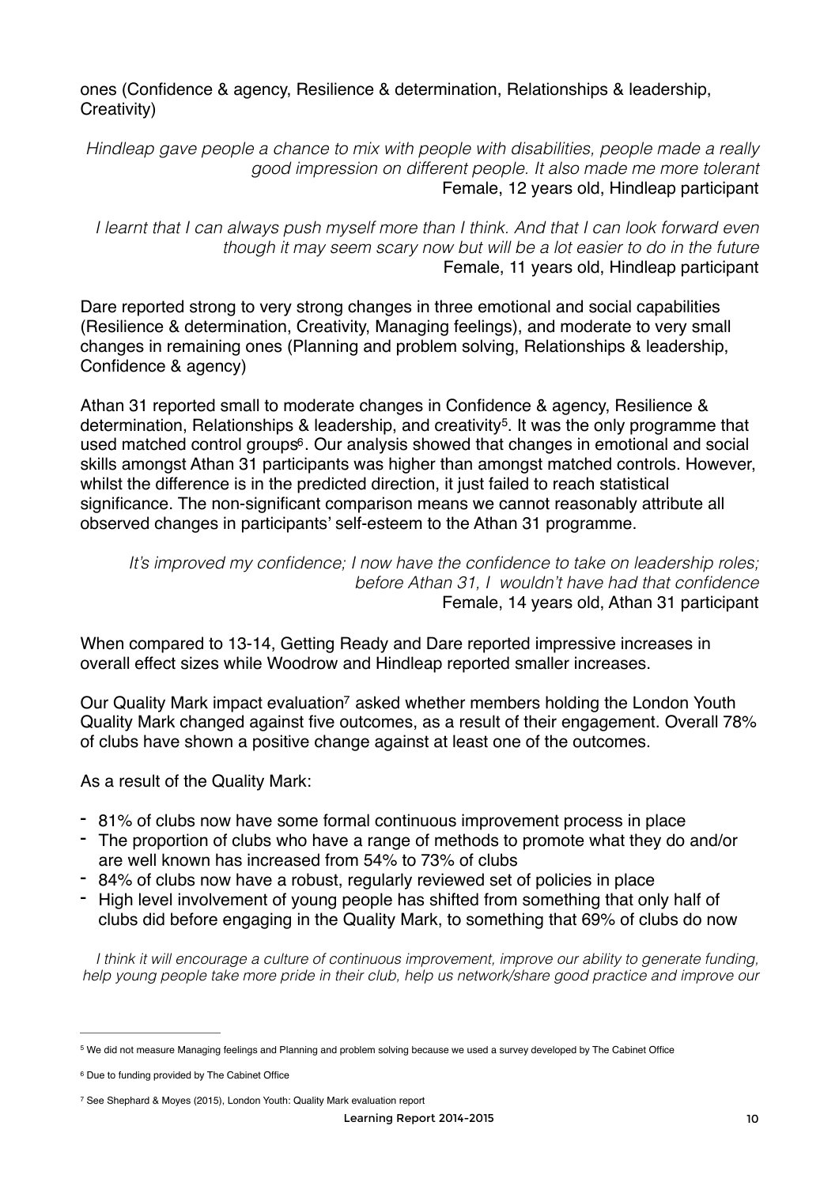ones (Confidence & agency, Resilience & determination, Relationships & leadership, Creativity)

*Hindleap gave people a chance to mix with people with disabilities, people made a really good impression on different people. It also made me more tolerant*
Female, 12 years old, Hindleap participant

*I learnt that I can always push myself more than I think. And that I can look forward even though it may seem scary now but will be a lot easier to do in the future*
Female, 11 years old, Hindleap participant

Dare reported strong to very strong changes in three emotional and social capabilities (Resilience & determination, Creativity, Managing feelings), and moderate to very small changes in remaining ones (Planning and problem solving, Relationships & leadership, Confidence & agency)

Athan 31 reported small to moderate changes in Confidence & agency, Resilience & determination, Relationships & leadership, and creativity[5]. It was the only programme that used matched control groups[6]. Our analysis showed that changes in emotional and social skills amongst Athan 31 participants was higher than amongst matched controls. However, whilst the difference is in the predicted direction, it just failed to reach statistical significance. The non-significant comparison means we cannot reasonably attribute all observed changes in participants' self-esteem to the Athan 31 programme.

*It's improved my confidence; I now have the confidence to take on leadership roles; before Athan 31, I wouldn't have had that confidence*
Female, 14 years old, Athan 31 participant

When compared to 13-14, Getting Ready and Dare reported impressive increases in overall effect sizes while Woodrow and Hindleap reported smaller increases.

Our Quality Mark impact evaluation[7] asked whether members holding the London Youth Quality Mark changed against five outcomes, as a result of their engagement. Overall 78% of clubs have shown a positive change against at least one of the outcomes.

As a result of the Quality Mark:

- 81% of clubs now have some formal continuous improvement process in place
- The proportion of clubs who have a range of methods to promote what they do and/or are well known has increased from 54% to 73% of clubs
- 84% of clubs now have a robust, regularly reviewed set of policies in place
- High level involvement of young people has shifted from something that only half of clubs did before engaging in the Quality Mark, to something that 69% of clubs do now

*I think it will encourage a culture of continuous improvement, improve our ability to generate funding, help young people take more pride in their club, help us network/share good practice and improve our*

---

[5] We did not measure Managing feelings and Planning and problem solving because we used a survey developed by The Cabinet Office

[6] Due to funding provided by The Cabinet Office

[7] See Shephard & Moyes (2015), London Youth: Quality Mark evaluation report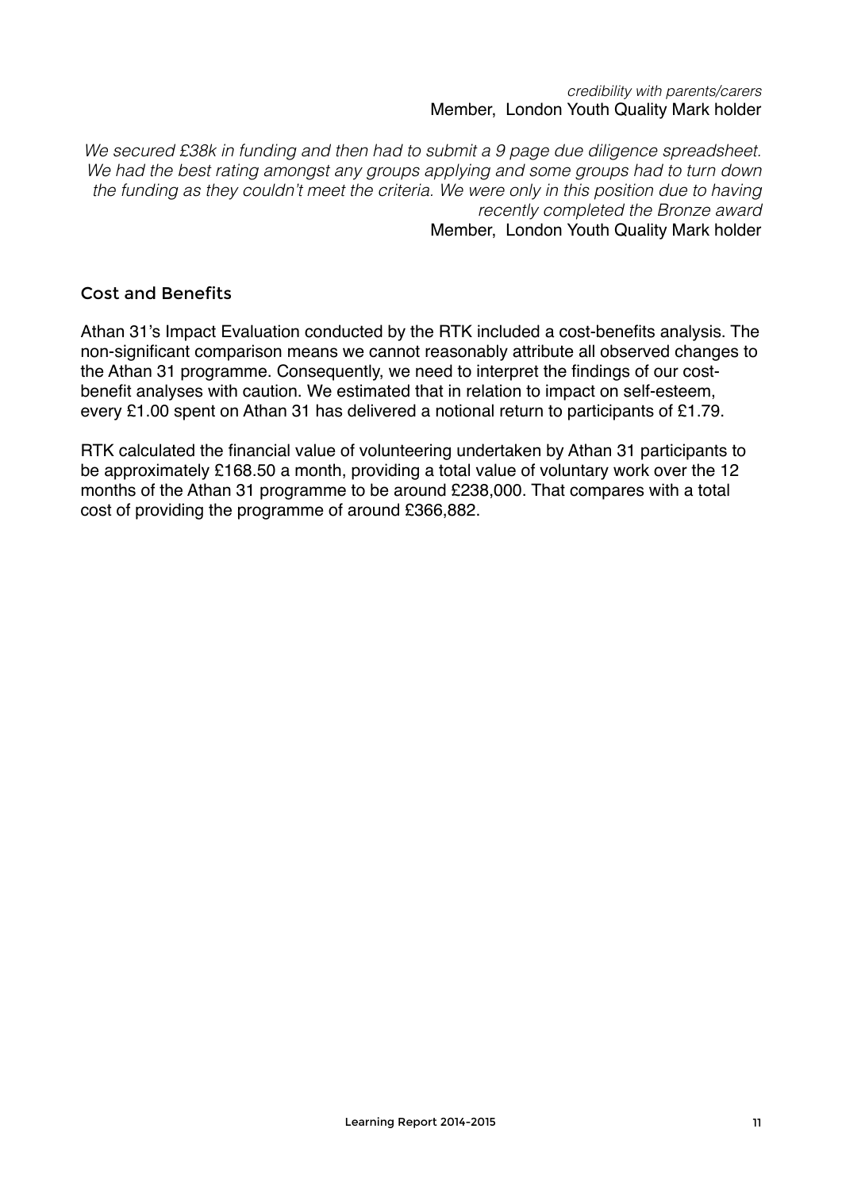*credibility with parents/carers*
Member, London Youth Quality Mark holder

*We secured £38k in funding and then had to submit a 9 page due diligence spreadsheet. We had the best rating amongst any groups applying and some groups had to turn down the funding as they couldn't meet the criteria. We were only in this position due to having recently completed the Bronze award*
Member, London Youth Quality Mark holder

## Cost and Benefits

Athan 31's Impact Evaluation conducted by the RTK included a cost-benefits analysis. The non-significant comparison means we cannot reasonably attribute all observed changes to the Athan 31 programme. Consequently, we need to interpret the findings of our cost-benefit analyses with caution. We estimated that in relation to impact on self-esteem, every £1.00 spent on Athan 31 has delivered a notional return to participants of £1.79.

RTK calculated the financial value of volunteering undertaken by Athan 31 participants to be approximately £168.50 a month, providing a total value of voluntary work over the 12 months of the Athan 31 programme to be around £238,000. That compares with a total cost of providing the programme of around £366,882.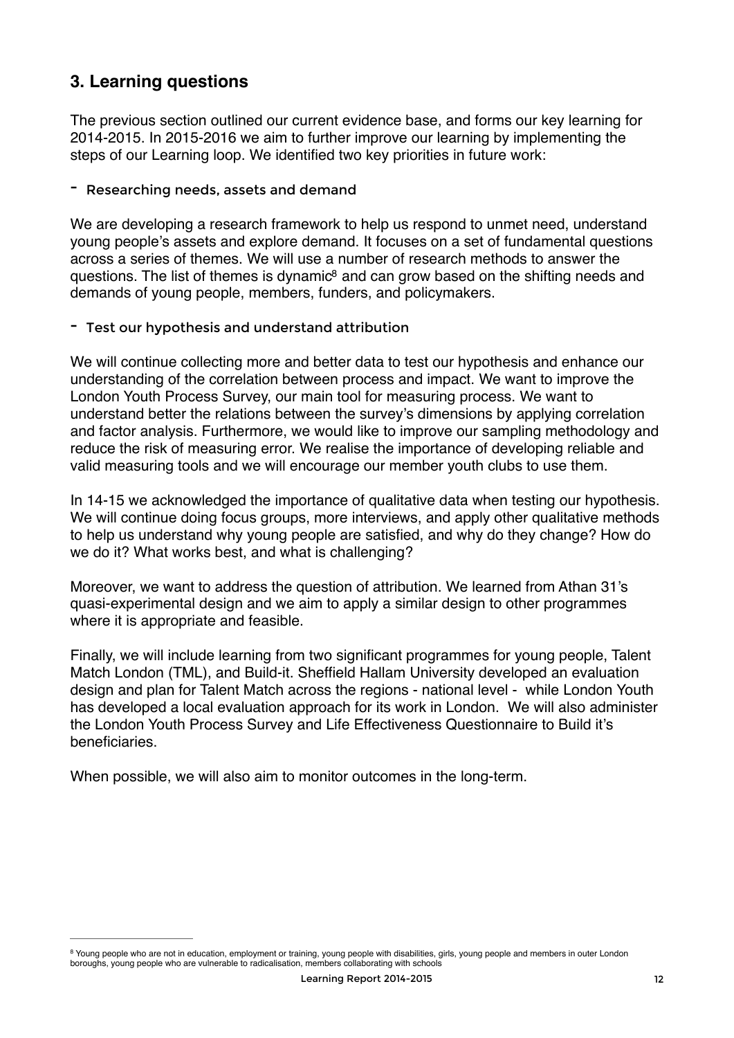## 3. Learning questions

The previous section outlined our current evidence base, and forms our key learning for 2014-2015. In 2015-2016 we aim to further improve our learning by implementing the steps of our Learning loop. We identified two key priorities in future work:

- Researching needs, assets and demand

We are developing a research framework to help us respond to unmet need, understand young people's assets and explore demand. It focuses on a set of fundamental questions across a series of themes. We will use a number of research methods to answer the questions. The list of themes is dynamic[8] and can grow based on the shifting needs and demands of young people, members, funders, and policymakers.

- Test our hypothesis and understand attribution

We will continue collecting more and better data to test our hypothesis and enhance our understanding of the correlation between process and impact. We want to improve the London Youth Process Survey, our main tool for measuring process. We want to understand better the relations between the survey's dimensions by applying correlation and factor analysis. Furthermore, we would like to improve our sampling methodology and reduce the risk of measuring error. We realise the importance of developing reliable and valid measuring tools and we will encourage our member youth clubs to use them.

In 14-15 we acknowledged the importance of qualitative data when testing our hypothesis. We will continue doing focus groups, more interviews, and apply other qualitative methods to help us understand why young people are satisfied, and why do they change? How do we do it? What works best, and what is challenging?

Moreover, we want to address the question of attribution. We learned from Athan 31's quasi-experimental design and we aim to apply a similar design to other programmes where it is appropriate and feasible.

Finally, we will include learning from two significant programmes for young people, Talent Match London (TML), and Build-it. Sheffield Hallam University developed an evaluation design and plan for Talent Match across the regions - national level - while London Youth has developed a local evaluation approach for its work in London. We will also administer the London Youth Process Survey and Life Effectiveness Questionnaire to Build it's beneficiaries.

When possible, we will also aim to monitor outcomes in the long-term.

---

[8] Young people who are not in education, employment or training, young people with disabilities, girls, young people and members in outer London boroughs, young people who are vulnerable to radicalisation, members collaborating with schools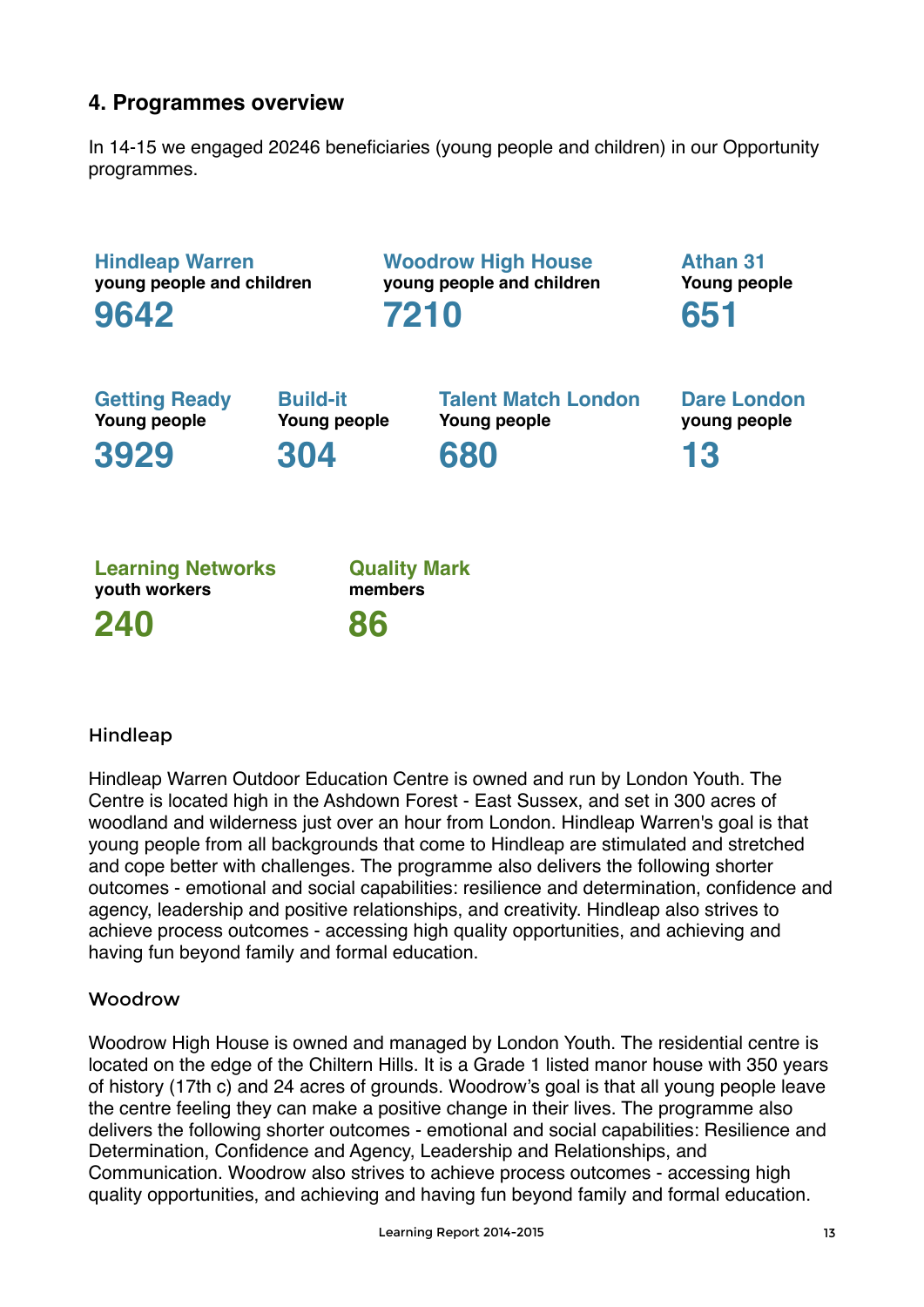## 4. Programmes overview

In 14-15 we engaged 20246 beneficiaries (young people and children) in our Opportunity programmes.

**Hindleap Warren**
**young people and children**
**9642**

**Woodrow High House**
**young people and children**
**7210**

**Athan 31**
**Young people**
**651**

**Getting Ready**
**Young people**
**3929**

**Build-it**
**Young people**
**304**

**Talent Match London**
**Young people**
**680**

**Dare London**
**young people**
**13**

**Learning Networks**
**youth workers**
**240**

**Quality Mark**
**members**
**86**

### Hindleap

Hindleap Warren Outdoor Education Centre is owned and run by London Youth. The Centre is located high in the Ashdown Forest - East Sussex, and set in 300 acres of woodland and wilderness just over an hour from London. Hindleap Warren's goal is that young people from all backgrounds that come to Hindleap are stimulated and stretched and cope better with challenges. The programme also delivers the following shorter outcomes - emotional and social capabilities: resilience and determination, confidence and agency, leadership and positive relationships, and creativity. Hindleap also strives to achieve process outcomes - accessing high quality opportunities, and achieving and having fun beyond family and formal education.

### Woodrow

Woodrow High House is owned and managed by London Youth. The residential centre is located on the edge of the Chiltern Hills. It is a Grade 1 listed manor house with 350 years of history (17th c) and 24 acres of grounds. Woodrow's goal is that all young people leave the centre feeling they can make a positive change in their lives. The programme also delivers the following shorter outcomes - emotional and social capabilities: Resilience and Determination, Confidence and Agency, Leadership and Relationships, and Communication. Woodrow also strives to achieve process outcomes - accessing high quality opportunities, and achieving and having fun beyond family and formal education.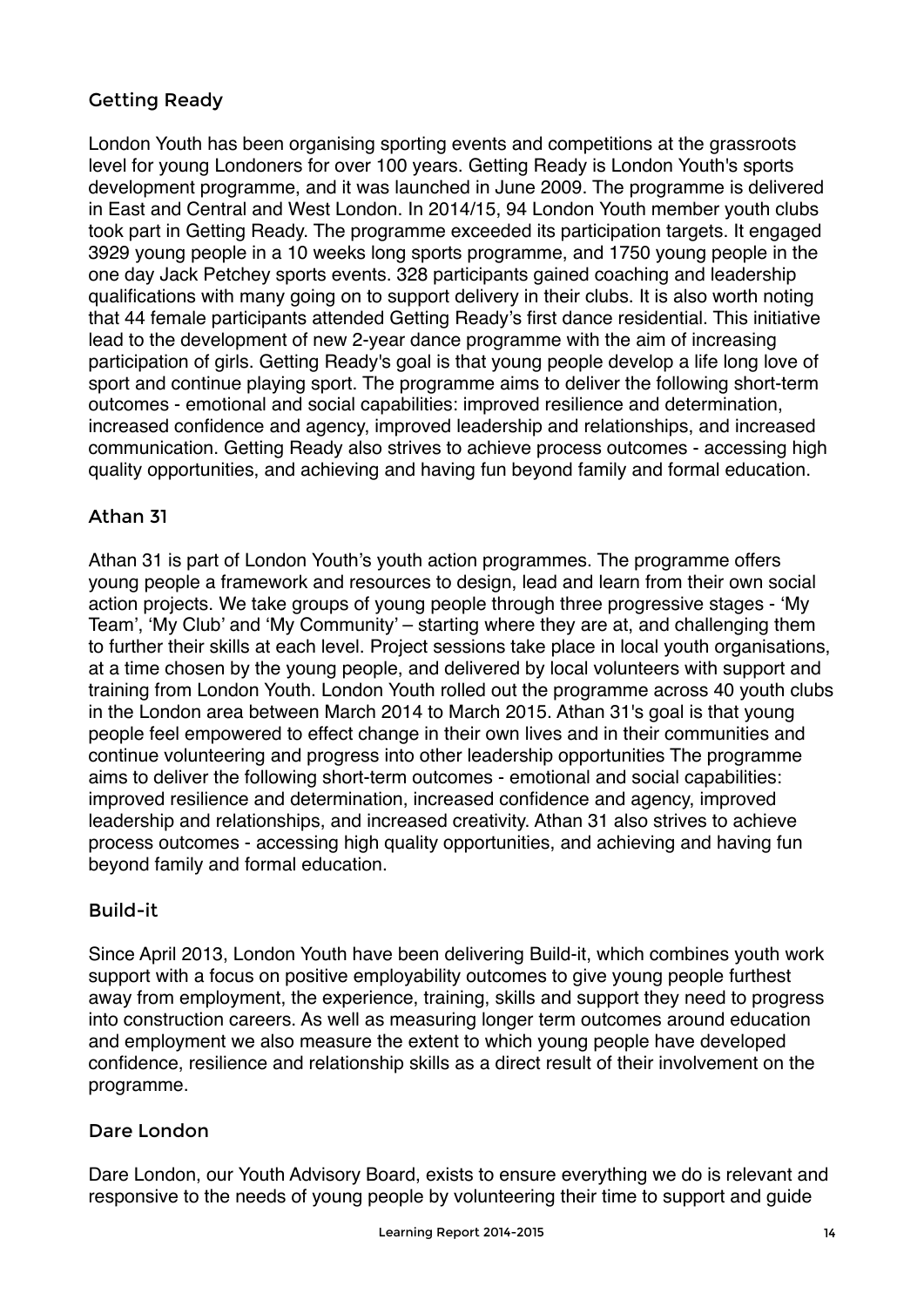## Getting Ready

London Youth has been organising sporting events and competitions at the grassroots level for young Londoners for over 100 years. Getting Ready is London Youth's sports development programme, and it was launched in June 2009. The programme is delivered in East and Central and West London. In 2014/15, 94 London Youth member youth clubs took part in Getting Ready. The programme exceeded its participation targets. It engaged 3929 young people in a 10 weeks long sports programme, and 1750 young people in the one day Jack Petchey sports events. 328 participants gained coaching and leadership qualifications with many going on to support delivery in their clubs. It is also worth noting that 44 female participants attended Getting Ready's first dance residential. This initiative lead to the development of new 2-year dance programme with the aim of increasing participation of girls. Getting Ready's goal is that young people develop a life long love of sport and continue playing sport. The programme aims to deliver the following short-term outcomes - emotional and social capabilities: improved resilience and determination, increased confidence and agency, improved leadership and relationships, and increased communication. Getting Ready also strives to achieve process outcomes - accessing high quality opportunities, and achieving and having fun beyond family and formal education.

## Athan 31

Athan 31 is part of London Youth's youth action programmes. The programme offers young people a framework and resources to design, lead and learn from their own social action projects. We take groups of young people through three progressive stages - 'My Team', 'My Club' and 'My Community' – starting where they are at, and challenging them to further their skills at each level. Project sessions take place in local youth organisations, at a time chosen by the young people, and delivered by local volunteers with support and training from London Youth. London Youth rolled out the programme across 40 youth clubs in the London area between March 2014 to March 2015. Athan 31's goal is that young people feel empowered to effect change in their own lives and in their communities and continue volunteering and progress into other leadership opportunities The programme aims to deliver the following short-term outcomes - emotional and social capabilities: improved resilience and determination, increased confidence and agency, improved leadership and relationships, and increased creativity. Athan 31 also strives to achieve process outcomes - accessing high quality opportunities, and achieving and having fun beyond family and formal education.

## Build-it

Since April 2013, London Youth have been delivering Build-it, which combines youth work support with a focus on positive employability outcomes to give young people furthest away from employment, the experience, training, skills and support they need to progress into construction careers. As well as measuring longer term outcomes around education and employment we also measure the extent to which young people have developed confidence, resilience and relationship skills as a direct result of their involvement on the programme.

## Dare London

Dare London, our Youth Advisory Board, exists to ensure everything we do is relevant and responsive to the needs of young people by volunteering their time to support and guide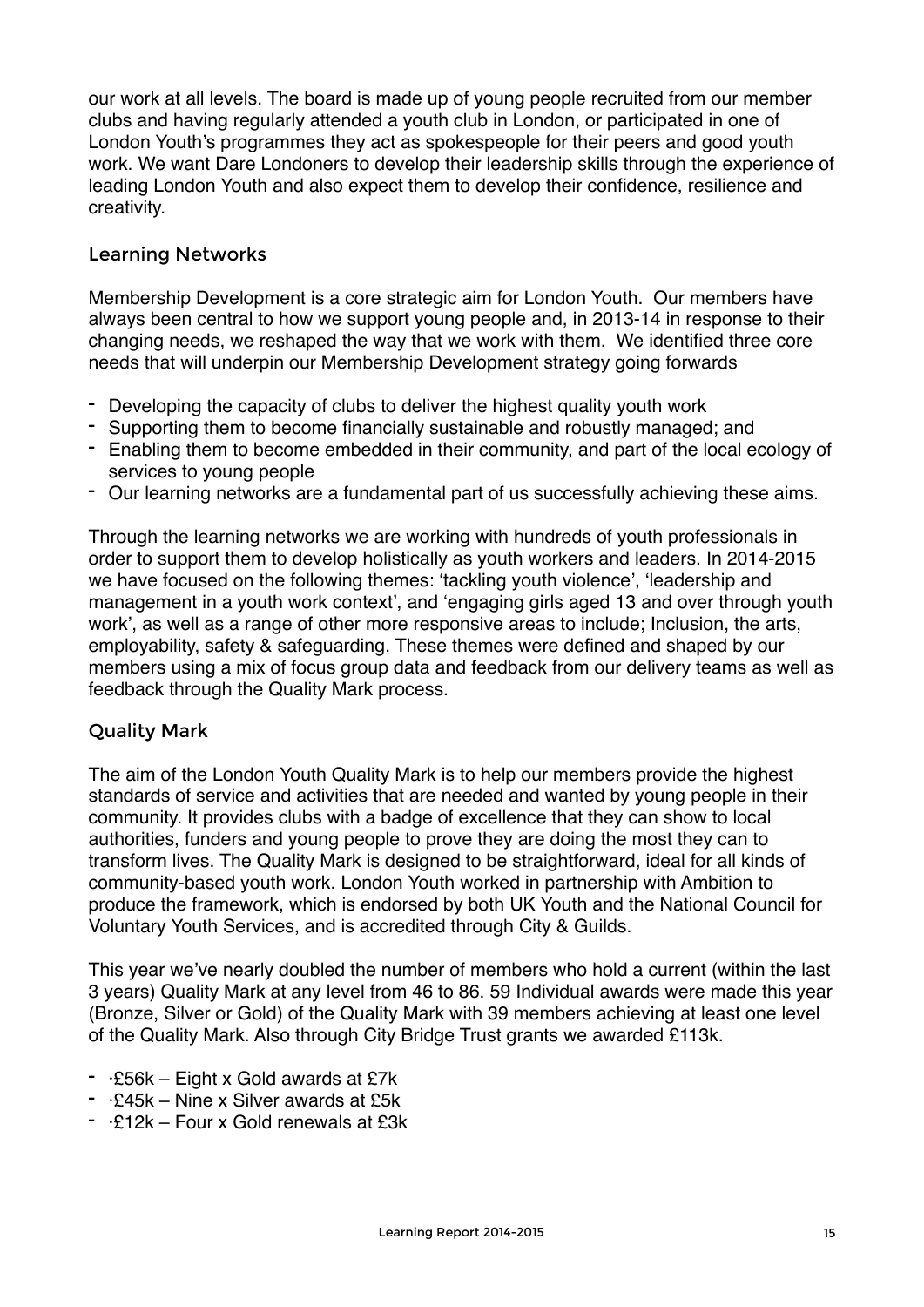our work at all levels. The board is made up of young people recruited from our member clubs and having regularly attended a youth club in London, or participated in one of London Youth's programmes they act as spokespeople for their peers and good youth work. We want Dare Londoners to develop their leadership skills through the experience of leading London Youth and also expect them to develop their confidence, resilience and creativity.

## Learning Networks

Membership Development is a core strategic aim for London Youth. Our members have always been central to how we support young people and, in 2013-14 in response to their changing needs, we reshaped the way that we work with them. We identified three core needs that will underpin our Membership Development strategy going forwards

- Developing the capacity of clubs to deliver the highest quality youth work
- Supporting them to become financially sustainable and robustly managed; and
- Enabling them to become embedded in their community, and part of the local ecology of services to young people
- Our learning networks are a fundamental part of us successfully achieving these aims.

Through the learning networks we are working with hundreds of youth professionals in order to support them to develop holistically as youth workers and leaders. In 2014-2015 we have focused on the following themes: 'tackling youth violence', 'leadership and management in a youth work context', and 'engaging girls aged 13 and over through youth work', as well as a range of other more responsive areas to include; Inclusion, the arts, employability, safety & safeguarding. These themes were defined and shaped by our members using a mix of focus group data and feedback from our delivery teams as well as feedback through the Quality Mark process.

## Quality Mark

The aim of the London Youth Quality Mark is to help our members provide the highest standards of service and activities that are needed and wanted by young people in their community. It provides clubs with a badge of excellence that they can show to local authorities, funders and young people to prove they are doing the most they can to transform lives. The Quality Mark is designed to be straightforward, ideal for all kinds of community-based youth work. London Youth worked in partnership with Ambition to produce the framework, which is endorsed by both UK Youth and the National Council for Voluntary Youth Services, and is accredited through City & Guilds.

This year we've nearly doubled the number of members who hold a current (within the last 3 years) Quality Mark at any level from 46 to 86. 59 Individual awards were made this year (Bronze, Silver or Gold) of the Quality Mark with 39 members achieving at least one level of the Quality Mark. Also through City Bridge Trust grants we awarded £113k.

- ·£56k – Eight x Gold awards at £7k
- ·£45k – Nine x Silver awards at £5k
- ·£12k – Four x Gold renewals at £3k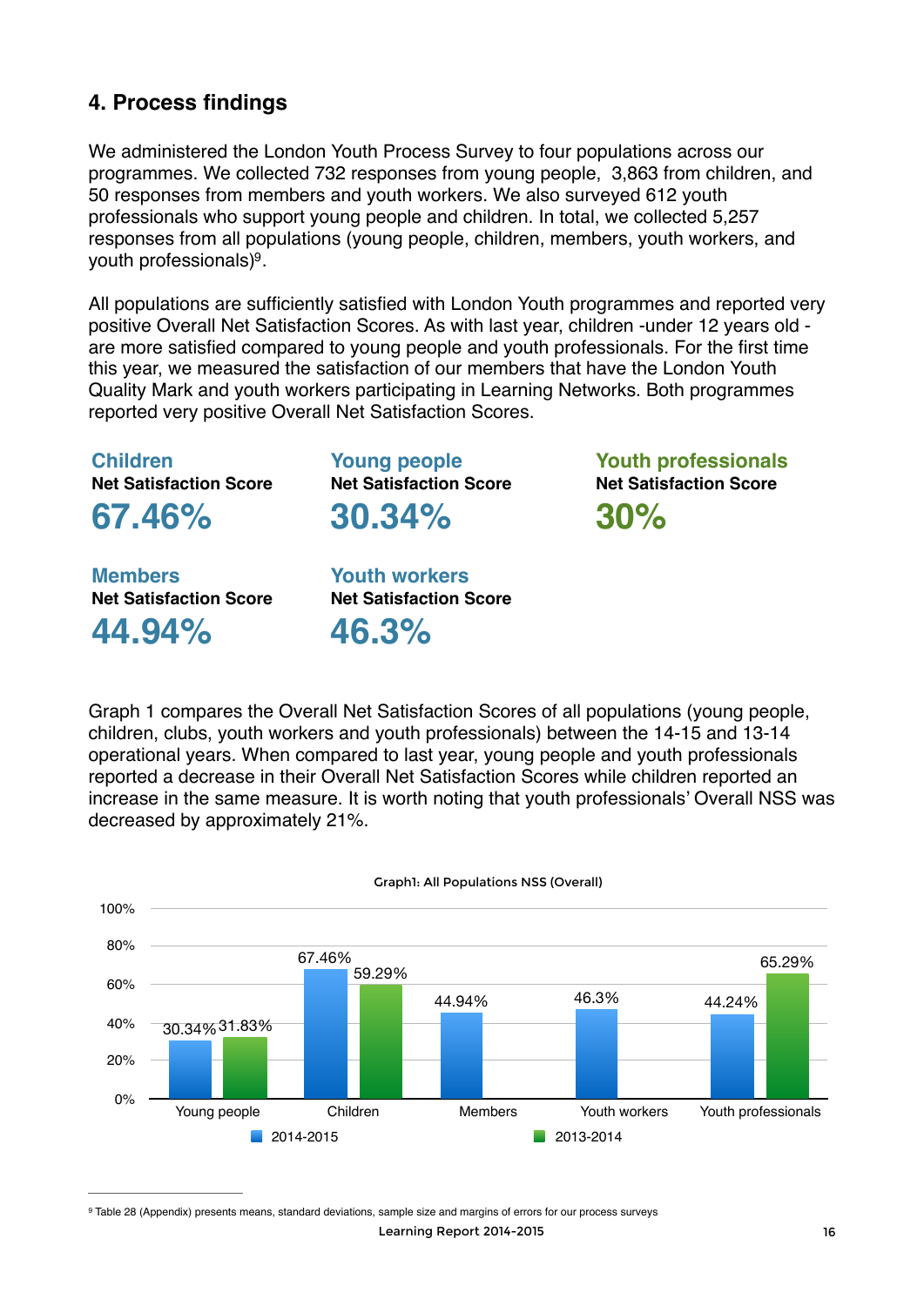## 4. Process findings

We administered the London Youth Process Survey to four populations across our programmes. We collected 732 responses from young people,  3,863 from children, and 50 responses from members and youth workers. We also surveyed 612 youth professionals who support young people and children. In total, we collected 5,257 responses from all populations (young people, children, members, youth workers, and youth professionals)[9].

All populations are sufficiently satisfied with London Youth programmes and reported very positive Overall Net Satisfaction Scores. As with last year, children -under 12 years old - are more satisfied compared to young people and youth professionals. For the first time this year, we measured the satisfaction of our members that have the London Youth Quality Mark and youth workers participating in Learning Networks. Both programmes reported very positive Overall Net Satisfaction Scores.

**Children**
**Net Satisfaction Score**
**67.46%**

**Young people**
**Net Satisfaction Score**
**30.34%**

**Youth professionals**
**Net Satisfaction Score**
**30%**

**Members**
**Net Satisfaction Score**
**44.94%**

**Youth workers**
**Net Satisfaction Score**
**46.3%**

Graph 1 compares the Overall Net Satisfaction Scores of all populations (young people, children, clubs, youth workers and youth professionals) between the 14-15 and 13-14 operational years. When compared to last year, young people and youth professionals reported a decrease in their Overall Net Satisfaction Scores while children reported an increase in the same measure. It is worth noting that youth professionals' Overall NSS was decreased by approximately 21%.

Graph1: All Populations NSS (Overall)

| | 2014-2015 | 2013-2014 |
|---|---|---|
| Young people | 30.34% | 31.83% |
| Children | 67.46% | 59.29% |
| Members | 44.94% | |
| Youth workers | 46.3% | |
| Youth professionals | 44.24% | 65.29% |

[9] Table 28 (Appendix) presents means, standard deviations, sample size and margins of errors for our process surveys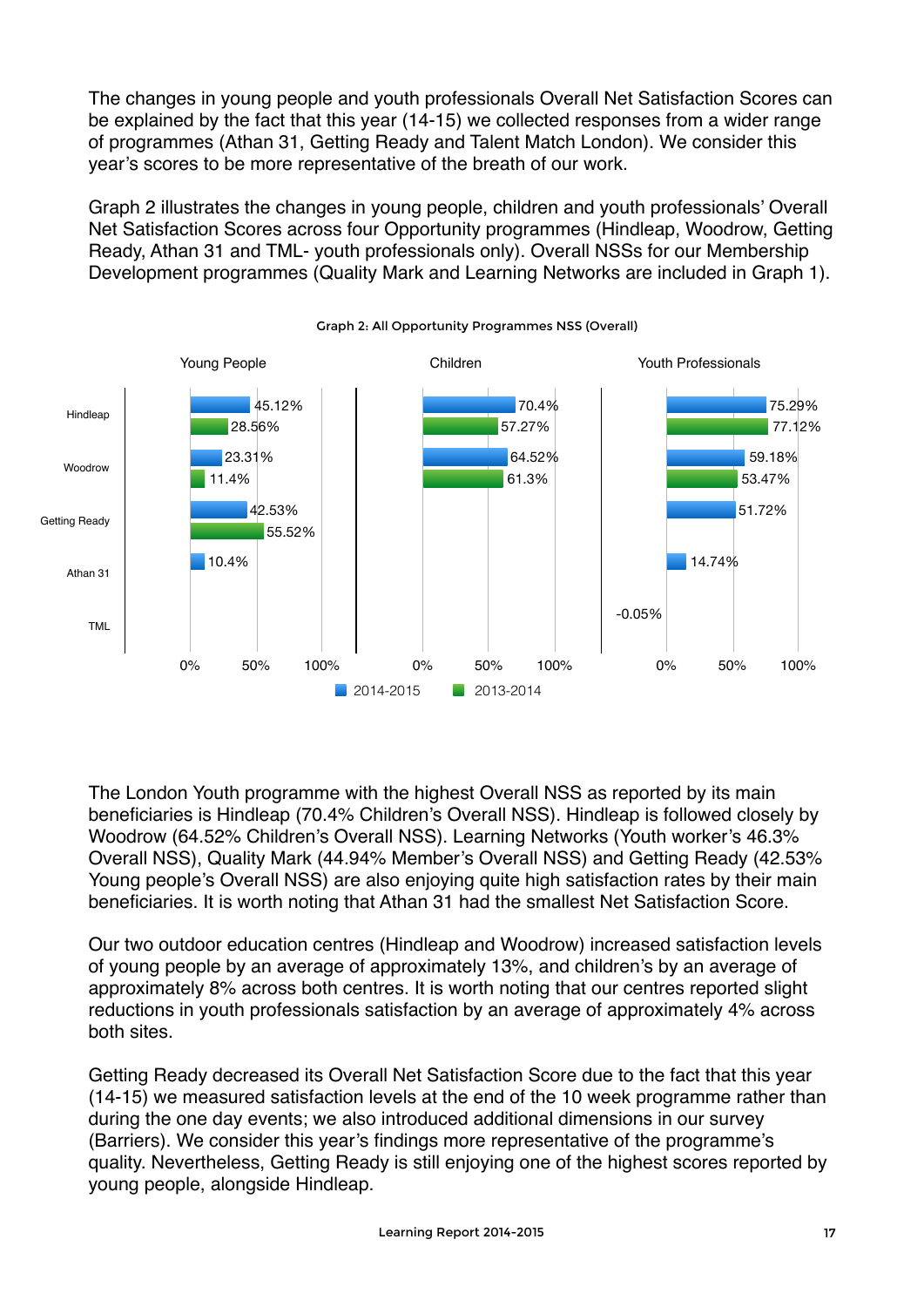The changes in young people and youth professionals Overall Net Satisfaction Scores can be explained by the fact that this year (14-15) we collected responses from a wider range of programmes (Athan 31, Getting Ready and Talent Match London). We consider this year's scores to be more representative of the breath of our work.

Graph 2 illustrates the changes in young people, children and youth professionals' Overall Net Satisfaction Scores across four Opportunity programmes (Hindleap, Woodrow, Getting Ready, Athan 31 and TML- youth professionals only). Overall NSSs for our Membership Development programmes (Quality Mark and Learning Networks are included in Graph 1).

Graph 2: All Opportunity Programmes NSS (Overall)

| Programme | Young People 2014-2015 | Young People 2013-2014 | Children 2014-2015 | Children 2013-2014 | Youth Professionals 2014-2015 | Youth Professionals 2013-2014 |
|---|---|---|---|---|---|---|
| Hindleap | 45.12% | 28.56% | 70.4% | 57.27% | 75.29% | 77.12% |
| Woodrow | 23.31% | 11.4% | 64.52% | 61.3% | 59.18% | 53.47% |
| Getting Ready | 42.53% | 55.52% | | | 51.72% | |
| Athan 31 | 10.4% | | | | 14.74% | |
| TML | | | | | -0.05% | |

The London Youth programme with the highest Overall NSS as reported by its main beneficiaries is Hindleap (70.4% Children's Overall NSS). Hindleap is followed closely by Woodrow (64.52% Children's Overall NSS). Learning Networks (Youth worker's 46.3% Overall NSS), Quality Mark (44.94% Member's Overall NSS) and Getting Ready (42.53% Young people's Overall NSS) are also enjoying quite high satisfaction rates by their main beneficiaries. It is worth noting that Athan 31 had the smallest Net Satisfaction Score.

Our two outdoor education centres (Hindleap and Woodrow) increased satisfaction levels of young people by an average of approximately 13%, and children's by an average of approximately 8% across both centres. It is worth noting that our centres reported slight reductions in youth professionals satisfaction by an average of approximately 4% across both sites.

Getting Ready decreased its Overall Net Satisfaction Score due to the fact that this year (14-15) we measured satisfaction levels at the end of the 10 week programme rather than during the one day events; we also introduced additional dimensions in our survey (Barriers). We consider this year's findings more representative of the programme's quality. Nevertheless, Getting Ready is still enjoying one of the highest scores reported by young people, alongside Hindleap.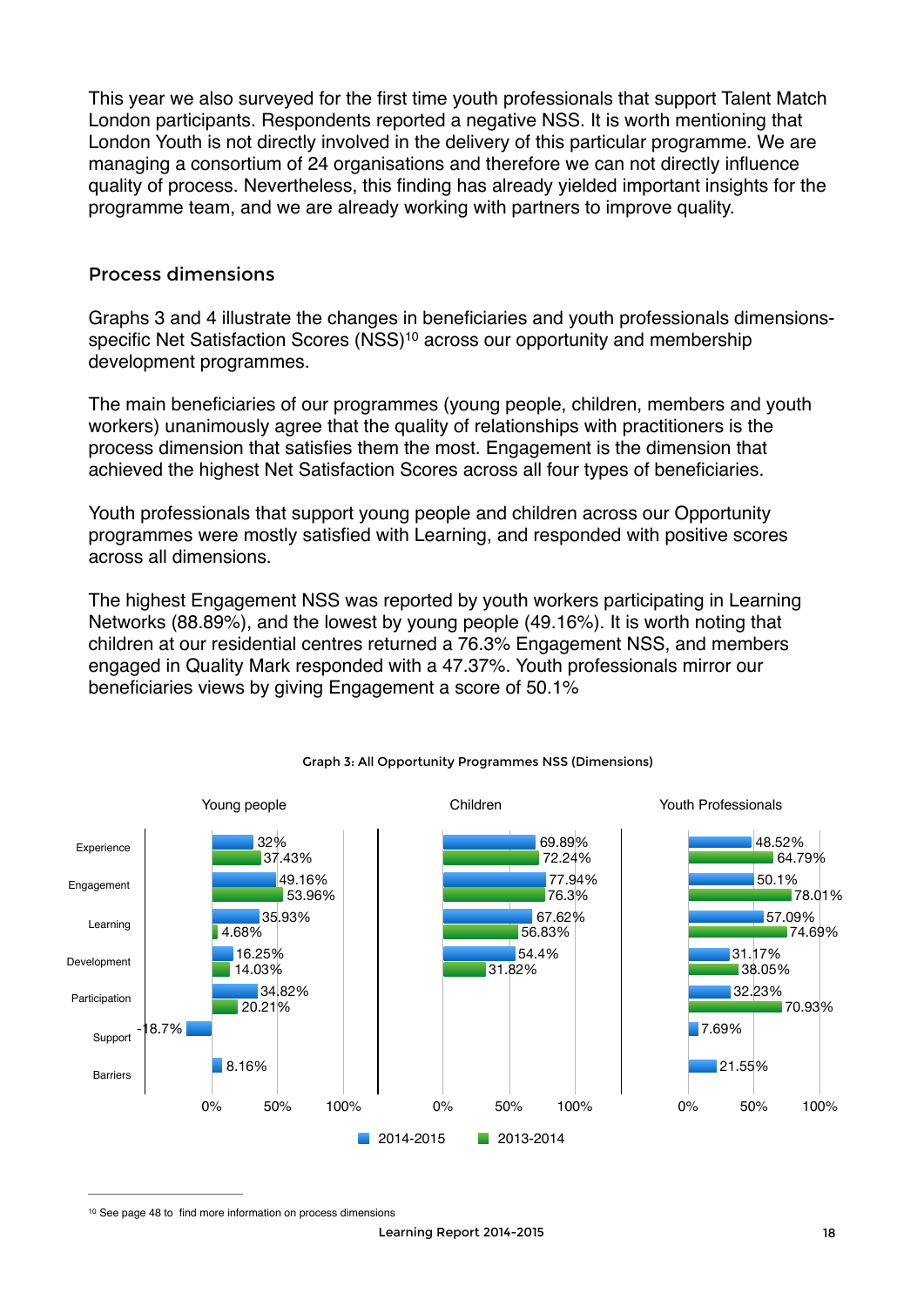This year we also surveyed for the first time youth professionals that support Talent Match London participants. Respondents reported a negative NSS. It is worth mentioning that London Youth is not directly involved in the delivery of this particular programme. We are managing a consortium of 24 organisations and therefore we can not directly influence quality of process. Nevertheless, this finding has already yielded important insights for the programme team, and we are already working with partners to improve quality.

## Process dimensions

Graphs 3 and 4 illustrate the changes in beneficiaries and youth professionals dimensions-specific Net Satisfaction Scores (NSS)[10] across our opportunity and membership development programmes.

The main beneficiaries of our programmes (young people, children, members and youth workers) unanimously agree that the quality of relationships with practitioners is the process dimension that satisfies them the most. Engagement is the dimension that achieved the highest Net Satisfaction Scores across all four types of beneficiaries.

Youth professionals that support young people and children across our Opportunity programmes were mostly satisfied with Learning, and responded with positive scores across all dimensions.

The highest Engagement NSS was reported by youth workers participating in Learning Networks (88.89%), and the lowest by young people (49.16%). It is worth noting that children at our residential centres returned a 76.3% Engagement NSS, and members engaged in Quality Mark responded with a 47.37%. Youth professionals mirror our beneficiaries views by giving Engagement a score of 50.1%

Graph 3: All Opportunity Programmes NSS (Dimensions)

| Dimension | Young people 2014-2015 | Young people 2013-2014 | Children 2014-2015 | Children 2013-2014 | Youth Professionals 2014-2015 | Youth Professionals 2013-2014 |
|---|---|---|---|---|---|---|
| Experience | 32% | 37.43% | 69.89% | 72.24% | 48.52% | 64.79% |
| Engagement | 49.16% | 53.96% | 77.94% | 76.3% | 50.1% | 78.01% |
| Learning | 35.93% | 4.68% | 67.62% | 56.83% | 57.09% | 74.69% |
| Development | 16.25% | 14.03% | 54.4% | 31.82% | 31.17% | 38.05% |
| Participation | 34.82% | 20.21% | | | 32.23% | 70.93% |
| Support | -18.7% | | | | 7.69% | |
| Barriers | 8.16% | | | | 21.55% | |

[10] See page 48 to find more information on process dimensions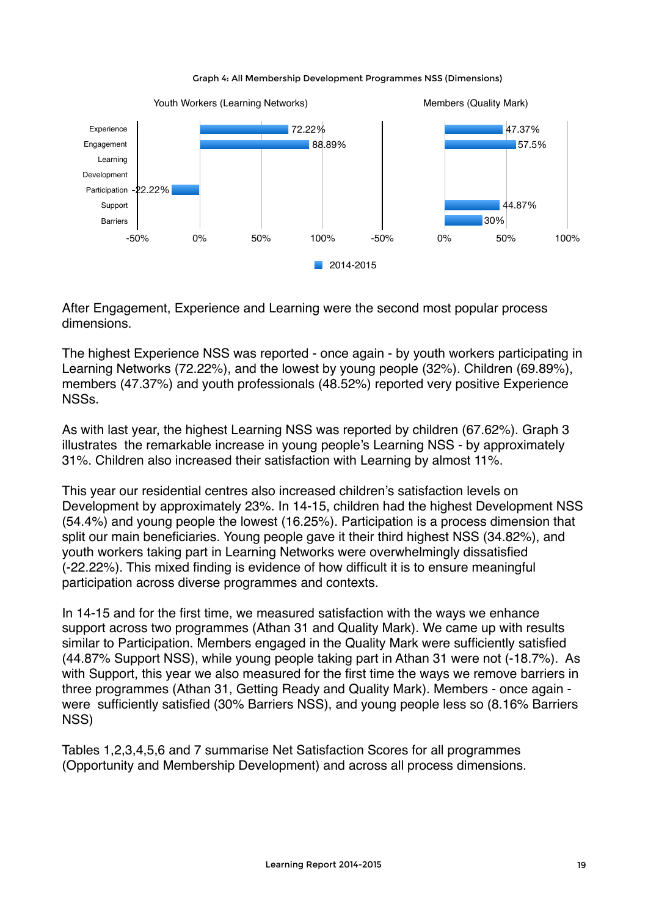Graph 4: All Membership Development Programmes NSS (Dimensions)

| Dimension | Youth Workers (Learning Networks) 2014-2015 | Members (Quality Mark) 2014-2015 |
|---|---|---|
| Experience | 72.22% | 47.37% |
| Engagement | 88.89% | 57.5% |
| Learning | | |
| Development | | |
| Participation | -22.22% | |
| Support | | 44.87% |
| Barriers | | 30% |

After Engagement, Experience and Learning were the second most popular process dimensions.

The highest Experience NSS was reported - once again - by youth workers participating in Learning Networks (72.22%), and the lowest by young people (32%). Children (69.89%), members (47.37%) and youth professionals (48.52%) reported very positive Experience NSSs.

As with last year, the highest Learning NSS was reported by children (67.62%). Graph 3 illustrates the remarkable increase in young people's Learning NSS - by approximately 31%. Children also increased their satisfaction with Learning by almost 11%.

This year our residential centres also increased children's satisfaction levels on Development by approximately 23%. In 14-15, children had the highest Development NSS (54.4%) and young people the lowest (16.25%). Participation is a process dimension that split our main beneficiaries. Young people gave it their third highest NSS (34.82%), and youth workers taking part in Learning Networks were overwhelmingly dissatisfied (-22.22%). This mixed finding is evidence of how difficult it is to ensure meaningful participation across diverse programmes and contexts.

In 14-15 and for the first time, we measured satisfaction with the ways we enhance support across two programmes (Athan 31 and Quality Mark). We came up with results similar to Participation. Members engaged in the Quality Mark were sufficiently satisfied (44.87% Support NSS), while young people taking part in Athan 31 were not (-18.7%). As with Support, this year we also measured for the first time the ways we remove barriers in three programmes (Athan 31, Getting Ready and Quality Mark). Members - once again - were sufficiently satisfied (30% Barriers NSS), and young people less so (8.16% Barriers NSS)

Tables 1,2,3,4,5,6 and 7 summarise Net Satisfaction Scores for all programmes (Opportunity and Membership Development) and across all process dimensions.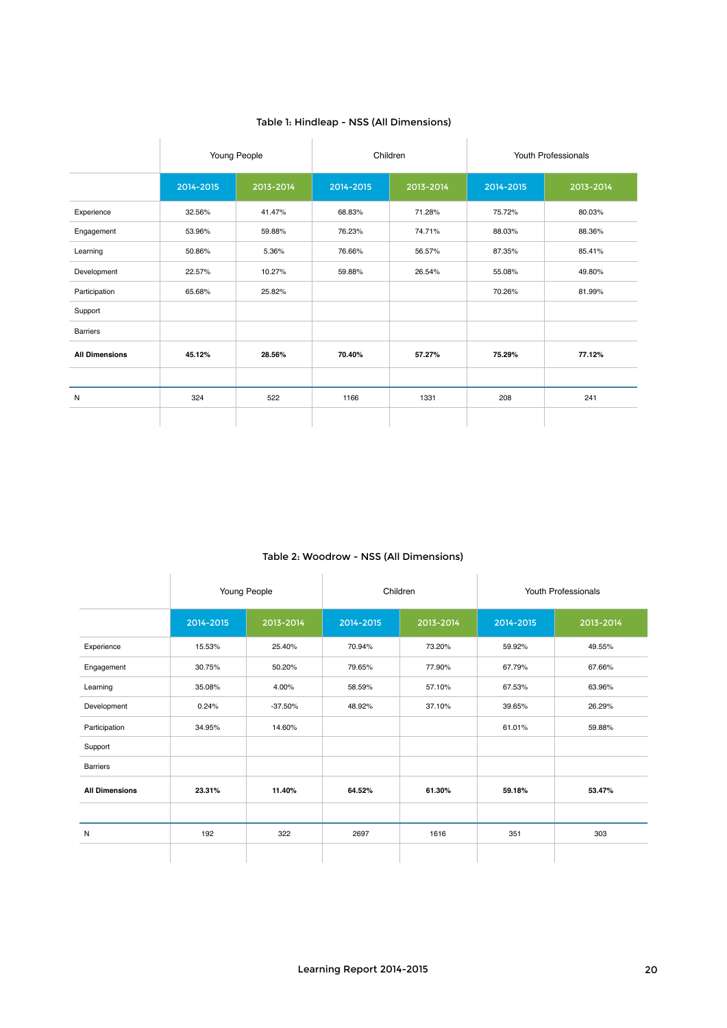Table 1: Hindleap - NSS (All Dimensions)

| | Young People | | Children | | Youth Professionals | |
|---|---|---|---|---|---|---|
| | 2014-2015 | 2013-2014 | 2014-2015 | 2013-2014 | 2014-2015 | 2013-2014 |
| Experience | 32.56% | 41.47% | 68.83% | 71.28% | 75.72% | 80.03% |
| Engagement | 53.96% | 59.88% | 76.23% | 74.71% | 88.03% | 88.36% |
| Learning | 50.86% | 5.36% | 76.66% | 56.57% | 87.35% | 85.41% |
| Development | 22.57% | 10.27% | 59.88% | 26.54% | 55.08% | 49.80% |
| Participation | 65.68% | 25.82% | | | 70.26% | 81.99% |
| Support | | | | | | |
| Barriers | | | | | | |
| **All Dimensions** | **45.12%** | **28.56%** | **70.40%** | **57.27%** | **75.29%** | **77.12%** |
| | | | | | | |
| N | 324 | 522 | 1166 | 1331 | 208 | 241 |

Table 2: Woodrow - NSS (All Dimensions)

| | Young People | | Children | | Youth Professionals | |
|---|---|---|---|---|---|---|
| | 2014-2015 | 2013-2014 | 2014-2015 | 2013-2014 | 2014-2015 | 2013-2014 |
| Experience | 15.53% | 25.40% | 70.94% | 73.20% | 59.92% | 49.55% |
| Engagement | 30.75% | 50.20% | 79.65% | 77.90% | 67.79% | 67.66% |
| Learning | 35.08% | 4.00% | 58.59% | 57.10% | 67.53% | 63.96% |
| Development | 0.24% | -37.50% | 48.92% | 37.10% | 39.65% | 26.29% |
| Participation | 34.95% | 14.60% | | | 61.01% | 59.88% |
| Support | | | | | | |
| Barriers | | | | | | |
| **All Dimensions** | **23.31%** | **11.40%** | **64.52%** | **61.30%** | **59.18%** | **53.47%** |
| | | | | | | |
| N | 192 | 322 | 2697 | 1616 | 351 | 303 |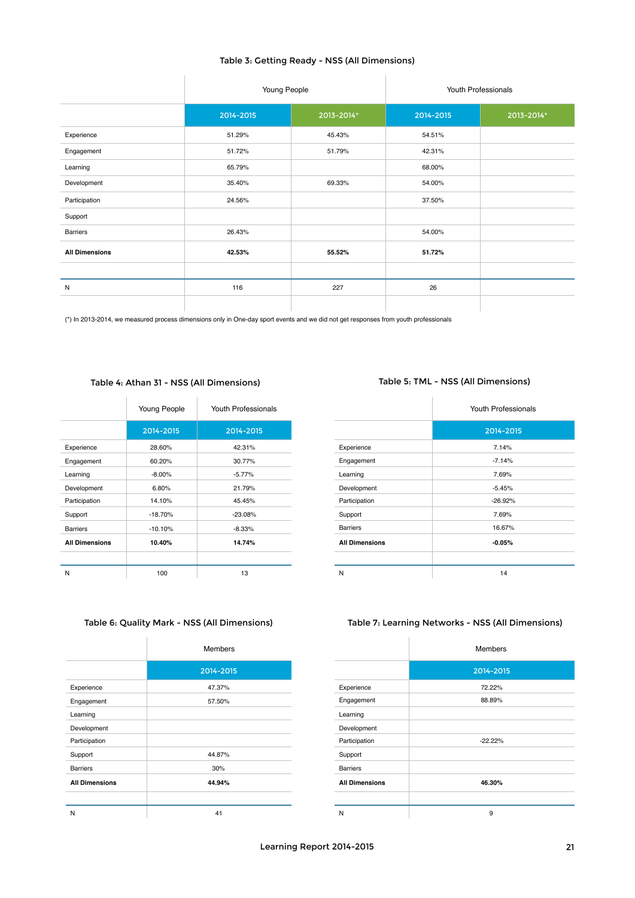### Table 3: Getting Ready - NSS (All Dimensions)

| | Young People | | Youth Professionals | |
|---|---|---|---|---|
| | 2014-2015 | 2013-2014* | 2014-2015 | 2013-2014* |
| Experience | 51.29% | 45.43% | 54.51% | |
| Engagement | 51.72% | 51.79% | 42.31% | |
| Learning | 65.79% | | 68.00% | |
| Development | 35.40% | 69.33% | 54.00% | |
| Participation | 24.56% | | 37.50% | |
| Support | | | | |
| Barriers | 26.43% | | 54.00% | |
| **All Dimensions** | **42.53%** | **55.52%** | **51.72%** | |
| N | 116 | 227 | 26 | |

(*) In 2013-2014, we measured process dimensions only in One-day sport events and we did not get responses from youth professionals

### Table 4: Athan 31 - NSS (All Dimensions)

| | Young People | Youth Professionals |
|---|---|---|
| | 2014-2015 | 2014-2015 |
| Experience | 28.60% | 42.31% |
| Engagement | 60.20% | 30.77% |
| Learning | -8.00% | -5.77% |
| Development | 6.80% | 21.79% |
| Participation | 14.10% | 45.45% |
| Support | -18.70% | -23.08% |
| Barriers | -10.10% | -8.33% |
| **All Dimensions** | **10.40%** | **14.74%** |
| N | 100 | 13 |

### Table 5: TML - NSS (All Dimensions)

| | Youth Professionals |
|---|---|
| | 2014-2015 |
| Experience | 7.14% |
| Engagement | -7.14% |
| Learning | 7.69% |
| Development | -5.45% |
| Participation | -26.92% |
| Support | 7.69% |
| Barriers | 16.67% |
| **All Dimensions** | **-0.05%** |
| N | 14 |

### Table 6: Quality Mark - NSS (All Dimensions)

| | Members |
|---|---|
| | 2014-2015 |
| Experience | 47.37% |
| Engagement | 57.50% |
| Learning | |
| Development | |
| Participation | |
| Support | 44.87% |
| Barriers | 30% |
| **All Dimensions** | **44.94%** |
| N | 41 |

### Table 7: Learning Networks - NSS (All Dimensions)

| | Members |
|---|---|
| | 2014-2015 |
| Experience | 72.22% |
| Engagement | 88.89% |
| Learning | |
| Development | |
| Participation | -22.22% |
| Support | |
| Barriers | |
| **All Dimensions** | **46.30%** |
| N | 9 |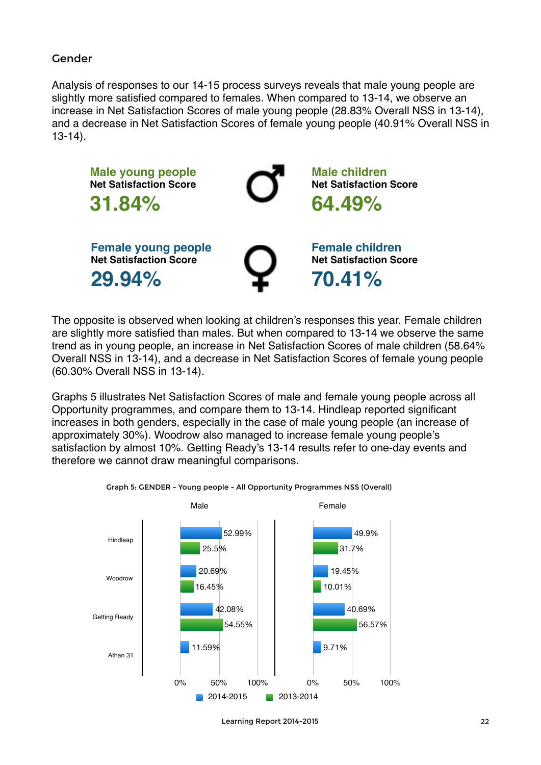### Gender

Analysis of responses to our 14-15 process surveys reveals that male young people are slightly more satisfied compared to females. When compared to 13-14, we observe an increase in Net Satisfaction Scores of male young people (28.83% Overall NSS in 13-14), and a decrease in Net Satisfaction Scores of female young people (40.91% Overall NSS in 13-14).

**Male young people**
**Net Satisfaction Score**
**31.84%**

**Male children**
**Net Satisfaction Score**
**64.49%**

**Female young people**
**Net Satisfaction Score**
**29.94%**

**Female children**
**Net Satisfaction Score**
**70.41%**

The opposite is observed when looking at children's responses this year. Female children are slightly more satisfied than males. But when compared to 13-14 we observe the same trend as in young people, an increase in Net Satisfaction Scores of male children (58.64% Overall NSS in 13-14), and a decrease in Net Satisfaction Scores of female young people (60.30% Overall NSS in 13-14).

Graphs 5 illustrates Net Satisfaction Scores of male and female young people across all Opportunity programmes, and compare them to 13-14. Hindleap reported significant increases in both genders, especially in the case of male young people (an increase of approximately 30%). Woodrow also managed to increase female young people's satisfaction by almost 10%. Getting Ready's 13-14 results refer to one-day events and therefore we cannot draw meaningful comparisons.

Graph 5: GENDER - Young people - All Opportunity Programmes NSS (Overall)

| Programme | Male 2014-2015 | Male 2013-2014 | Female 2014-2015 | Female 2013-2014 |
|---|---|---|---|---|
| Hindleap | 52.99% | 25.5% | 49.9% | 31.7% |
| Woodrow | 20.69% | 16.45% | 19.45% | 10.01% |
| Getting Ready | 42.08% | 54.55% | 40.69% | 56.57% |
| Athan 31 | 11.59% | | 9.71% | |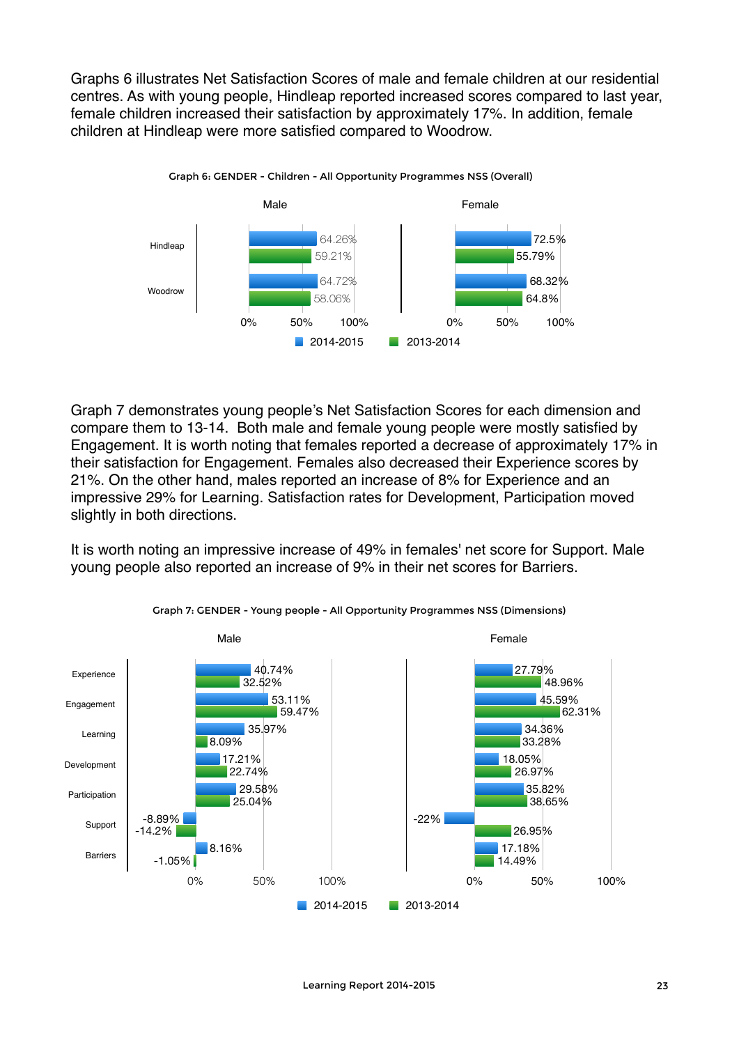Graphs 6 illustrates Net Satisfaction Scores of male and female children at our residential centres. As with young people, Hindleap reported increased scores compared to last year, female children increased their satisfaction by approximately 17%. In addition, female children at Hindleap were more satisfied compared to Woodrow.

Graph 6: GENDER - Children - All Opportunity Programmes NSS (Overall)

| | Male 2014-2015 | Male 2013-2014 | Female 2014-2015 | Female 2013-2014 |
|---|---|---|---|---|
| Hindleap | 64.26% | 59.21% | 72.5% | 55.79% |
| Woodrow | 64.72% | 58.06% | 68.32% | 64.8% |

Graph 7 demonstrates young people's Net Satisfaction Scores for each dimension and compare them to 13-14. Both male and female young people were mostly satisfied by Engagement. It is worth noting that females reported a decrease of approximately 17% in their satisfaction for Engagement. Females also decreased their Experience scores by 21%. On the other hand, males reported an increase of 8% for Experience and an impressive 29% for Learning. Satisfaction rates for Development, Participation moved slightly in both directions.

It is worth noting an impressive increase of 49% in females' net score for Support. Male young people also reported an increase of 9% in their net scores for Barriers.

Graph 7: GENDER - Young people - All Opportunity Programmes NSS (Dimensions)

| | Male 2014-2015 | Male 2013-2014 | Female 2014-2015 | Female 2013-2014 |
|---|---|---|---|---|
| Experience | 40.74% | 32.52% | 27.79% | 48.96% |
| Engagement | 53.11% | 59.47% | 45.59% | 62.31% |
| Learning | 35.97% | 8.09% | 34.36% | 33.28% |
| Development | 17.21% | 22.74% | 18.05% | 26.97% |
| Participation | 29.58% | 25.04% | 35.82% | 38.65% |
| Support | -8.89% | -14.2% | -22% | 26.95% |
| Barriers | 8.16% | -1.05% | 17.18% | 14.49% |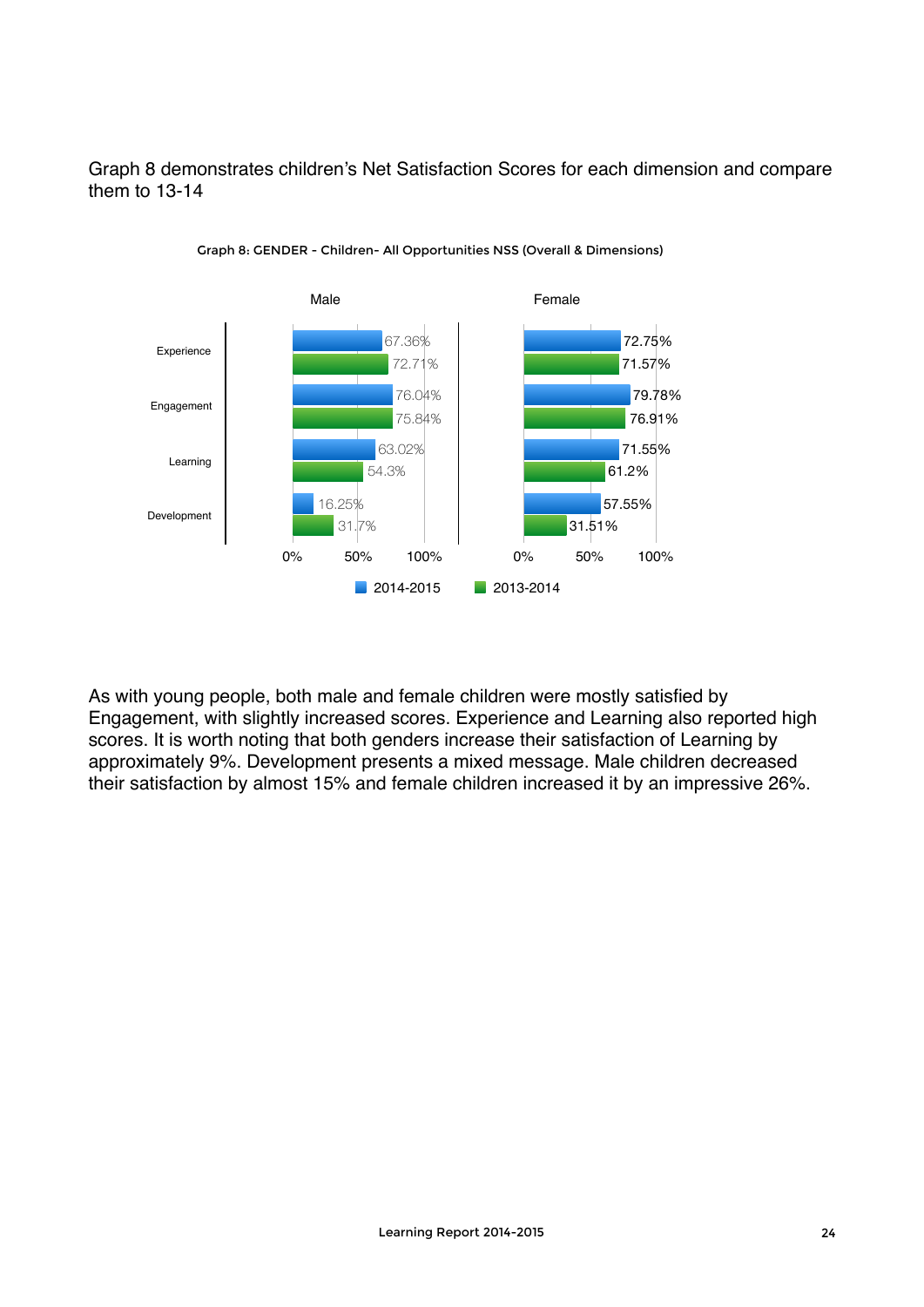Graph 8 demonstrates children's Net Satisfaction Scores for each dimension and compare them to 13-14

Graph 8: GENDER - Children- All Opportunities NSS (Overall & Dimensions)

| | Male 2014-2015 | Male 2013-2014 | Female 2014-2015 | Female 2013-2014 |
|---|---|---|---|---|
| Experience | 67.36% | 72.71% | 72.75% | 71.57% |
| Engagement | 76.04% | 75.84% | 79.78% | 76.91% |
| Learning | 63.02% | 54.3% | 71.55% | 61.2% |
| Development | 16.25% | 31.7% | 57.55% | 31.51% |

As with young people, both male and female children were mostly satisfied by Engagement, with slightly increased scores. Experience and Learning also reported high scores. It is worth noting that both genders increase their satisfaction of Learning by approximately 9%. Development presents a mixed message. Male children decreased their satisfaction by almost 15% and female children increased it by an impressive 26%.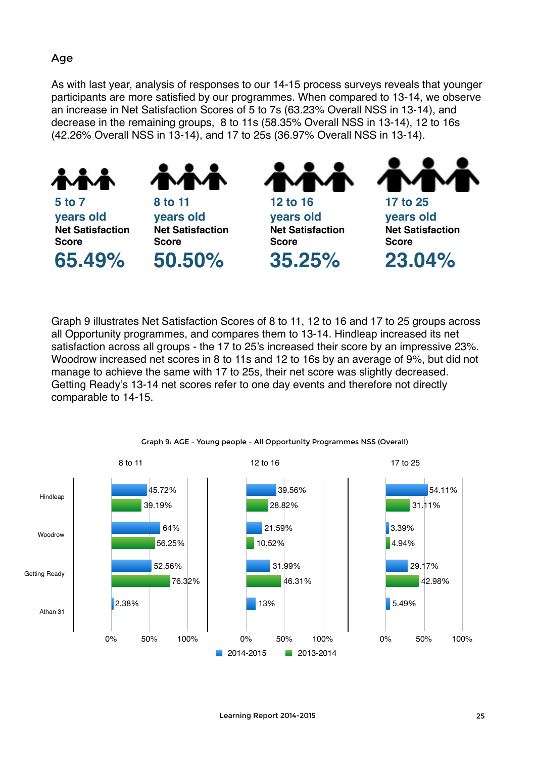## Age

As with last year, analysis of responses to our 14-15 process surveys reveals that younger participants are more satisfied by our programmes. When compared to 13-14, we observe an increase in Net Satisfaction Scores of 5 to 7s (63.23% Overall NSS in 13-14), and decrease in the remaining groups, 8 to 11s (58.35% Overall NSS in 13-14), 12 to 16s (42.26% Overall NSS in 13-14), and 17 to 25s (36.97% Overall NSS in 13-14).

| 5 to 7 years old | 8 to 11 years old | 12 to 16 years old | 17 to 25 years old |
|---|---|---|---|
| **Net Satisfaction Score** | **Net Satisfaction Score** | **Net Satisfaction Score** | **Net Satisfaction Score** |
| **65.49%** | **50.50%** | **35.25%** | **23.04%** |

Graph 9 illustrates Net Satisfaction Scores of 8 to 11, 12 to 16 and 17 to 25 groups across all Opportunity programmes, and compares them to 13-14. Hindleap increased its net satisfaction across all groups - the 17 to 25's increased their score by an impressive 23%. Woodrow increased net scores in 8 to 11s and 12 to 16s by an average of 9%, but did not manage to achieve the same with 17 to 25s, their net score was slightly decreased. Getting Ready's 13-14 net scores refer to one day events and therefore not directly comparable to 14-15.

Graph 9: AGE - Young people - All Opportunity Programmes NSS (Overall)

| | 8 to 11 (2014-2015) | 8 to 11 (2013-2014) | 12 to 16 (2014-2015) | 12 to 16 (2013-2014) | 17 to 25 (2014-2015) | 17 to 25 (2013-2014) |
|---|---|---|---|---|---|---|
| Hindleap | 45.72% | 39.19% | 39.56% | 28.82% | 54.11% | 31.11% |
| Woodrow | 64% | 56.25% | 21.59% | 10.52% | 3.39% | 4.94% |
| Getting Ready | 52.56% | 76.32% | 31.99% | 46.31% | 29.17% | 42.98% |
| Athan 31 | 2.38% | | 13% | | 5.49% | |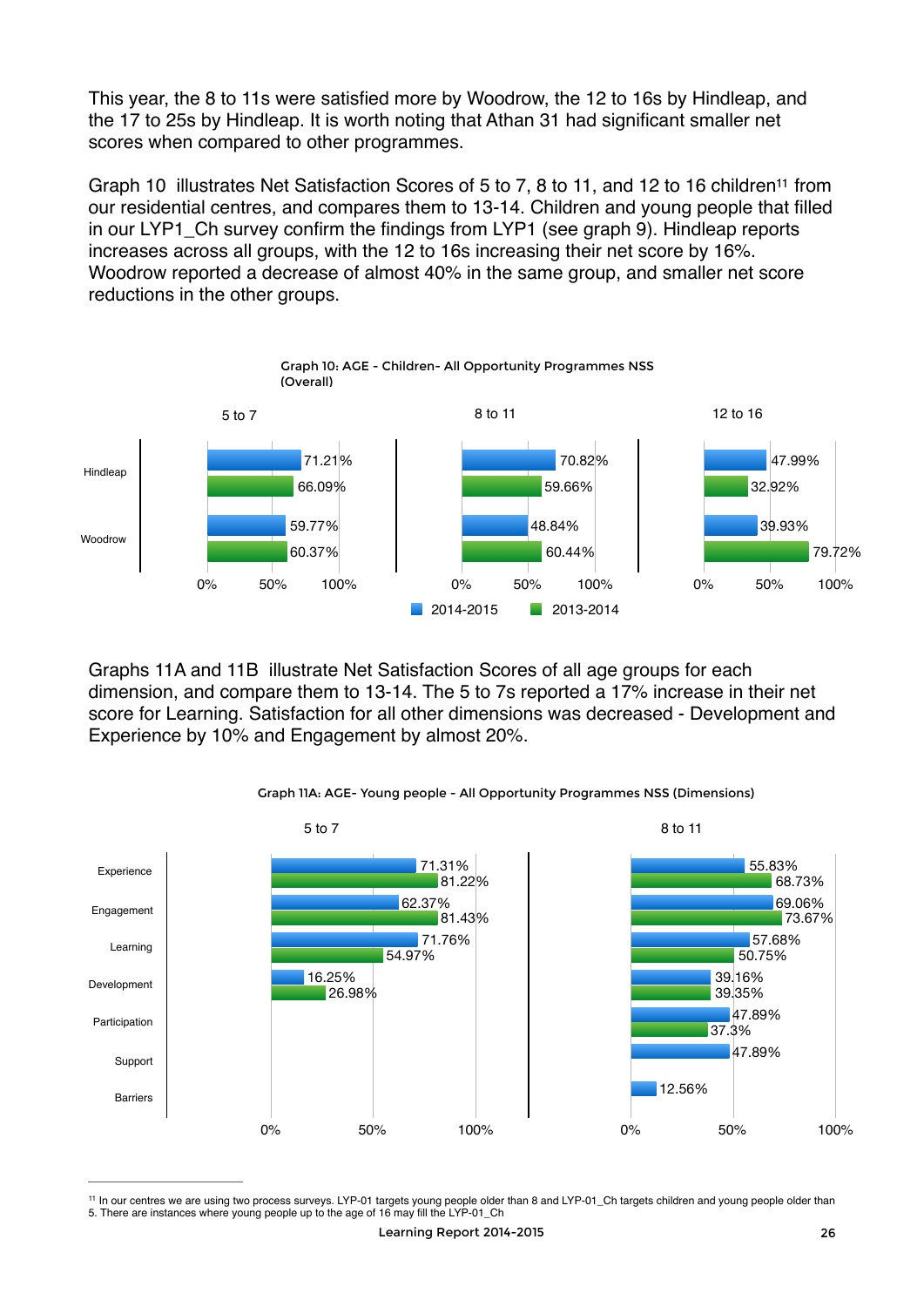This year, the 8 to 11s were satisfied more by Woodrow, the 12 to 16s by Hindleap, and the 17 to 25s by Hindleap. It is worth noting that Athan 31 had significant smaller net scores when compared to other programmes.

Graph 10 illustrates Net Satisfaction Scores of 5 to 7, 8 to 11, and 12 to 16 children[11] from our residential centres, and compares them to 13-14. Children and young people that filled in our LYP1_Ch survey confirm the findings from LYP1 (see graph 9). Hindleap reports increases across all groups, with the 12 to 16s increasing their net score by 16%. Woodrow reported a decrease of almost 40% in the same group, and smaller net score reductions in the other groups.

**Graph 10: AGE - Children- All Opportunity Programmes NSS (Overall)**

| | 5 to 7 (2014-2015) | 5 to 7 (2013-2014) | 8 to 11 (2014-2015) | 8 to 11 (2013-2014) | 12 to 16 (2014-2015) | 12 to 16 (2013-2014) |
|---|---|---|---|---|---|---|
| Hindleap | 71.21% | 66.09% | 70.82% | 59.66% | 47.99% | 32.92% |
| Woodrow | 59.77% | 60.37% | 48.84% | 60.44% | 39.93% | 79.72% |

Graphs 11A and 11B illustrate Net Satisfaction Scores of all age groups for each dimension, and compare them to 13-14. The 5 to 7s reported a 17% increase in their net score for Learning. Satisfaction for all other dimensions was decreased - Development and Experience by 10% and Engagement by almost 20%.

**Graph 11A: AGE- Young people - All Opportunity Programmes NSS (Dimensions)**

| | 5 to 7 (2014-2015) | 5 to 7 (2013-2014) | 8 to 11 (2014-2015) | 8 to 11 (2013-2014) |
|---|---|---|---|---|
| Experience | 71.31% | 81.22% | 55.83% | 68.73% |
| Engagement | 62.37% | 81.43% | 69.06% | 73.67% |
| Learning | 71.76% | 54.97% | 57.68% | 50.75% |
| Development | 16.25% | 26.98% | 39.16% | 39.35% |
| Participation | | | 47.89% | 37.3% |
| Support | | | 47.89% | |
| Barriers | | | 12.56% | |

[11] In our centres we are using two process surveys. LYP-01 targets young people older than 8 and LYP-01_Ch targets children and young people older than 5. There are instances where young people up to the age of 16 may fill the LYP-01_Ch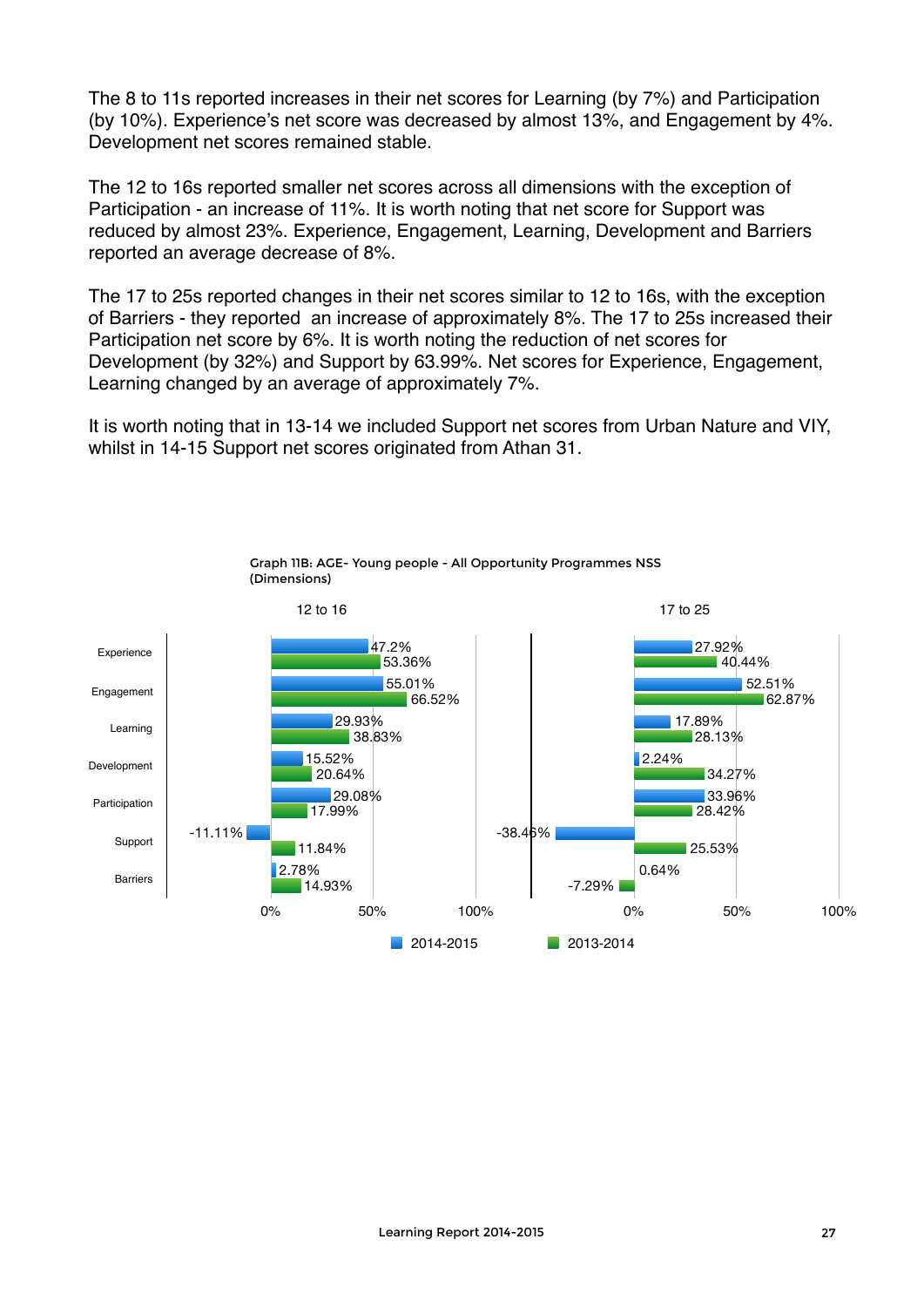The 8 to 11s reported increases in their net scores for Learning (by 7%) and Participation (by 10%). Experience's net score was decreased by almost 13%, and Engagement by 4%. Development net scores remained stable.

The 12 to 16s reported smaller net scores across all dimensions with the exception of Participation - an increase of 11%. It is worth noting that net score for Support was reduced by almost 23%. Experience, Engagement, Learning, Development and Barriers reported an average decrease of 8%.

The 17 to 25s reported changes in their net scores similar to 12 to 16s, with the exception of Barriers - they reported an increase of approximately 8%. The 17 to 25s increased their Participation net score by 6%. It is worth noting the reduction of net scores for Development (by 32%) and Support by 63.99%. Net scores for Experience, Engagement, Learning changed by an average of approximately 7%.

It is worth noting that in 13-14 we included Support net scores from Urban Nature and VIY, whilst in 14-15 Support net scores originated from Athan 31.

Graph 11B: AGE- Young people - All Opportunity Programmes NSS (Dimensions)

| Dimension | 12 to 16 (2014-2015) | 12 to 16 (2013-2014) | 17 to 25 (2014-2015) | 17 to 25 (2013-2014) |
| --- | --- | --- | --- | --- |
| Experience | 47.2% | 53.36% | 27.92% | 40.44% |
| Engagement | 55.01% | 66.52% | 52.51% | 62.87% |
| Learning | 29.93% | 38.83% | 17.89% | 28.13% |
| Development | 15.52% | 20.64% | 2.24% | 34.27% |
| Participation | 29.08% | 17.99% | 33.96% | 28.42% |
| Support | -11.11% | 11.84% | -38.46% | 25.53% |
| Barriers | 2.78% | 14.93% | 0.64% | -7.29% |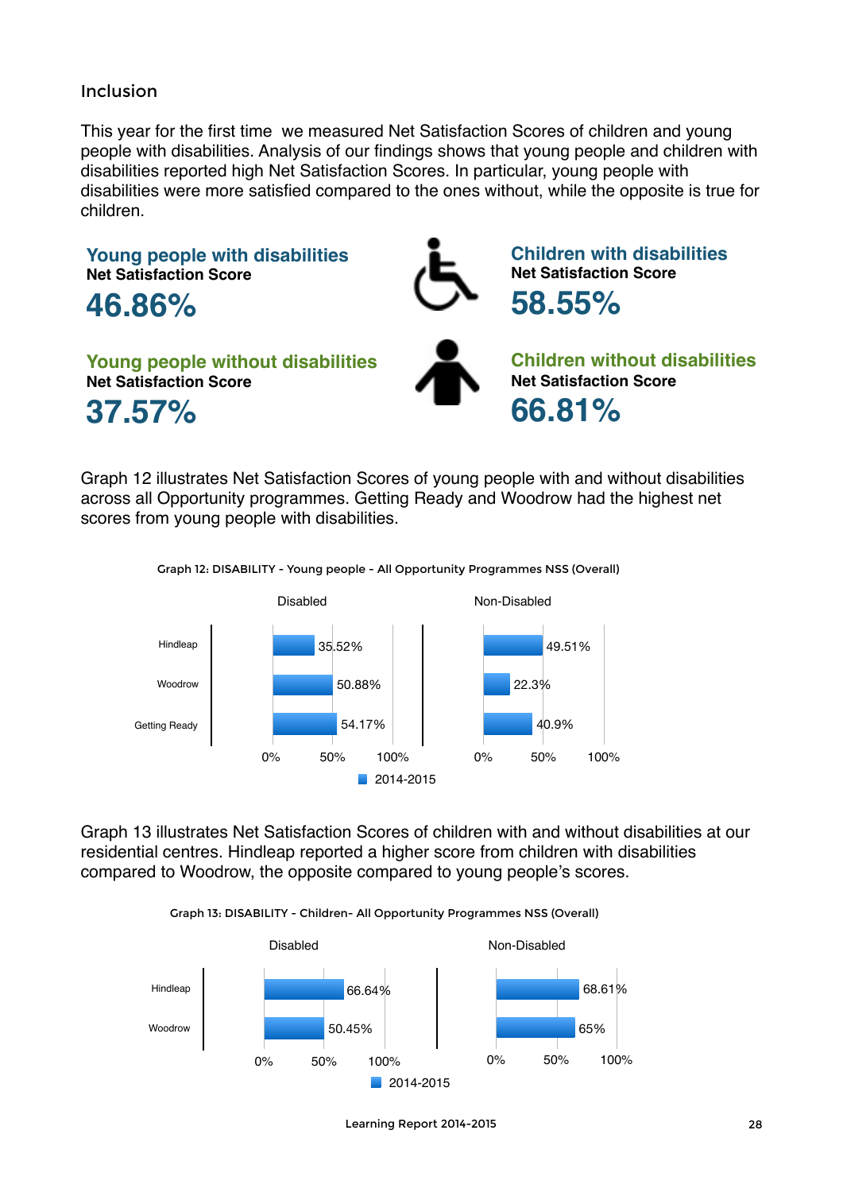## Inclusion

This year for the first time we measured Net Satisfaction Scores of children and young people with disabilities. Analysis of our findings shows that young people and children with disabilities reported high Net Satisfaction Scores. In particular, young people with disabilities were more satisfied compared to the ones without, while the opposite is true for children.

**Young people with disabilities**
**Net Satisfaction Score**
**46.86%**

**Children with disabilities**
**Net Satisfaction Score**
**58.55%**

**Young people without disabilities**
**Net Satisfaction Score**
**37.57%**

**Children without disabilities**
**Net Satisfaction Score**
**66.81%**

Graph 12 illustrates Net Satisfaction Scores of young people with and without disabilities across all Opportunity programmes. Getting Ready and Woodrow had the highest net scores from young people with disabilities.

Graph 12: DISABILITY - Young people - All Opportunity Programmes NSS (Overall)

| | Disabled (2014-2015) | Non-Disabled (2014-2015) |
|---|---|---|
| Hindleap | 35.52% | 49.51% |
| Woodrow | 50.88% | 22.3% |
| Getting Ready | 54.17% | 40.9% |

Graph 13 illustrates Net Satisfaction Scores of children with and without disabilities at our residential centres. Hindleap reported a higher score from children with disabilities compared to Woodrow, the opposite compared to young people's scores.

Graph 13: DISABILITY - Children- All Opportunity Programmes NSS (Overall)

| | Disabled (2014-2015) | Non-Disabled (2014-2015) |
|---|---|---|
| Hindleap | 66.64% | 68.61% |
| Woodrow | 50.45% | 65% |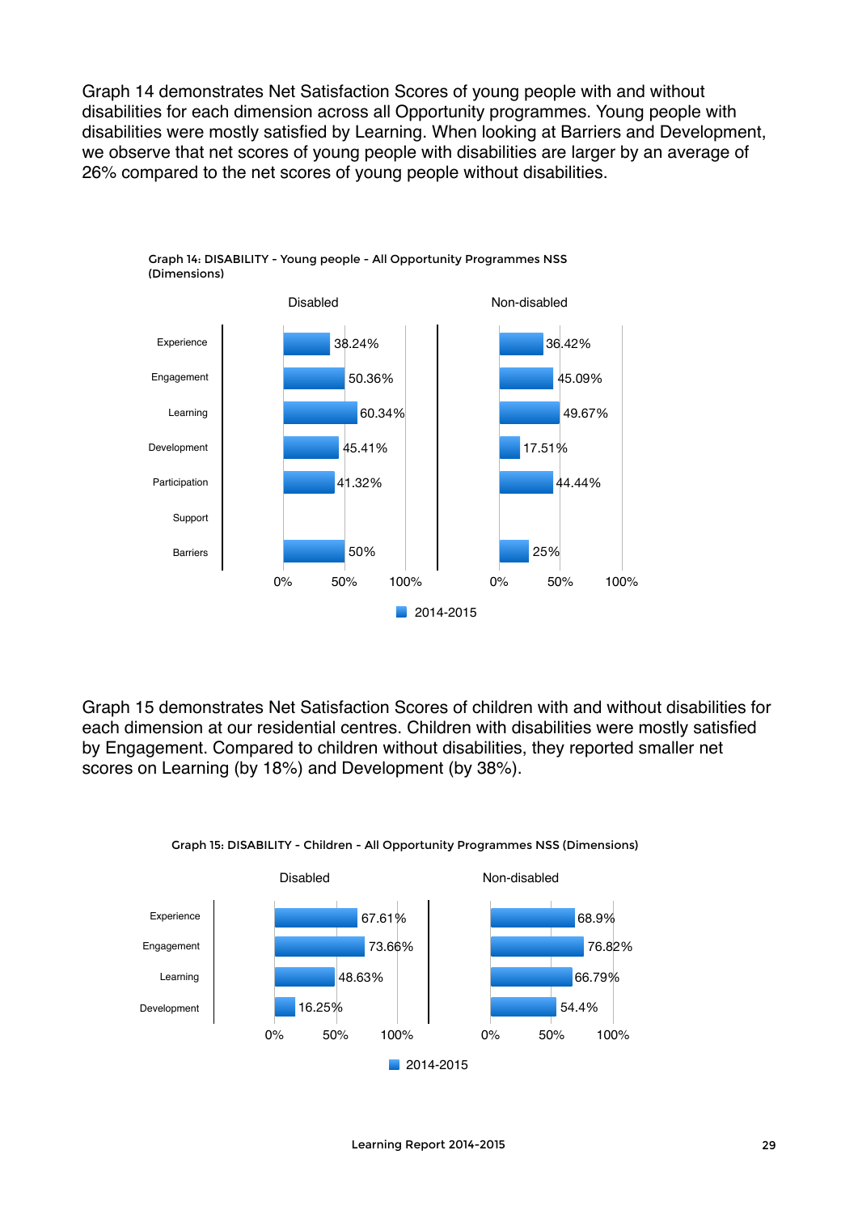Graph 14 demonstrates Net Satisfaction Scores of young people with and without disabilities for each dimension across all Opportunity programmes. Young people with disabilities were mostly satisfied by Learning. When looking at Barriers and Development, we observe that net scores of young people with disabilities are larger by an average of 26% compared to the net scores of young people without disabilities.

**Graph 14: DISABILITY - Young people - All Opportunity Programmes NSS (Dimensions)**

| Dimension | Disabled | Non-disabled |
|---|---|---|
| Experience | 38.24% | 36.42% |
| Engagement | 50.36% | 45.09% |
| Learning | 60.34% | 49.67% |
| Development | 45.41% | 17.51% |
| Participation | 41.32% | 44.44% |
| Support | | |
| Barriers | 50% | 25% |

2014-2015

Graph 15 demonstrates Net Satisfaction Scores of children with and without disabilities for each dimension at our residential centres. Children with disabilities were mostly satisfied by Engagement. Compared to children without disabilities, they reported smaller net scores on Learning (by 18%) and Development (by 38%).

**Graph 15: DISABILITY - Children - All Opportunity Programmes NSS (Dimensions)**

| Dimension | Disabled | Non-disabled |
|---|---|---|
| Experience | 67.61% | 68.9% |
| Engagement | 73.66% | 76.82% |
| Learning | 48.63% | 66.79% |
| Development | 16.25% | 54.4% |

2014-2015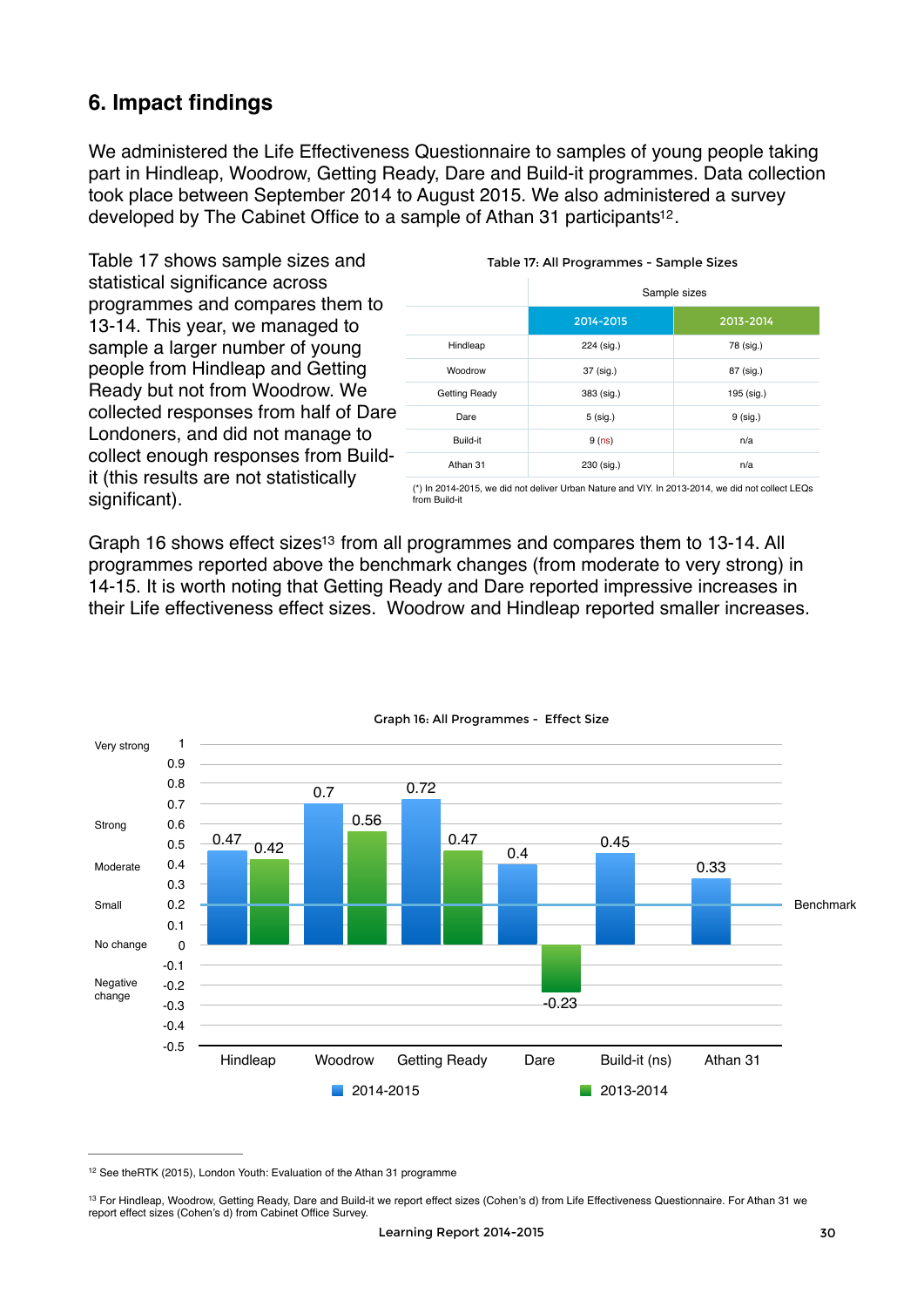## 6. Impact findings

We administered the Life Effectiveness Questionnaire to samples of young people taking part in Hindleap, Woodrow, Getting Ready, Dare and Build-it programmes. Data collection took place between September 2014 to August 2015. We also administered a survey developed by The Cabinet Office to a sample of Athan 31 participants[12].

Table 17 shows sample sizes and statistical significance across programmes and compares them to 13-14. This year, we managed to sample a larger number of young people from Hindleap and Getting Ready but not from Woodrow. We collected responses from half of Dare Londoners, and did not manage to collect enough responses from Build-it (this results are not statistically significant).

Table 17: All Programmes - Sample Sizes

| | Sample sizes | |
|---|---|---|
| | 2014-2015 | 2013-2014 |
| Hindleap | 224 (sig.) | 78 (sig.) |
| Woodrow | 37 (sig.) | 87 (sig.) |
| Getting Ready | 383 (sig.) | 195 (sig.) |
| Dare | 5 (sig.) | 9 (sig.) |
| Build-it | 9 (ns) | n/a |
| Athan 31 | 230 (sig.) | n/a |

(*) In 2014-2015, we did not deliver Urban Nature and VIY. In 2013-2014, we did not collect LEQs from Build-it

Graph 16 shows effect sizes[13] from all programmes and compares them to 13-14. All programmes reported above the benchmark changes (from moderate to very strong) in 14-15. It is worth noting that Getting Ready and Dare reported impressive increases in their Life effectiveness effect sizes. Woodrow and Hindleap reported smaller increases.

Graph 16: All Programmes - Effect Size

| Programme | 2014-2015 | 2013-2014 |
|---|---|---|
| Hindleap | 0.47 | 0.42 |
| Woodrow | 0.7 | 0.56 |
| Getting Ready | 0.72 | 0.47 |
| Dare | 0.4 | -0.23 |
| Build-it (ns) | 0.45 | |
| Athan 31 | 0.33 | |

Scale: Very strong (1), Strong (0.6), Moderate (0.4), Small (0.2), No change (0), Negative change (below 0). Benchmark at 0.2.

[12] See theRTK (2015), London Youth: Evaluation of the Athan 31 programme

[13] For Hindleap, Woodrow, Getting Ready, Dare and Build-it we report effect sizes (Cohen's d) from Life Effectiveness Questionnaire. For Athan 31 we report effect sizes (Cohen's d) from Cabinet Office Survey.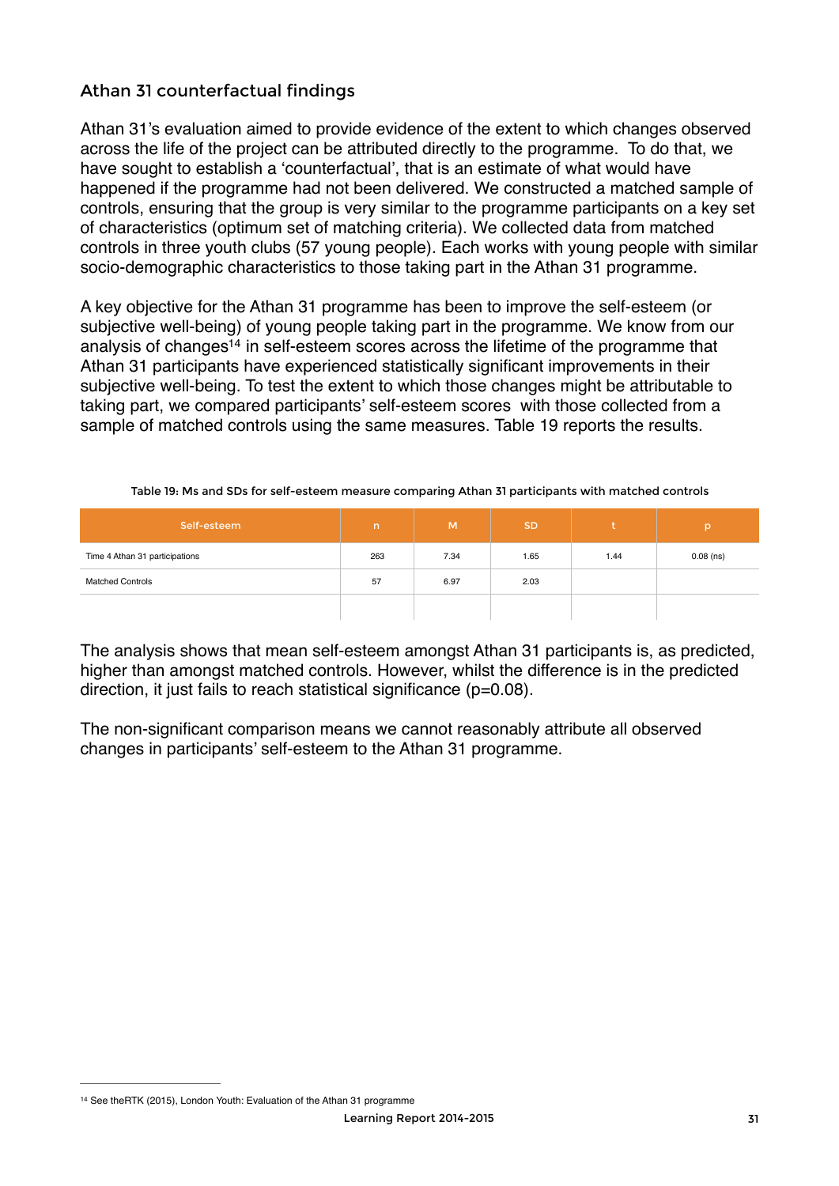## Athan 31 counterfactual findings

Athan 31's evaluation aimed to provide evidence of the extent to which changes observed across the life of the project can be attributed directly to the programme. To do that, we have sought to establish a 'counterfactual', that is an estimate of what would have happened if the programme had not been delivered. We constructed a matched sample of controls, ensuring that the group is very similar to the programme participants on a key set of characteristics (optimum set of matching criteria). We collected data from matched controls in three youth clubs (57 young people). Each works with young people with similar socio-demographic characteristics to those taking part in the Athan 31 programme.

A key objective for the Athan 31 programme has been to improve the self-esteem (or subjective well-being) of young people taking part in the programme. We know from our analysis of changes[14] in self-esteem scores across the lifetime of the programme that Athan 31 participants have experienced statistically significant improvements in their subjective well-being. To test the extent to which those changes might be attributable to taking part, we compared participants' self-esteem scores with those collected from a sample of matched controls using the same measures. Table 19 reports the results.

Table 19: Ms and SDs for self-esteem measure comparing Athan 31 participants with matched controls

| Self-esteem | n | M | SD | t | p |
|---|---|---|---|---|---|
| Time 4 Athan 31 participations | 263 | 7.34 | 1.65 | 1.44 | 0.08 (ns) |
| Matched Controls | 57 | 6.97 | 2.03 | | |
| | | | | | |

The analysis shows that mean self-esteem amongst Athan 31 participants is, as predicted, higher than amongst matched controls. However, whilst the difference is in the predicted direction, it just fails to reach statistical significance ($p=0.08$).

The non-significant comparison means we cannot reasonably attribute all observed changes in participants' self-esteem to the Athan 31 programme.

[14] See theRTK (2015), London Youth: Evaluation of the Athan 31 programme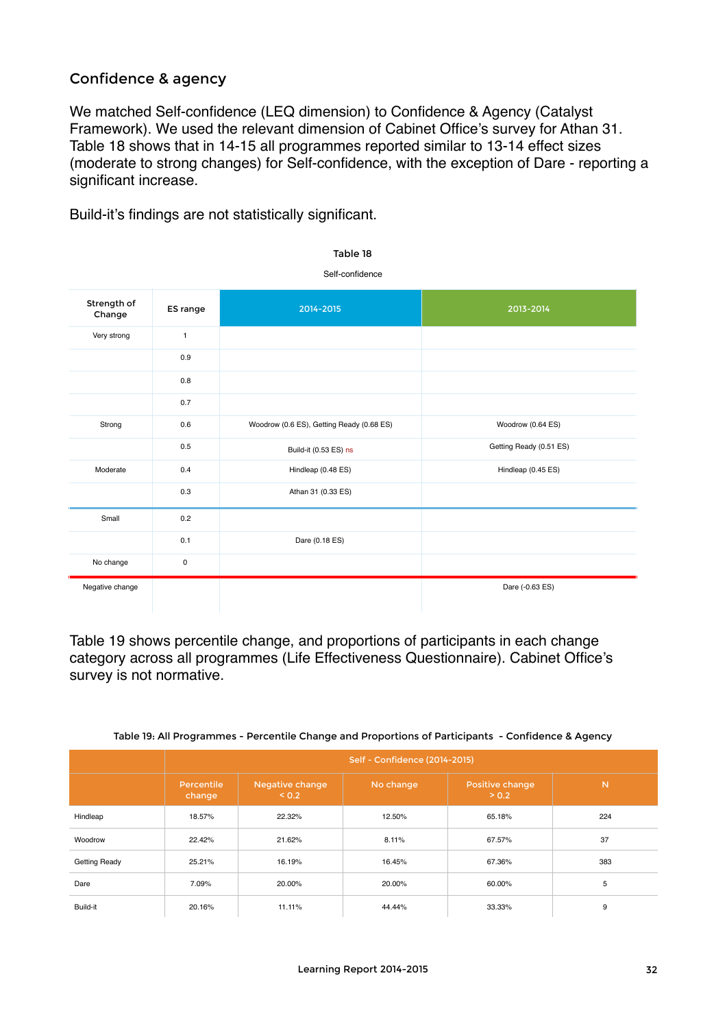## Confidence & agency

We matched Self-confidence (LEQ dimension) to Confidence & Agency (Catalyst Framework). We used the relevant dimension of Cabinet Office's survey for Athan 31. Table 18 shows that in 14-15 all programmes reported similar to 13-14 effect sizes (moderate to strong changes) for Self-confidence, with the exception of Dare - reporting a significant increase.

Build-it's findings are not statistically significant.

Table 18

Self-confidence

| Strength of Change | ES range | 2014-2015 | 2013-2014 |
|---|---|---|---|
| Very strong | 1 | | |
| | 0.9 | | |
| | 0.8 | | |
| | 0.7 | | |
| Strong | 0.6 | Woodrow (0.6 ES), Getting Ready (0.68 ES) | Woodrow (0.64 ES) |
| | 0.5 | Build-it (0.53 ES) ns | Getting Ready (0.51 ES) |
| Moderate | 0.4 | Hindleap (0.48 ES) | Hindleap (0.45 ES) |
| | 0.3 | Athan 31 (0.33 ES) | |
| Small | 0.2 | | |
| | 0.1 | Dare (0.18 ES) | |
| No change | 0 | | |
| Negative change | | | Dare (-0.63 ES) |

Table 19 shows percentile change, and proportions of participants in each change category across all programmes (Life Effectiveness Questionnaire). Cabinet Office's survey is not normative.

Table 19: All Programmes - Percentile Change and Proportions of Participants - Confidence & Agency

| | Self - Confidence (2014-2015) | | | | |
|---|---|---|---|---|---|
| | Percentile change | Negative change < 0.2 | No change | Positive change > 0.2 | N |
| Hindleap | 18.57% | 22.32% | 12.50% | 65.18% | 224 |
| Woodrow | 22.42% | 21.62% | 8.11% | 67.57% | 37 |
| Getting Ready | 25.21% | 16.19% | 16.45% | 67.36% | 383 |
| Dare | 7.09% | 20.00% | 20.00% | 60.00% | 5 |
| Build-it | 20.16% | 11.11% | 44.44% | 33.33% | 9 |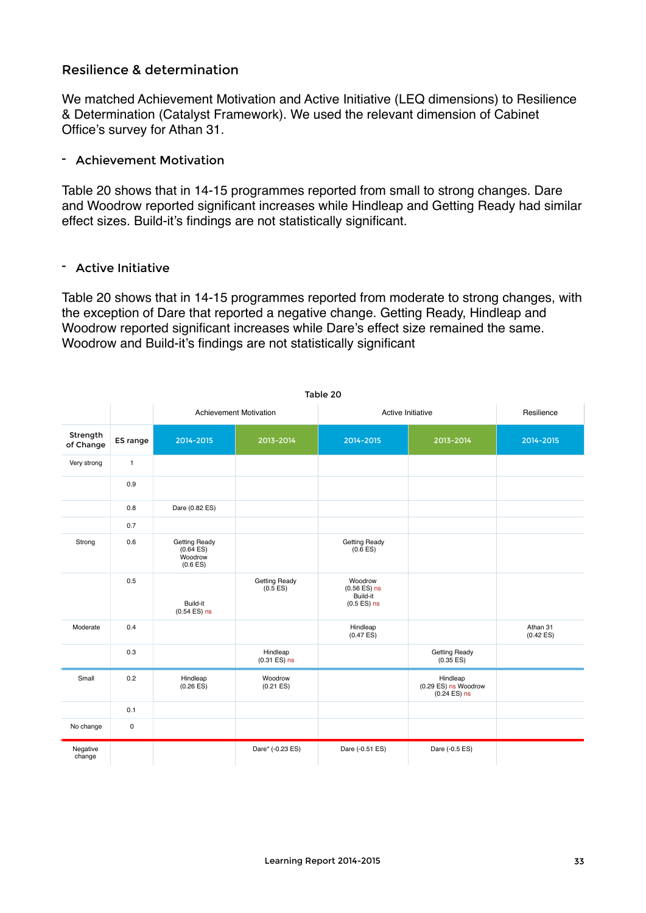## Resilience & determination

We matched Achievement Motivation and Active Initiative (LEQ dimensions) to Resilience & Determination (Catalyst Framework). We used the relevant dimension of Cabinet Office's survey for Athan 31.

### - Achievement Motivation

Table 20 shows that in 14-15 programmes reported from small to strong changes. Dare and Woodrow reported significant increases while Hindleap and Getting Ready had similar effect sizes. Build-it's findings are not statistically significant.

### - Active Initiative

Table 20 shows that in 14-15 programmes reported from moderate to strong changes, with the exception of Dare that reported a negative change. Getting Ready, Hindleap and Woodrow reported significant increases while Dare's effect size remained the same. Woodrow and Build-it's findings are not statistically significant

Table 20

| | | Achievement Motivation | | Active Initiative | | Resilience |
|---|---|---|---|---|---|---|
| **Strength of Change** | **ES range** | 2014-2015 | 2013-2014 | 2014-2015 | 2013-2014 | 2014-2015 |
| Very strong | 1 | | | | | |
| | 0.9 | | | | | |
| | 0.8 | Dare (0.82 ES) | | | | |
| | 0.7 | | | | | |
| Strong | 0.6 | Getting Ready (0.64 ES) Woodrow (0.6 ES) | | Getting Ready (0.6 ES) | | |
| | 0.5 | Build-it (0.54 ES) ns | Getting Ready (0.5 ES) | Woodrow (0.56 ES) ns Build-it (0.5 ES) ns | | |
| Moderate | 0.4 | | | Hindleap (0.47 ES) | | Athan 31 (0.42 ES) |
| | 0.3 | | Hindleap (0.31 ES) ns | | Getting Ready (0.35 ES) | |
| Small | 0.2 | Hindleap (0.26 ES) | Woodrow (0.21 ES) | | Hindleap (0.29 ES) ns Woodrow (0.24 ES) ns | |
| | 0.1 | | | | | |
| No change | 0 | | | | | |
| Negative change | | | Dare* (-0.23 ES) | Dare (-0.51 ES) | Dare (-0.5 ES) | |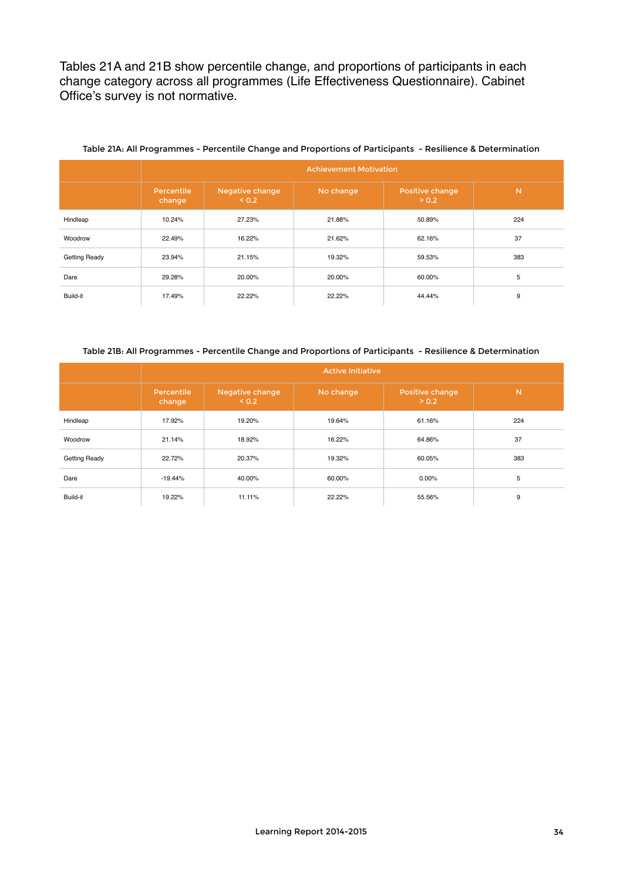Tables 21A and 21B show percentile change, and proportions of participants in each change category across all programmes (Life Effectiveness Questionnaire). Cabinet Office's survey is not normative.

Table 21A: All Programmes - Percentile Change and Proportions of Participants - Resilience & Determination

| | Achievement Motivation | | | | |
|---|---|---|---|---|---|
| | Percentile change | Negative change < 0.2 | No change | Positive change > 0.2 | N |
| Hindleap | 10.24% | 27.23% | 21.88% | 50.89% | 224 |
| Woodrow | 22.49% | 16.22% | 21.62% | 62.16% | 37 |
| Getting Ready | 23.94% | 21.15% | 19.32% | 59.53% | 383 |
| Dare | 29.28% | 20.00% | 20.00% | 60.00% | 5 |
| Build-it | 17.49% | 22.22% | 22.22% | 44.44% | 9 |

Table 21B: All Programmes - Percentile Change and Proportions of Participants - Resilience & Determination

| | Active Initiative | | | | |
|---|---|---|---|---|---|
| | Percentile change | Negative change < 0.2 | No change | Positive change > 0.2 | N |
| Hindleap | 17.92% | 19.20% | 19.64% | 61.16% | 224 |
| Woodrow | 21.14% | 18.92% | 16.22% | 64.86% | 37 |
| Getting Ready | 22.72% | 20.37% | 19.32% | 60.05% | 383 |
| Dare | -19.44% | 40.00% | 60.00% | 0.00% | 5 |
| Build-it | 19.22% | 11.11% | 22.22% | 55.56% | 9 |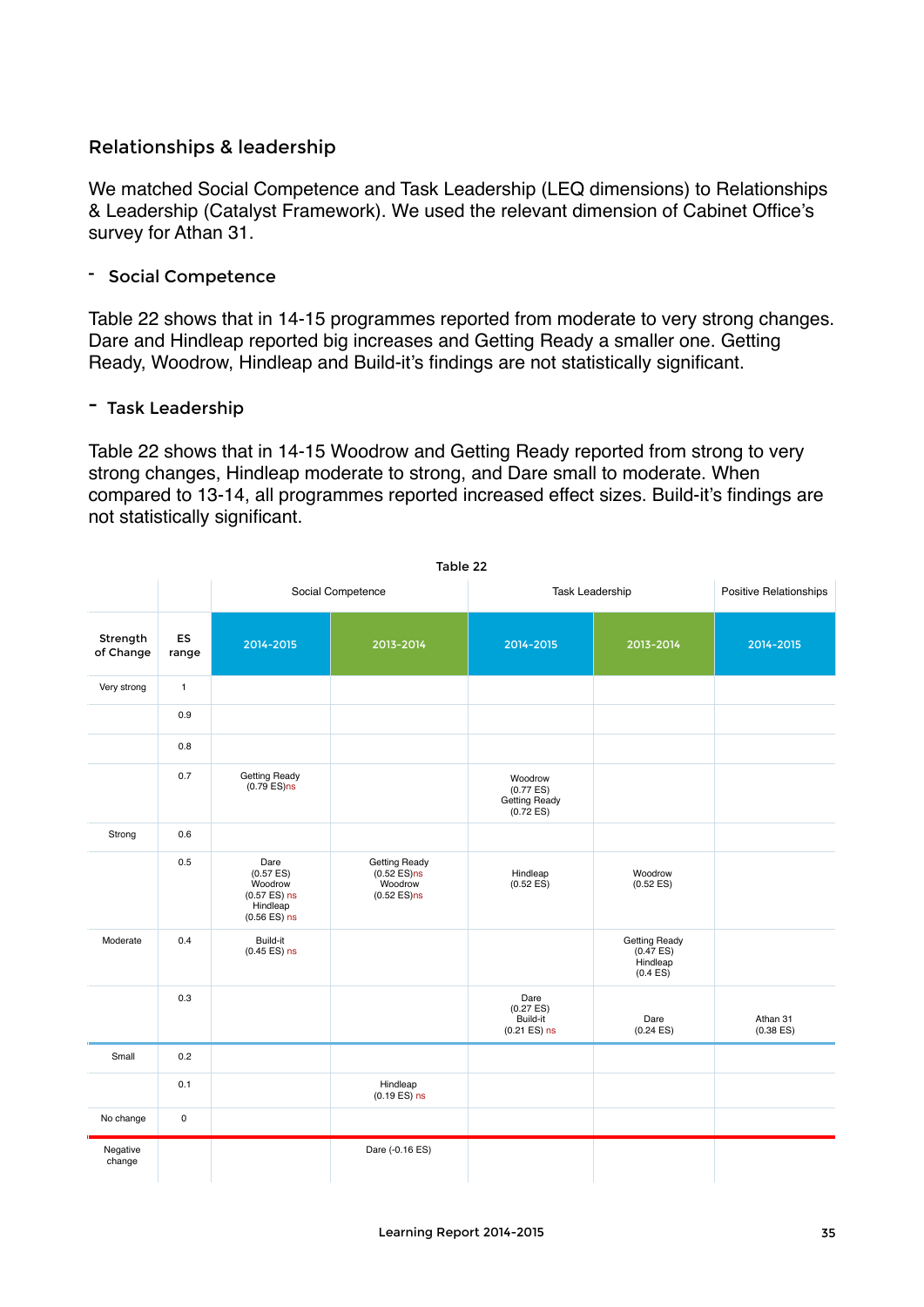## Relationships & leadership

We matched Social Competence and Task Leadership (LEQ dimensions) to Relationships & Leadership (Catalyst Framework). We used the relevant dimension of Cabinet Office's survey for Athan 31.

### - Social Competence

Table 22 shows that in 14-15 programmes reported from moderate to very strong changes. Dare and Hindleap reported big increases and Getting Ready a smaller one. Getting Ready, Woodrow, Hindleap and Build-it's findings are not statistically significant.

### - Task Leadership

Table 22 shows that in 14-15 Woodrow and Getting Ready reported from strong to very strong changes, Hindleap moderate to strong, and Dare small to moderate. When compared to 13-14, all programmes reported increased effect sizes. Build-it's findings are not statistically significant.

Table 22

| | | Social Competence | | Task Leadership | | Positive Relationships |
|---|---|---|---|---|---|---|
| Strength of Change | ES range | 2014-2015 | 2013-2014 | 2014-2015 | 2013-2014 | 2014-2015 |
| Very strong | 1 | | | | | |
| | 0.9 | | | | | |
| | 0.8 | | | | | |
| | 0.7 | Getting Ready (0.79 ES)ns | | Woodrow (0.77 ES) Getting Ready (0.72 ES) | | |
| Strong | 0.6 | | | | | |
| | 0.5 | Dare (0.57 ES) Woodrow (0.57 ES) ns Hindleap (0.56 ES) ns | Getting Ready (0.52 ES)ns Woodrow (0.52 ES)ns | Hindleap (0.52 ES) | Woodrow (0.52 ES) | |
| Moderate | 0.4 | Build-it (0.45 ES) ns | | | Getting Ready (0.47 ES) Hindleap (0.4 ES) | |
| | 0.3 | | | Dare (0.27 ES) Build-it (0.21 ES) ns | Dare (0.24 ES) | Athan 31 (0.38 ES) |
| Small | 0.2 | | | | | |
| | 0.1 | | Hindleap (0.19 ES) ns | | | |
| No change | 0 | | | | | |
| Negative change | | | Dare (-0.16 ES) | | | |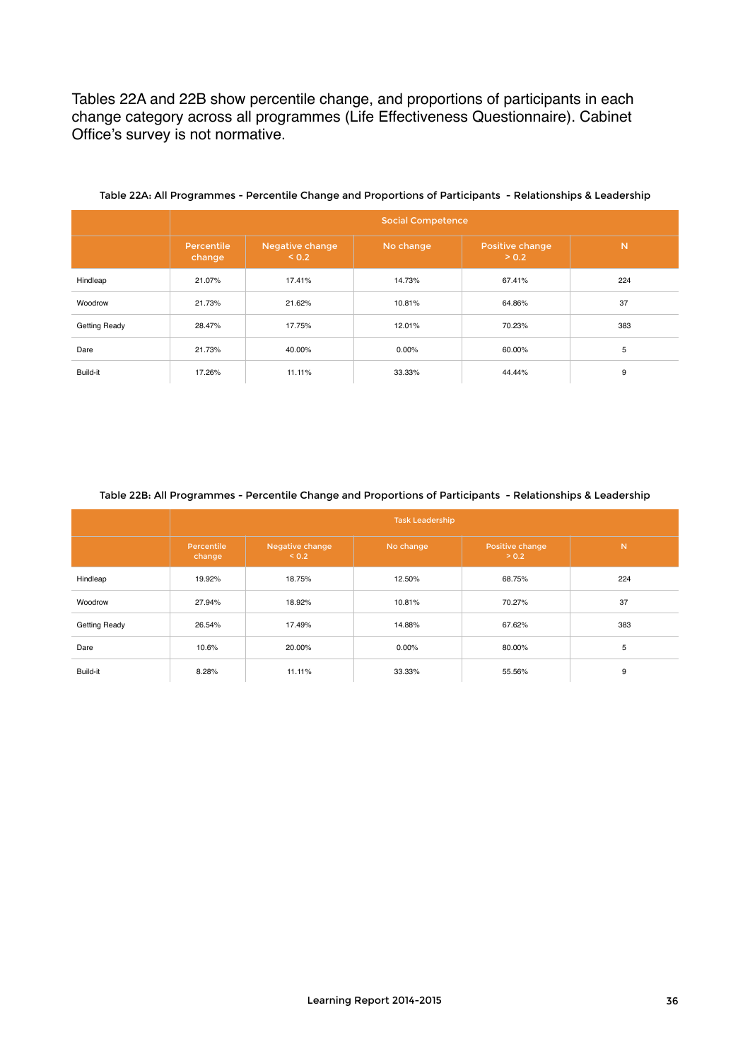Tables 22A and 22B show percentile change, and proportions of participants in each change category across all programmes (Life Effectiveness Questionnaire). Cabinet Office's survey is not normative.

Table 22A: All Programmes - Percentile Change and Proportions of Participants - Relationships & Leadership

| | Social Competence | | | | |
|---|---|---|---|---|---|
| | Percentile change | Negative change < 0.2 | No change | Positive change > 0.2 | N |
| Hindleap | 21.07% | 17.41% | 14.73% | 67.41% | 224 |
| Woodrow | 21.73% | 21.62% | 10.81% | 64.86% | 37 |
| Getting Ready | 28.47% | 17.75% | 12.01% | 70.23% | 383 |
| Dare | 21.73% | 40.00% | 0.00% | 60.00% | 5 |
| Build-it | 17.26% | 11.11% | 33.33% | 44.44% | 9 |

Table 22B: All Programmes - Percentile Change and Proportions of Participants - Relationships & Leadership

| | Task Leadership | | | | |
|---|---|---|---|---|---|
| | Percentile change | Negative change < 0.2 | No change | Positive change > 0.2 | N |
| Hindleap | 19.92% | 18.75% | 12.50% | 68.75% | 224 |
| Woodrow | 27.94% | 18.92% | 10.81% | 70.27% | 37 |
| Getting Ready | 26.54% | 17.49% | 14.88% | 67.62% | 383 |
| Dare | 10.6% | 20.00% | 0.00% | 80.00% | 5 |
| Build-it | 8.28% | 11.11% | 33.33% | 55.56% | 9 |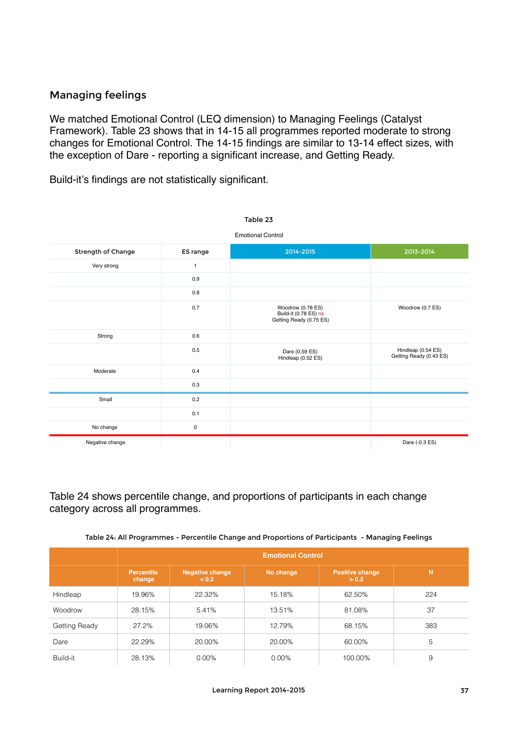## Managing feelings

We matched Emotional Control (LEQ dimension) to Managing Feelings (Catalyst Framework). Table 23 shows that in 14-15 all programmes reported moderate to strong changes for Emotional Control. The 14-15 findings are similar to 13-14 effect sizes, with the exception of Dare - reporting a significant increase, and Getting Ready.

Build-it's findings are not statistically significant.

Table 23

Emotional Control

| Strength of Change | ES range | 2014-2015 | 2013-2014 |
|---|---|---|---|
| Very strong | 1 | | |
| | 0.9 | | |
| | 0.8 | | |
| | 0.7 | Woodrow (0.78 ES)<br>Build-it (0.78 ES) ns<br>Getting Ready (0.75 ES) | Woodrow (0.7 ES) |
| Strong | 0.6 | | |
| | 0.5 | Dare (0.59 ES)<br>Hindleap (0.52 ES) | Hindleap (0.54 ES)<br>Getting Ready (0.43 ES) |
| Moderate | 0.4 | | |
| | 0.3 | | |
| Small | 0.2 | | |
| | 0.1 | | |
| No change | 0 | | |
| Negative change | | | Dare (-0.3 ES) |

Table 24 shows percentile change, and proportions of participants in each change category across all programmes.

Table 24: All Programmes - Percentile Change and Proportions of Participants - Managing Feelings

| | Emotional Control | | | | |
|---|---|---|---|---|---|
| | Percentile change | Negative change < 0.2 | No change | Positive change > 0.2 | N |
| Hindleap | 19.96% | 22.32% | 15.18% | 62.50% | 224 |
| Woodrow | 28.15% | 5.41% | 13.51% | 81.08% | 37 |
| Getting Ready | 27.2% | 19.06% | 12.79% | 68.15% | 383 |
| Dare | 22.29% | 20.00% | 20.00% | 60.00% | 5 |
| Build-it | 28.13% | 0.00% | 0.00% | 100.00% | 9 |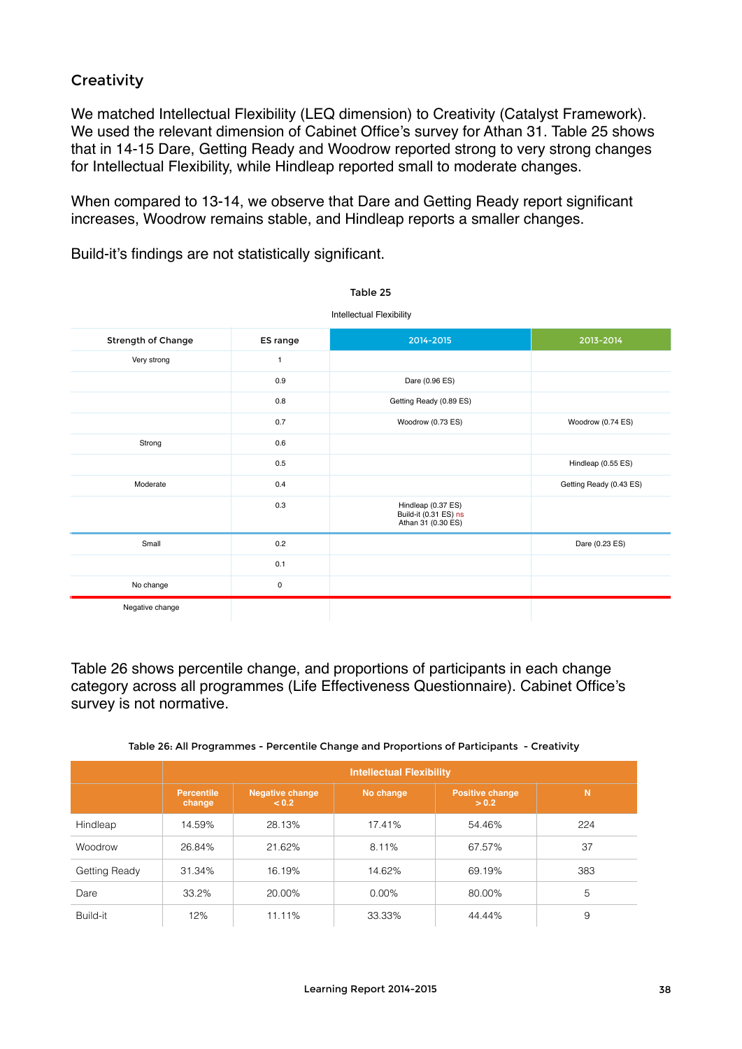## Creativity

We matched Intellectual Flexibility (LEQ dimension) to Creativity (Catalyst Framework). We used the relevant dimension of Cabinet Office's survey for Athan 31. Table 25 shows that in 14-15 Dare, Getting Ready and Woodrow reported strong to very strong changes for Intellectual Flexibility, while Hindleap reported small to moderate changes.

When compared to 13-14, we observe that Dare and Getting Ready report significant increases, Woodrow remains stable, and Hindleap reports a smaller changes.

Build-it's findings are not statistically significant.

Table 25

Intellectual Flexibility

| Strength of Change | ES range | 2014-2015 | 2013-2014 |
|---|---|---|---|
| Very strong | 1 | | |
| | 0.9 | Dare (0.96 ES) | |
| | 0.8 | Getting Ready (0.89 ES) | |
| | 0.7 | Woodrow (0.73 ES) | Woodrow (0.74 ES) |
| Strong | 0.6 | | |
| | 0.5 | | Hindleap (0.55 ES) |
| Moderate | 0.4 | | Getting Ready (0.43 ES) |
| | 0.3 | Hindleap (0.37 ES)<br>Build-it (0.31 ES) ns<br>Athan 31 (0.30 ES) | |
| Small | 0.2 | | Dare (0.23 ES) |
| | 0.1 | | |
| No change | 0 | | |
| Negative change | | | |

Table 26 shows percentile change, and proportions of participants in each change category across all programmes (Life Effectiveness Questionnaire). Cabinet Office's survey is not normative.

Table 26: All Programmes - Percentile Change and Proportions of Participants - Creativity

| | Intellectual Flexibility | | | | |
|---|---|---|---|---|---|
| | Percentile change | Negative change < 0.2 | No change | Positive change > 0.2 | N |
| Hindleap | 14.59% | 28.13% | 17.41% | 54.46% | 224 |
| Woodrow | 26.84% | 21.62% | 8.11% | 67.57% | 37 |
| Getting Ready | 31.34% | 16.19% | 14.62% | 69.19% | 383 |
| Dare | 33.2% | 20.00% | 0.00% | 80.00% | 5 |
| Build-it | 12% | 11.11% | 33.33% | 44.44% | 9 |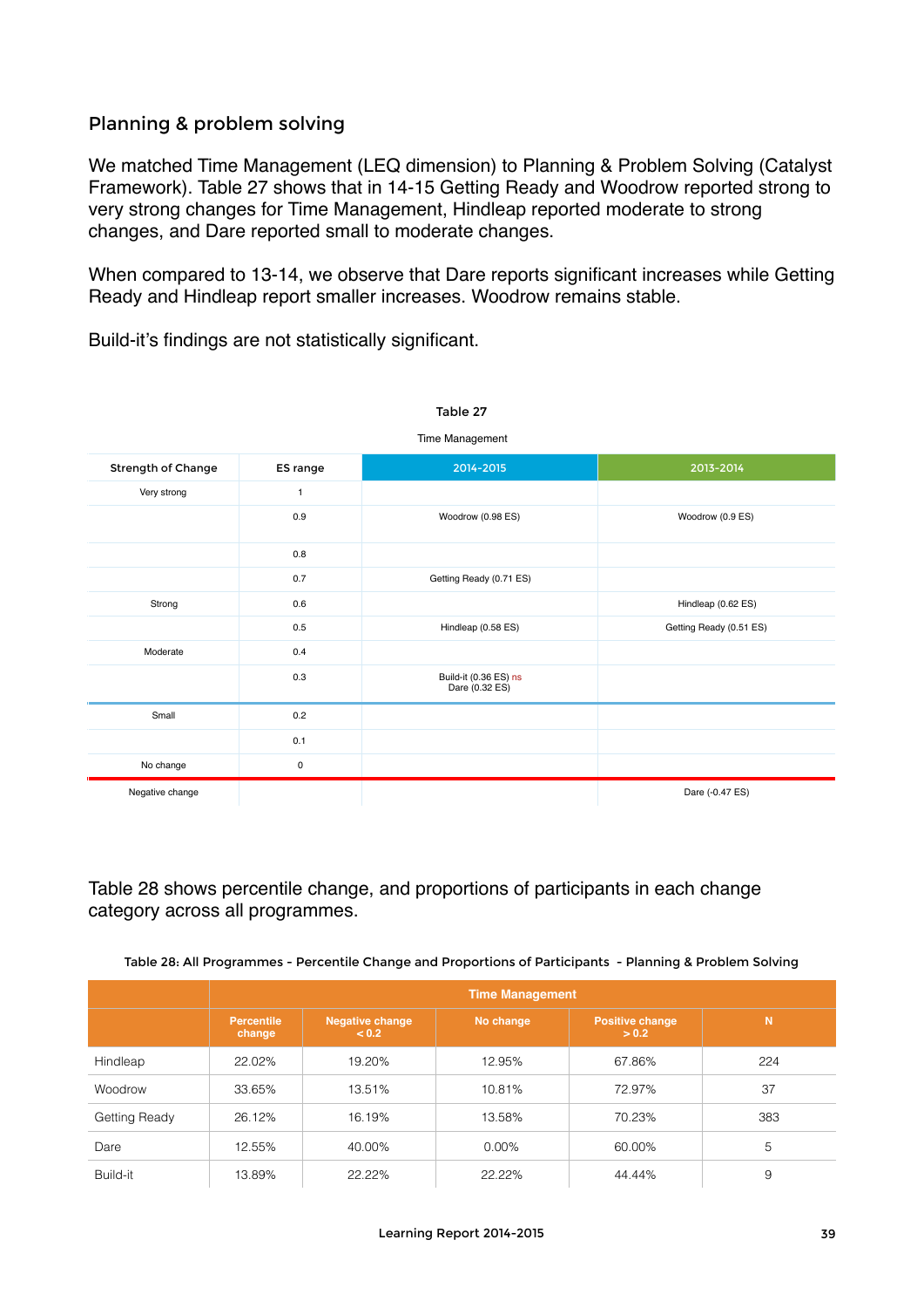## Planning & problem solving

We matched Time Management (LEQ dimension) to Planning & Problem Solving (Catalyst Framework). Table 27 shows that in 14-15 Getting Ready and Woodrow reported strong to very strong changes for Time Management, Hindleap reported moderate to strong changes, and Dare reported small to moderate changes.

When compared to 13-14, we observe that Dare reports significant increases while Getting Ready and Hindleap report smaller increases. Woodrow remains stable.

Build-it's findings are not statistically significant.

**Table 27**

Time Management

| Strength of Change | ES range | 2014-2015 | 2013-2014 |
|---|---|---|---|
| Very strong | 1 | | |
| | 0.9 | Woodrow (0.98 ES) | Woodrow (0.9 ES) |
| | 0.8 | | |
| | 0.7 | Getting Ready (0.71 ES) | |
| Strong | 0.6 | | Hindleap (0.62 ES) |
| | 0.5 | Hindleap (0.58 ES) | Getting Ready (0.51 ES) |
| Moderate | 0.4 | | |
| | 0.3 | Build-it (0.36 ES) ns<br>Dare (0.32 ES) | |
| Small | 0.2 | | |
| | 0.1 | | |
| No change | 0 | | |
| Negative change | | | Dare (-0.47 ES) |

Table 28 shows percentile change, and proportions of participants in each change category across all programmes.

**Table 28: All Programmes - Percentile Change and Proportions of Participants - Planning & Problem Solving**

| | Time Management | | | | |
|---|---|---|---|---|---|
| | Percentile change | Negative change < 0.2 | No change | Positive change > 0.2 | N |
| Hindleap | 22.02% | 19.20% | 12.95% | 67.86% | 224 |
| Woodrow | 33.65% | 13.51% | 10.81% | 72.97% | 37 |
| Getting Ready | 26.12% | 16.19% | 13.58% | 70.23% | 383 |
| Dare | 12.55% | 40.00% | 0.00% | 60.00% | 5 |
| Build-it | 13.89% | 22.22% | 22.22% | 44.44% | 9 |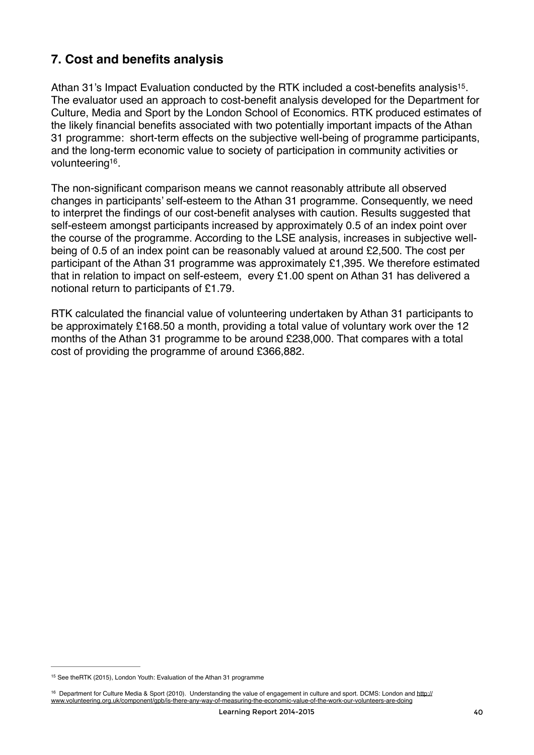## 7. Cost and benefits analysis

Athan 31's Impact Evaluation conducted by the RTK included a cost-benefits analysis[15]. The evaluator used an approach to cost-benefit analysis developed for the Department for Culture, Media and Sport by the London School of Economics. RTK produced estimates of the likely financial benefits associated with two potentially important impacts of the Athan 31 programme: short-term effects on the subjective well-being of programme participants, and the long-term economic value to society of participation in community activities or volunteering[16].

The non-significant comparison means we cannot reasonably attribute all observed changes in participants' self-esteem to the Athan 31 programme. Consequently, we need to interpret the findings of our cost-benefit analyses with caution. Results suggested that self-esteem amongst participants increased by approximately 0.5 of an index point over the course of the programme. According to the LSE analysis, increases in subjective well-being of 0.5 of an index point can be reasonably valued at around £2,500. The cost per participant of the Athan 31 programme was approximately £1,395. We therefore estimated that in relation to impact on self-esteem, every £1.00 spent on Athan 31 has delivered a notional return to participants of £1.79.

RTK calculated the financial value of volunteering undertaken by Athan 31 participants to be approximately £168.50 a month, providing a total value of voluntary work over the 12 months of the Athan 31 programme to be around £238,000. That compares with a total cost of providing the programme of around £366,882.

---

[15] See theRTK (2015), London Youth: Evaluation of the Athan 31 programme

[16] Department for Culture Media & Sport (2010). Understanding the value of engagement in culture and sport. DCMS: London and http://www.volunteering.org.uk/component/gpb/is-there-any-way-of-measuring-the-economic-value-of-the-work-our-volunteers-are-doing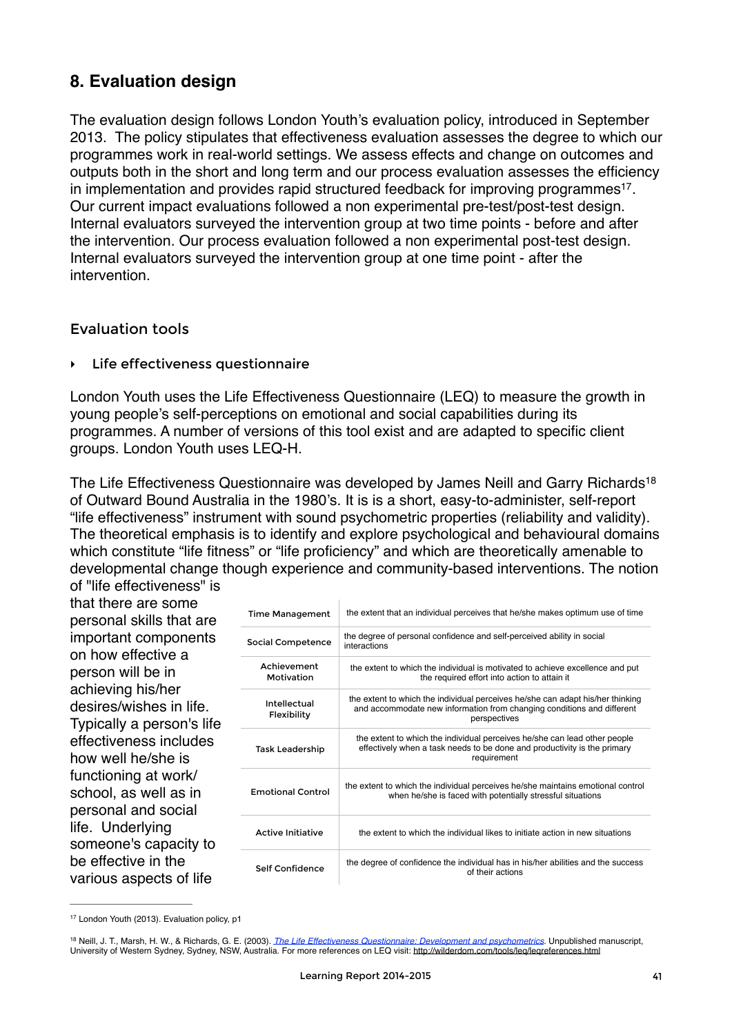## 8. Evaluation design

The evaluation design follows London Youth's evaluation policy, introduced in September 2013. The policy stipulates that effectiveness evaluation assesses the degree to which our programmes work in real-world settings. We assess effects and change on outcomes and outputs both in the short and long term and our process evaluation assesses the efficiency in implementation and provides rapid structured feedback for improving programmes[17]. Our current impact evaluations followed a non experimental pre-test/post-test design. Internal evaluators surveyed the intervention group at two time points - before and after the intervention. Our process evaluation followed a non experimental post-test design. Internal evaluators surveyed the intervention group at one time point - after the intervention.

### Evaluation tools

- **Life effectiveness questionnaire**

London Youth uses the Life Effectiveness Questionnaire (LEQ) to measure the growth in young people's self-perceptions on emotional and social capabilities during its programmes. A number of versions of this tool exist and are adapted to specific client groups. London Youth uses LEQ-H.

The Life Effectiveness Questionnaire was developed by James Neill and Garry Richards[18] of Outward Bound Australia in the 1980's. It is is a short, easy-to-administer, self-report "life effectiveness" instrument with sound psychometric properties (reliability and validity). The theoretical emphasis is to identify and explore psychological and behavioural domains which constitute "life fitness" or "life proficiency" and which are theoretically amenable to developmental change though experience and community-based interventions. The notion of "life effectiveness" is that there are some personal skills that are important components on how effective a person will be in achieving his/her desires/wishes in life. Typically a person's life effectiveness includes how well he/she is functioning at work/ school, as well as in personal and social life. Underlying someone's capacity to be effective in the various aspects of life

| | |
|---|---|
| Time Management | the extent that an individual perceives that he/she makes optimum use of time |
| Social Competence | the degree of personal confidence and self-perceived ability in social interactions |
| Achievement Motivation | the extent to which the individual is motivated to achieve excellence and put the required effort into action to attain it |
| Intellectual Flexibility | the extent to which the individual perceives he/she can adapt his/her thinking and accommodate new information from changing conditions and different perspectives |
| Task Leadership | the extent to which the individual perceives he/she can lead other people effectively when a task needs to be done and productivity is the primary requirement |
| Emotional Control | the extent to which the individual perceives he/she maintains emotional control when he/she is faced with potentially stressful situations |
| Active Initiative | the extent to which the individual likes to initiate action in new situations |
| Self Confidence | the degree of confidence the individual has in his/her abilities and the success of their actions |

---

[17] London Youth (2013). Evaluation policy, p1

[18] Neill, J. T., Marsh, H. W., & Richards, G. E. (2003). *The Life Effectiveness Questionnaire: Development and psychometrics*. Unpublished manuscript, University of Western Sydney, Sydney, NSW, Australia. For more references on LEQ visit: http://wilderdom.com/tools/leq/leqreferences.html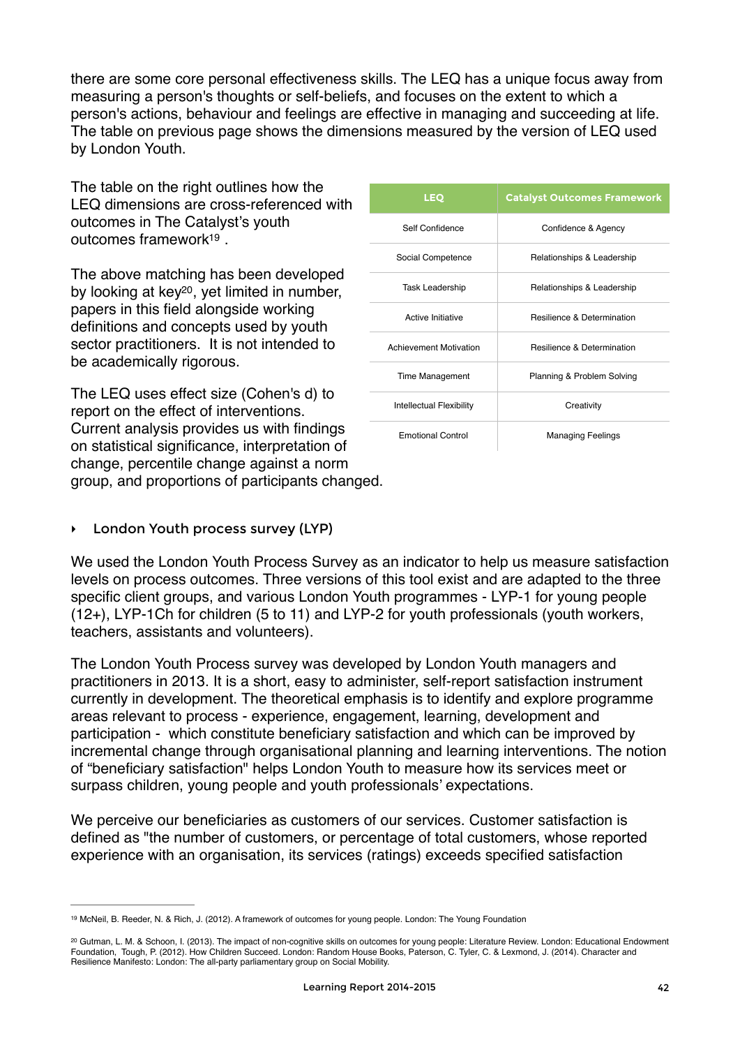there are some core personal effectiveness skills. The LEQ has a unique focus away from measuring a person's thoughts or self-beliefs, and focuses on the extent to which a person's actions, behaviour and feelings are effective in managing and succeeding at life. The table on previous page shows the dimensions measured by the version of LEQ used by London Youth.

The table on the right outlines how the LEQ dimensions are cross-referenced with outcomes in The Catalyst's youth outcomes framework[19] .

| LEQ | Catalyst Outcomes Framework |
| --- | --- |
| Self Confidence | Confidence & Agency |
| Social Competence | Relationships & Leadership |
| Task Leadership | Relationships & Leadership |
| Active Initiative | Resilience & Determination |
| Achievement Motivation | Resilience & Determination |
| Time Management | Planning & Problem Solving |
| Intellectual Flexibility | Creativity |
| Emotional Control | Managing Feelings |

The above matching has been developed by looking at key[20], yet limited in number, papers in this field alongside working definitions and concepts used by youth sector practitioners. It is not intended to be academically rigorous.

The LEQ uses effect size (Cohen's d) to report on the effect of interventions. Current analysis provides us with findings on statistical significance, interpretation of change, percentile change against a norm group, and proportions of participants changed.

- London Youth process survey (LYP)

We used the London Youth Process Survey as an indicator to help us measure satisfaction levels on process outcomes. Three versions of this tool exist and are adapted to the three specific client groups, and various London Youth programmes - LYP-1 for young people (12+), LYP-1Ch for children (5 to 11) and LYP-2 for youth professionals (youth workers, teachers, assistants and volunteers).

The London Youth Process survey was developed by London Youth managers and practitioners in 2013. It is a short, easy to administer, self-report satisfaction instrument currently in development. The theoretical emphasis is to identify and explore programme areas relevant to process - experience, engagement, learning, development and participation - which constitute beneficiary satisfaction and which can be improved by incremental change through organisational planning and learning interventions. The notion of "beneficiary satisfaction" helps London Youth to measure how its services meet or surpass children, young people and youth professionals' expectations.

We perceive our beneficiaries as customers of our services. Customer satisfaction is defined as "the number of customers, or percentage of total customers, whose reported experience with an organisation, its services (ratings) exceeds specified satisfaction

---

[19] McNeil, B. Reeder, N. & Rich, J. (2012). A framework of outcomes for young people. London: The Young Foundation

[20] Gutman, L. M. & Schoon, I. (2013). The impact of non-cognitive skills on outcomes for young people: Literature Review. London: Educational Endowment Foundation, Tough, P. (2012). How Children Succeed. London: Random House Books, Paterson, C. Tyler, C. & Lexmond, J. (2014). Character and Resilience Manifesto: London: The all-party parliamentary group on Social Mobility.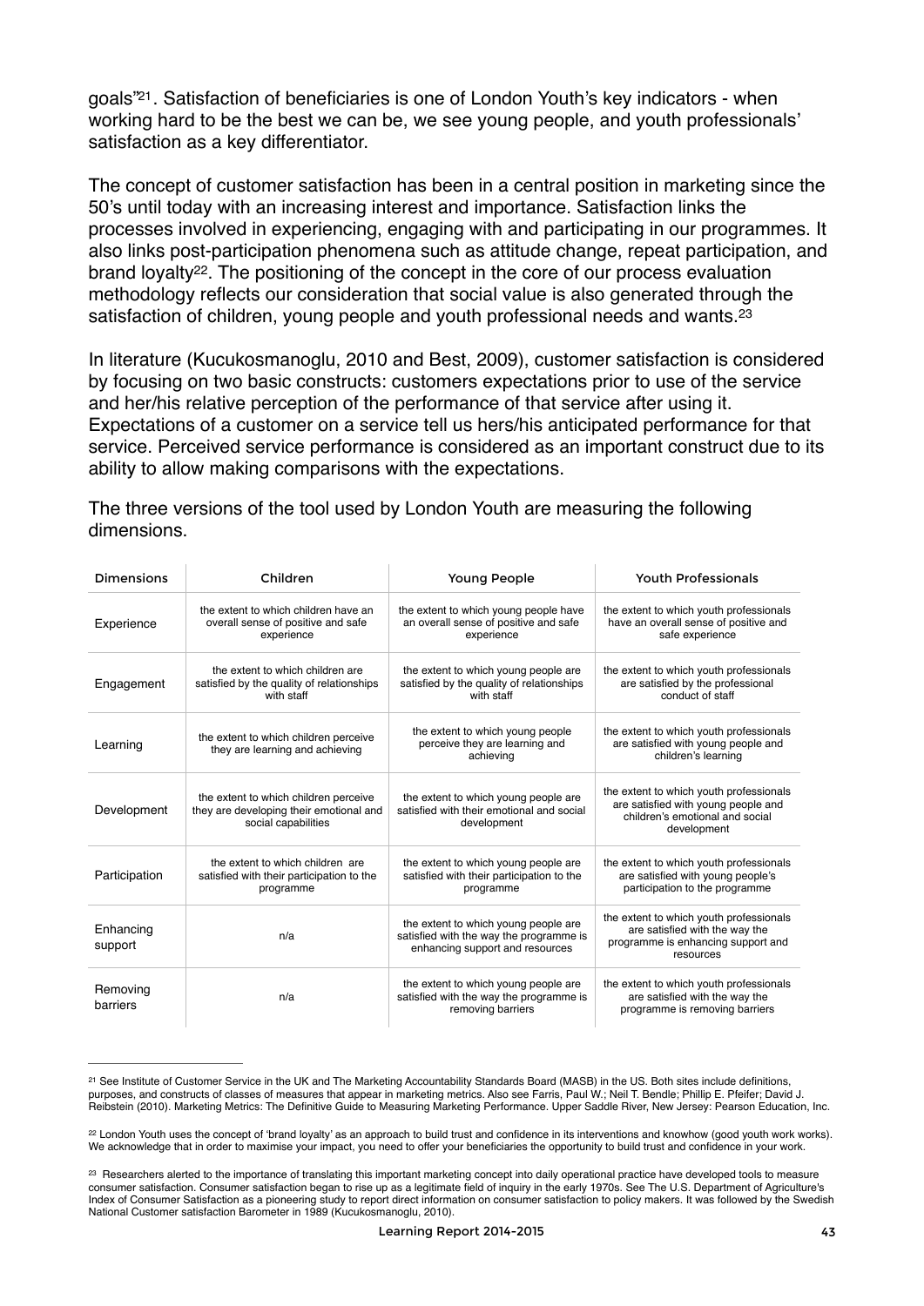goals"[21]. Satisfaction of beneficiaries is one of London Youth's key indicators - when working hard to be the best we can be, we see young people, and youth professionals' satisfaction as a key differentiator.

The concept of customer satisfaction has been in a central position in marketing since the 50's until today with an increasing interest and importance. Satisfaction links the processes involved in experiencing, engaging with and participating in our programmes. It also links post-participation phenomena such as attitude change, repeat participation, and brand loyalty[22]. The positioning of the concept in the core of our process evaluation methodology reflects our consideration that social value is also generated through the satisfaction of children, young people and youth professional needs and wants.[23]

In literature (Kucukosmanoglu, 2010 and Best, 2009), customer satisfaction is considered by focusing on two basic constructs: customers expectations prior to use of the service and her/his relative perception of the performance of that service after using it. Expectations of a customer on a service tell us hers/his anticipated performance for that service. Perceived service performance is considered as an important construct due to its ability to allow making comparisons with the expectations.

The three versions of the tool used by London Youth are measuring the following dimensions.

| Dimensions | Children | Young People | Youth Professionals |
|---|---|---|---|
| Experience | the extent to which children have an overall sense of positive and safe experience | the extent to which young people have an overall sense of positive and safe experience | the extent to which youth professionals have an overall sense of positive and safe experience |
| Engagement | the extent to which children are satisfied by the quality of relationships with staff | the extent to which young people are satisfied by the quality of relationships with staff | the extent to which youth professionals are satisfied by the professional conduct of staff |
| Learning | the extent to which children perceive they are learning and achieving | the extent to which young people perceive they are learning and achieving | the extent to which youth professionals are satisfied with young people and children's learning |
| Development | the extent to which children perceive they are developing their emotional and social capabilities | the extent to which young people are satisfied with their emotional and social development | the extent to which youth professionals are satisfied with young people and children's emotional and social development |
| Participation | the extent to which children are satisfied with their participation to the programme | the extent to which young people are satisfied with their participation to the programme | the extent to which youth professionals are satisfied with young people's participation to the programme |
| Enhancing support | n/a | the extent to which young people are satisfied with the way the programme is enhancing support and resources | the extent to which youth professionals are satisfied with the way the programme is enhancing support and resources |
| Removing barriers | n/a | the extent to which young people are satisfied with the way the programme is removing barriers | the extent to which youth professionals are satisfied with the way the programme is removing barriers |

---

[21] See Institute of Customer Service in the UK and The Marketing Accountability Standards Board (MASB) in the US. Both sites include definitions, purposes, and constructs of classes of measures that appear in marketing metrics. Also see Farris, Paul W.; Neil T. Bendle; Phillip E. Pfeifer; David J. Reibstein (2010). Marketing Metrics: The Definitive Guide to Measuring Marketing Performance. Upper Saddle River, New Jersey: Pearson Education, Inc.

[22] London Youth uses the concept of 'brand loyalty' as an approach to build trust and confidence in its interventions and knowhow (good youth work works). We acknowledge that in order to maximise your impact, you need to offer your beneficiaries the opportunity to build trust and confidence in your work.

[23] Researchers alerted to the importance of translating this important marketing concept into daily operational practice have developed tools to measure consumer satisfaction. Consumer satisfaction began to rise up as a legitimate field of inquiry in the early 1970s. See The U.S. Department of Agriculture's Index of Consumer Satisfaction as a pioneering study to report direct information on consumer satisfaction to policy makers. It was followed by the Swedish National Customer satisfaction Barometer in 1989 (Kucukosmanoglu, 2010).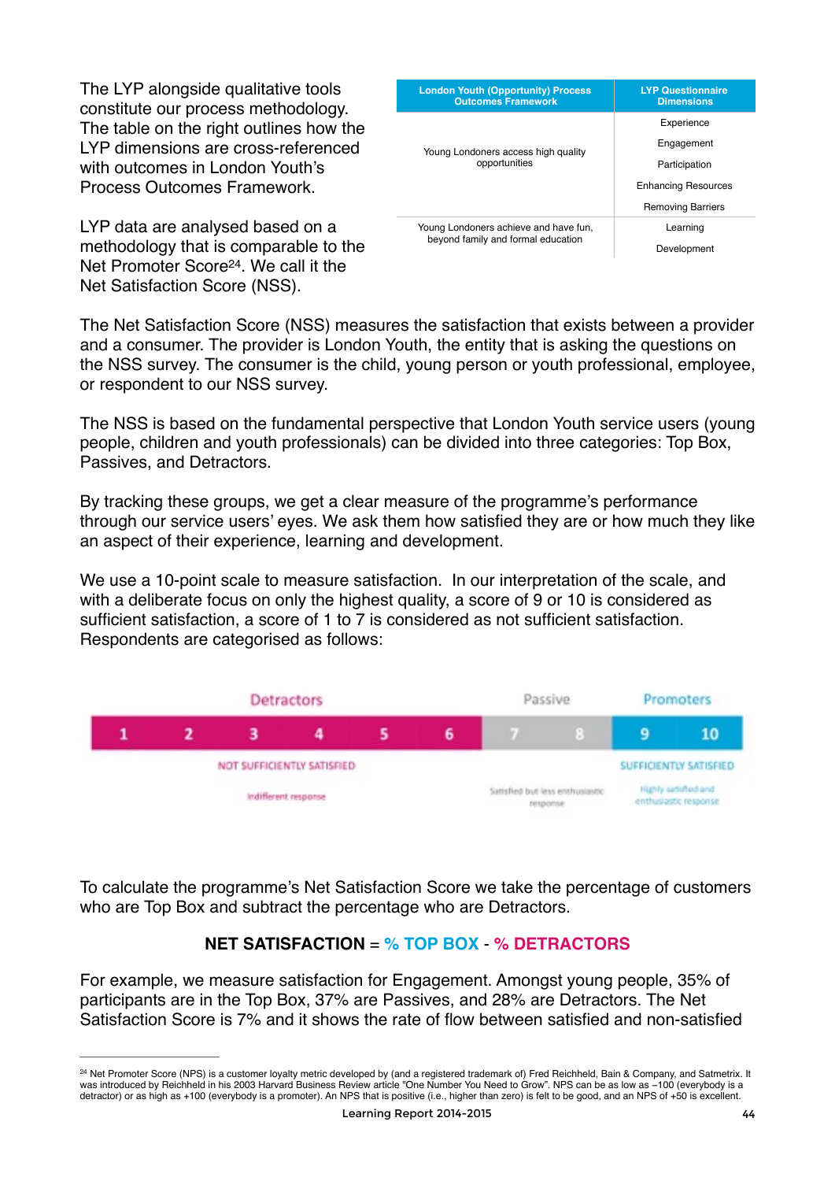The LYP alongside qualitative tools constitute our process methodology. The table on the right outlines how the LYP dimensions are cross-referenced with outcomes in London Youth's Process Outcomes Framework.

LYP data are analysed based on a methodology that is comparable to the Net Promoter Score[24]. We call it the Net Satisfaction Score (NSS).

| London Youth (Opportunity) Process Outcomes Framework | LYP Questionnaire Dimensions |
|---|---|
| Young Londoners access high quality opportunities | Experience |
| | Engagement |
| | Participation |
| | Enhancing Resources |
| | Removing Barriers |
| Young Londoners achieve and have fun, beyond family and formal education | Learning |
| | Development |

The Net Satisfaction Score (NSS) measures the satisfaction that exists between a provider and a consumer. The provider is London Youth, the entity that is asking the questions on the NSS survey. The consumer is the child, young person or youth professional, employee, or respondent to our NSS survey.

The NSS is based on the fundamental perspective that London Youth service users (young people, children and youth professionals) can be divided into three categories: Top Box, Passives, and Detractors.

By tracking these groups, we get a clear measure of the programme's performance through our service users' eyes. We ask them how satisfied they are or how much they like an aspect of their experience, learning and development.

We use a 10-point scale to measure satisfaction. In our interpretation of the scale, and with a deliberate focus on only the highest quality, a score of 9 or 10 is considered as sufficient satisfaction, a score of 1 to 7 is considered as not sufficient satisfaction. Respondents are categorised as follows:

| Detractors | | | | | | Passive | | Promoters | |
|---|---|---|---|---|---|---|---|---|---|
| 1 | 2 | 3 | 4 | 5 | 6 | 7 | 8 | 9 | 10 |
| NOT SUFFICIENTLY SATISFIED | | | | | | | | SUFFICIENTLY SATISFIED | |
| Indifferent response | | | | | | Satisfied but less enthusiastic response | | Highly satisfied and enthusiastic response | |

To calculate the programme's Net Satisfaction Score we take the percentage of customers who are Top Box and subtract the percentage who are Detractors.

**NET SATISFACTION = % TOP BOX - % DETRACTORS**

For example, we measure satisfaction for Engagement. Amongst young people, 35% of participants are in the Top Box, 37% are Passives, and 28% are Detractors. The Net Satisfaction Score is 7% and it shows the rate of flow between satisfied and non-satisfied

[24] Net Promoter Score (NPS) is a customer loyalty metric developed by (and a registered trademark of) Fred Reichheld, Bain & Company, and Satmetrix. It was introduced by Reichheld in his 2003 Harvard Business Review article "One Number You Need to Grow". NPS can be as low as −100 (everybody is a detractor) or as high as +100 (everybody is a promoter). An NPS that is positive (i.e., higher than zero) is felt to be good, and an NPS of +50 is excellent.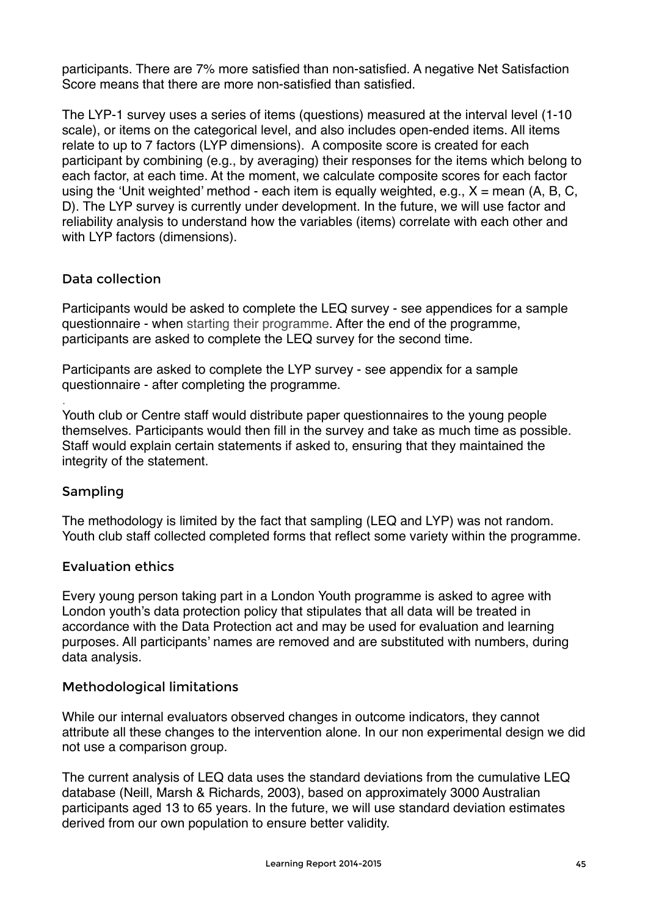participants. There are 7% more satisfied than non-satisfied. A negative Net Satisfaction Score means that there are more non-satisfied than satisfied.

The LYP-1 survey uses a series of items (questions) measured at the interval level (1-10 scale), or items on the categorical level, and also includes open-ended items. All items relate to up to 7 factors (LYP dimensions). A composite score is created for each participant by combining (e.g., by averaging) their responses for the items which belong to each factor, at each time. At the moment, we calculate composite scores for each factor using the 'Unit weighted' method - each item is equally weighted, e.g., X = mean (A, B, C, D). The LYP survey is currently under development. In the future, we will use factor and reliability analysis to understand how the variables (items) correlate with each other and with LYP factors (dimensions).

### Data collection

Participants would be asked to complete the LEQ survey - see appendices for a sample questionnaire - when starting their programme. After the end of the programme, participants are asked to complete the LEQ survey for the second time.

Participants are asked to complete the LYP survey - see appendix for a sample questionnaire - after completing the programme.

Youth club or Centre staff would distribute paper questionnaires to the young people themselves. Participants would then fill in the survey and take as much time as possible. Staff would explain certain statements if asked to, ensuring that they maintained the integrity of the statement.

### Sampling

The methodology is limited by the fact that sampling (LEQ and LYP) was not random. Youth club staff collected completed forms that reflect some variety within the programme.

### Evaluation ethics

Every young person taking part in a London Youth programme is asked to agree with London youth's data protection policy that stipulates that all data will be treated in accordance with the Data Protection act and may be used for evaluation and learning purposes. All participants' names are removed and are substituted with numbers, during data analysis.

### Methodological limitations

While our internal evaluators observed changes in outcome indicators, they cannot attribute all these changes to the intervention alone. In our non experimental design we did not use a comparison group.

The current analysis of LEQ data uses the standard deviations from the cumulative LEQ database (Neill, Marsh & Richards, 2003), based on approximately 3000 Australian participants aged 13 to 65 years. In the future, we will use standard deviation estimates derived from our own population to ensure better validity.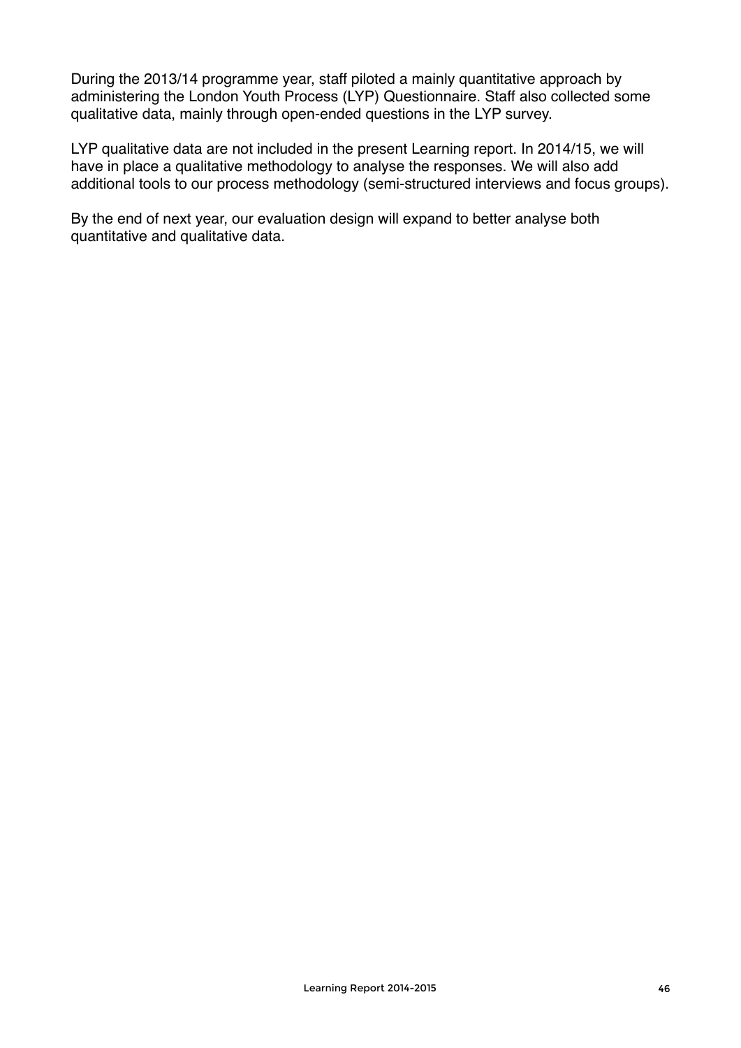During the 2013/14 programme year, staff piloted a mainly quantitative approach by administering the London Youth Process (LYP) Questionnaire. Staff also collected some qualitative data, mainly through open-ended questions in the LYP survey.

LYP qualitative data are not included in the present Learning report. In 2014/15, we will have in place a qualitative methodology to analyse the responses. We will also add additional tools to our process methodology (semi-structured interviews and focus groups).

By the end of next year, our evaluation design will expand to better analyse both quantitative and qualitative data.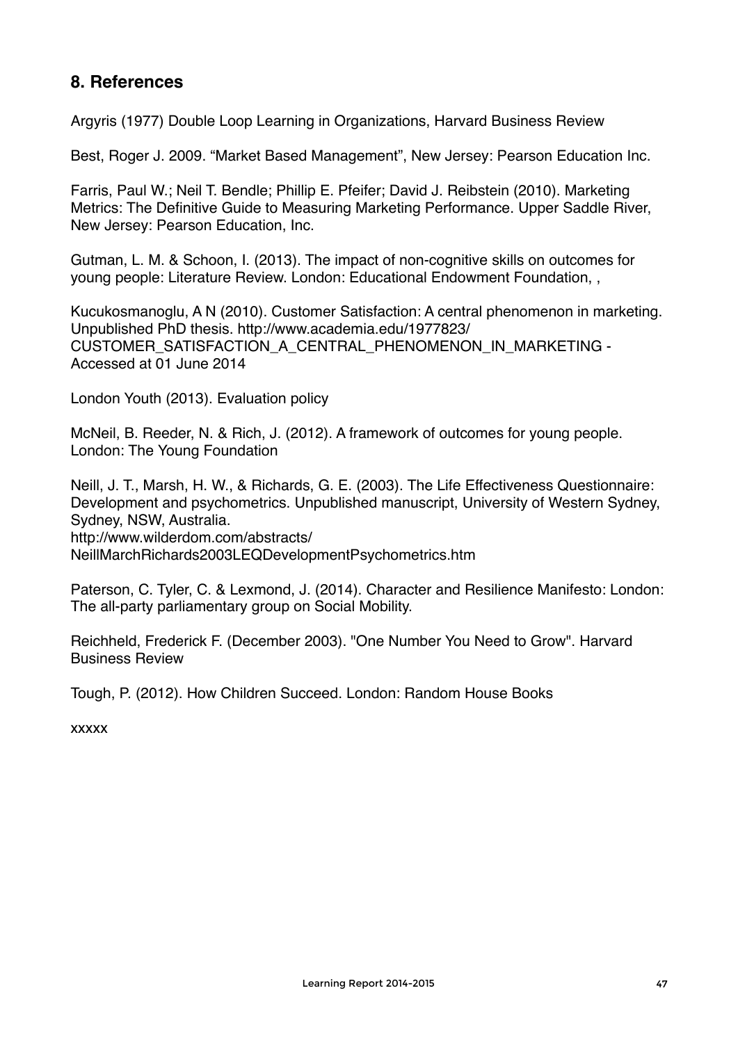## 8. References

Argyris (1977) Double Loop Learning in Organizations, Harvard Business Review

Best, Roger J. 2009. "Market Based Management", New Jersey: Pearson Education Inc.

Farris, Paul W.; Neil T. Bendle; Phillip E. Pfeifer; David J. Reibstein (2010). Marketing Metrics: The Definitive Guide to Measuring Marketing Performance. Upper Saddle River, New Jersey: Pearson Education, Inc.

Gutman, L. M. & Schoon, I. (2013). The impact of non-cognitive skills on outcomes for young people: Literature Review. London: Educational Endowment Foundation, ,

Kucukosmanoglu, A N (2010). Customer Satisfaction: A central phenomenon in marketing. Unpublished PhD thesis. http://www.academia.edu/1977823/CUSTOMER_SATISFACTION_A_CENTRAL_PHENOMENON_IN_MARKETING - Accessed at 01 June 2014

London Youth (2013). Evaluation policy

McNeil, B. Reeder, N. & Rich, J. (2012). A framework of outcomes for young people. London: The Young Foundation

Neill, J. T., Marsh, H. W., & Richards, G. E. (2003). The Life Effectiveness Questionnaire: Development and psychometrics. Unpublished manuscript, University of Western Sydney, Sydney, NSW, Australia.
http://www.wilderdom.com/abstracts/NeillMarchRichards2003LEQDevelopmentPsychometrics.htm

Paterson, C. Tyler, C. & Lexmond, J. (2014). Character and Resilience Manifesto: London: The all-party parliamentary group on Social Mobility.

Reichheld, Frederick F. (December 2003). "One Number You Need to Grow". Harvard Business Review

Tough, P. (2012). How Children Succeed. London: Random House Books

xxxxx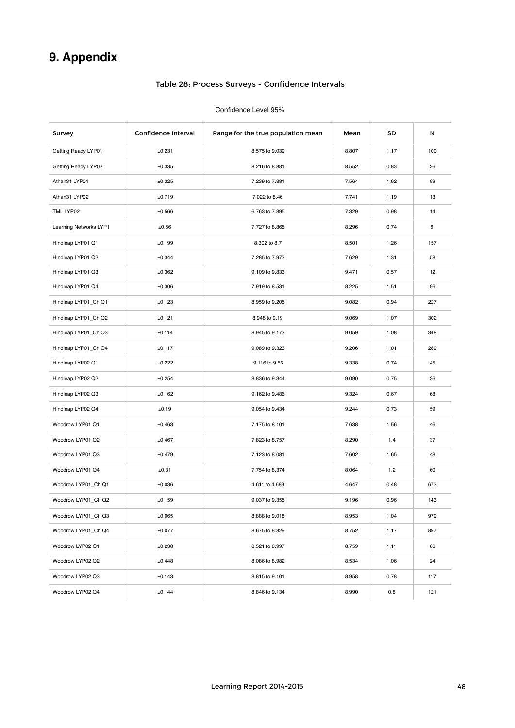# 9. Appendix

### Table 28: Process Surveys - Confidence Intervals

Confidence Level 95%

| Survey | Confidence Interval | Range for the true population mean | Mean | SD | N |
|---|---|---|---|---|---|
| Getting Ready LYP01 | ±0.231 | 8.575 to 9.039 | 8.807 | 1.17 | 100 |
| Getting Ready LYP02 | ±0.335 | 8.216 to 8.881 | 8.552 | 0.83 | 26 |
| Athan31 LYP01 | ±0.325 | 7.239 to 7.881 | 7.564 | 1.62 | 99 |
| Athan31 LYP02 | ±0.719 | 7.022 to 8.46 | 7.741 | 1.19 | 13 |
| TML LYP02 | ±0.566 | 6.763 to 7.895 | 7.329 | 0.98 | 14 |
| Learning Networks LYP1 | ±0.56 | 7.727 to 8.865 | 8.296 | 0.74 | 9 |
| Hindleap LYP01 Q1 | ±0.199 | 8.302 to 8.7 | 8.501 | 1.26 | 157 |
| Hindleap LYP01 Q2 | ±0.344 | 7.285 to 7.973 | 7.629 | 1.31 | 58 |
| Hindleap LYP01 Q3 | ±0.362 | 9.109 to 9.833 | 9.471 | 0.57 | 12 |
| Hindleap LYP01 Q4 | ±0.306 | 7.919 to 8.531 | 8.225 | 1.51 | 96 |
| Hindleap LYP01_Ch Q1 | ±0.123 | 8.959 to 9.205 | 9.082 | 0.94 | 227 |
| Hindleap LYP01_Ch Q2 | ±0.121 | 8.948 to 9.19 | 9.069 | 1.07 | 302 |
| Hindleap LYP01_Ch Q3 | ±0.114 | 8.945 to 9.173 | 9.059 | 1.08 | 348 |
| Hindleap LYP01_Ch Q4 | ±0.117 | 9.089 to 9.323 | 9.206 | 1.01 | 289 |
| Hindleap LYP02 Q1 | ±0.222 | 9.116 to 9.56 | 9.338 | 0.74 | 45 |
| Hindleap LYP02 Q2 | ±0.254 | 8.836 to 9.344 | 9.090 | 0.75 | 36 |
| Hindleap LYP02 Q3 | ±0.162 | 9.162 to 9.486 | 9.324 | 0.67 | 68 |
| Hindleap LYP02 Q4 | ±0.19 | 9.054 to 9.434 | 9.244 | 0.73 | 59 |
| Woodrow LYP01 Q1 | ±0.463 | 7.175 to 8.101 | 7.638 | 1.56 | 46 |
| Woodrow LYP01 Q2 | ±0.467 | 7.823 to 8.757 | 8.290 | 1.4 | 37 |
| Woodrow LYP01 Q3 | ±0.479 | 7.123 to 8.081 | 7.602 | 1.65 | 48 |
| Woodrow LYP01 Q4 | ±0.31 | 7.754 to 8.374 | 8.064 | 1.2 | 60 |
| Woodrow LYP01_Ch Q1 | ±0.036 | 4.611 to 4.683 | 4.647 | 0.48 | 673 |
| Woodrow LYP01_Ch Q2 | ±0.159 | 9.037 to 9.355 | 9.196 | 0.96 | 143 |
| Woodrow LYP01_Ch Q3 | ±0.065 | 8.888 to 9.018 | 8.953 | 1.04 | 979 |
| Woodrow LYP01_Ch Q4 | ±0.077 | 8.675 to 8.829 | 8.752 | 1.17 | 897 |
| Woodrow LYP02 Q1 | ±0.238 | 8.521 to 8.997 | 8.759 | 1.11 | 86 |
| Woodrow LYP02 Q2 | ±0.448 | 8.086 to 8.982 | 8.534 | 1.06 | 24 |
| Woodrow LYP02 Q3 | ±0.143 | 8.815 to 9.101 | 8.958 | 0.78 | 117 |
| Woodrow LYP02 Q4 | ±0.144 | 8.846 to 9.134 | 8.990 | 0.8 | 121 |